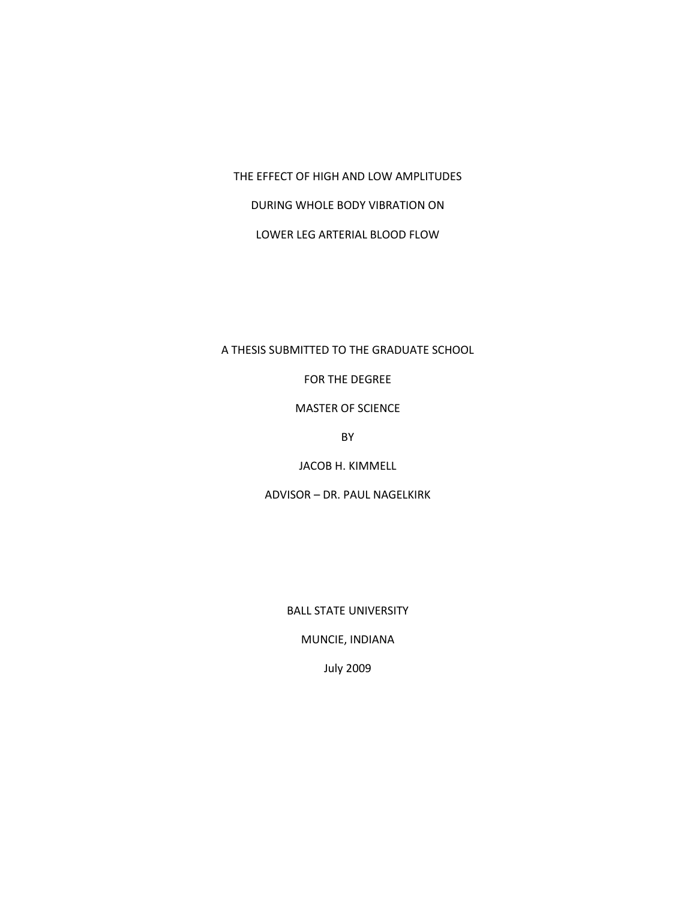# THE EFFECT OF HIGH AND LOW AMPLITUDES DURING WHOLE BODY VIBRATION ON LOWER LEG ARTERIAL BLOOD FLOW

A THESIS SUBMITTED TO THE GRADUATE SCHOOL

FOR THE DEGREE

MASTER OF SCIENCE

BY

JACOB H. KIMMELL

ADVISOR – DR. PAUL NAGELKIRK

BALL STATE UNIVERSITY

MUNCIE, INDIANA

July 2009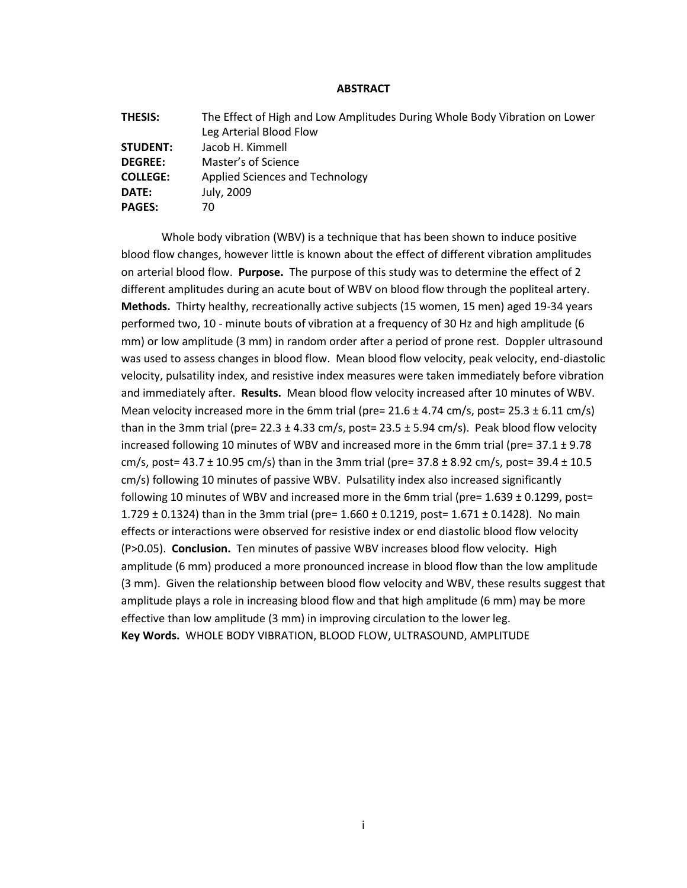## ABSTRACT

**THESIS:** The Effect of High and Low Amplitudes During Whole Body Vibration on Lower Leg Arterial Blood Flow
**STUDENT:** Jacob H. Kimmell
**DEGREE:** Master's of Science
**COLLEGE:** Applied Sciences and Technology
**DATE:** July, 2009
**PAGES:** 70

Whole body vibration (WBV) is a technique that has been shown to induce positive blood flow changes, however little is known about the effect of different vibration amplitudes on arterial blood flow. **Purpose.** The purpose of this study was to determine the effect of 2 different amplitudes during an acute bout of WBV on blood flow through the popliteal artery. **Methods.** Thirty healthy, recreationally active subjects (15 women, 15 men) aged 19-34 years performed two, 10 - minute bouts of vibration at a frequency of 30 Hz and high amplitude (6 mm) or low amplitude (3 mm) in random order after a period of prone rest. Doppler ultrasound was used to assess changes in blood flow. Mean blood flow velocity, peak velocity, end-diastolic velocity, pulsatility index, and resistive index measures were taken immediately before vibration and immediately after. **Results.** Mean blood flow velocity increased after 10 minutes of WBV. Mean velocity increased more in the 6mm trial (pre= 21.6 ± 4.74 cm/s, post= 25.3 ± 6.11 cm/s) than in the 3mm trial (pre= 22.3 ± 4.33 cm/s, post= 23.5 ± 5.94 cm/s). Peak blood flow velocity increased following 10 minutes of WBV and increased more in the 6mm trial (pre= 37.1 ± 9.78 cm/s, post= 43.7 ± 10.95 cm/s) than in the 3mm trial (pre= 37.8 ± 8.92 cm/s, post= 39.4 ± 10.5 cm/s) following 10 minutes of passive WBV. Pulsatility index also increased significantly following 10 minutes of WBV and increased more in the 6mm trial (pre= 1.639 ± 0.1299, post= 1.729 ± 0.1324) than in the 3mm trial (pre= 1.660 ± 0.1219, post= 1.671 ± 0.1428). No main effects or interactions were observed for resistive index or end diastolic blood flow velocity ($P>0.05$). **Conclusion.** Ten minutes of passive WBV increases blood flow velocity. High amplitude (6 mm) produced a more pronounced increase in blood flow than the low amplitude (3 mm). Given the relationship between blood flow velocity and WBV, these results suggest that amplitude plays a role in increasing blood flow and that high amplitude (6 mm) may be more effective than low amplitude (3 mm) in improving circulation to the lower leg.
**Key Words.** WHOLE BODY VIBRATION, BLOOD FLOW, ULTRASOUND, AMPLITUDE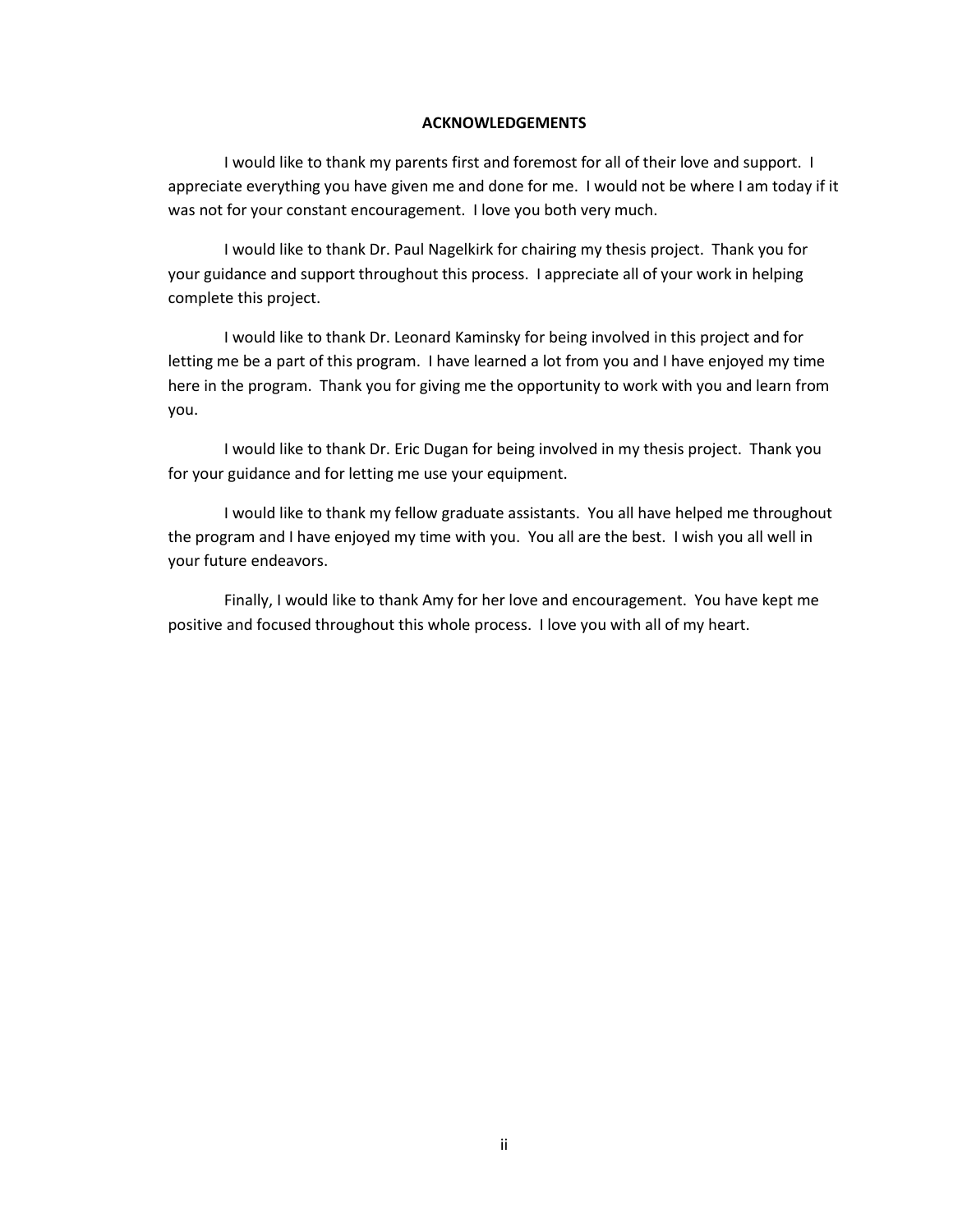## ACKNOWLEDGEMENTS

I would like to thank my parents first and foremost for all of their love and support. I appreciate everything you have given me and done for me. I would not be where I am today if it was not for your constant encouragement. I love you both very much.

I would like to thank Dr. Paul Nagelkirk for chairing my thesis project. Thank you for your guidance and support throughout this process. I appreciate all of your work in helping complete this project.

I would like to thank Dr. Leonard Kaminsky for being involved in this project and for letting me be a part of this program. I have learned a lot from you and I have enjoyed my time here in the program. Thank you for giving me the opportunity to work with you and learn from you.

I would like to thank Dr. Eric Dugan for being involved in my thesis project. Thank you for your guidance and for letting me use your equipment.

I would like to thank my fellow graduate assistants. You all have helped me throughout the program and I have enjoyed my time with you. You all are the best. I wish you all well in your future endeavors.

Finally, I would like to thank Amy for her love and encouragement. You have kept me positive and focused throughout this whole process. I love you with all of my heart.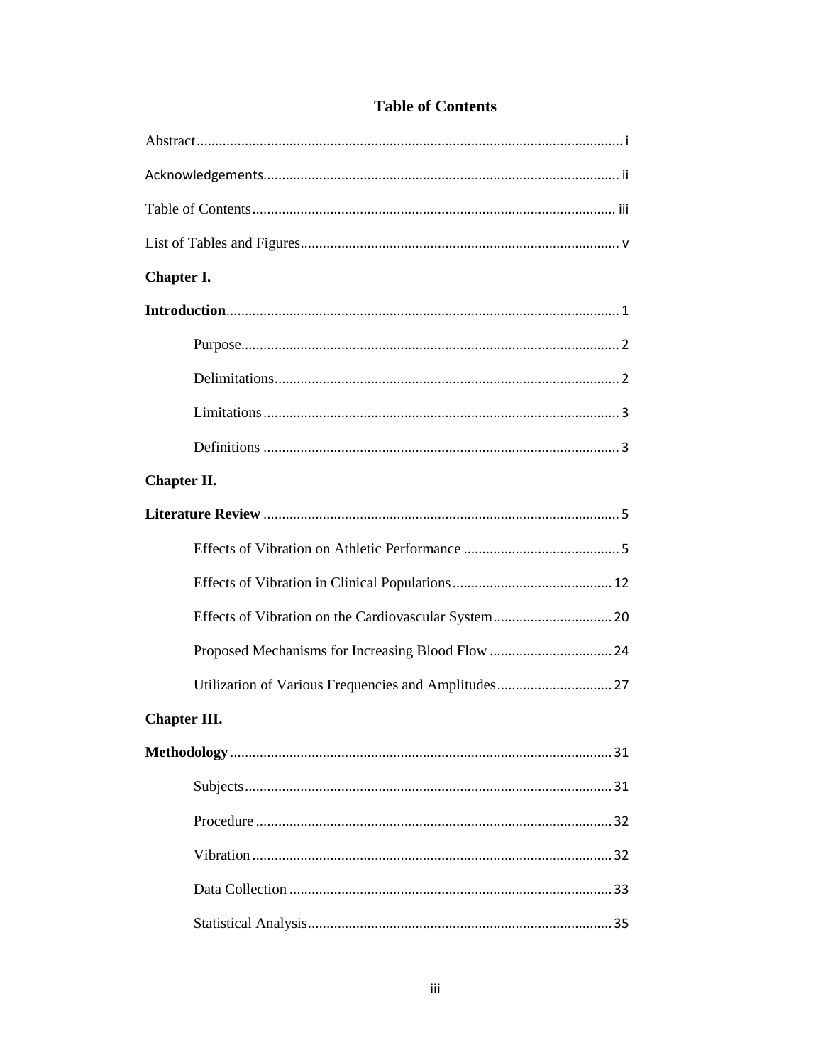# Table of Contents

Abstract .................................................................................................................. i

Acknowledgements............................................................................................... ii

Table of Contents ................................................................................................. iii

List of Tables and Figures..................................................................................... v

**Chapter I.**

**Introduction** ......................................................................................................... 1

Purpose.................................................................................................... 2

Delimitations............................................................................................ 2

Limitations............................................................................................... 3

Definitions ............................................................................................... 3

**Chapter II.**

**Literature Review** ............................................................................................... 5

Effects of Vibration on Athletic Performance .......................................... 5

Effects of Vibration in Clinical Populations........................................... 12

Effects of Vibration on the Cardiovascular System................................ 20

Proposed Mechanisms for Increasing Blood Flow ................................. 24

Utilization of Various Frequencies and Amplitudes............................... 27

**Chapter III.**

**Methodology** ...................................................................................................... 31

Subjects.................................................................................................. 31

Procedure ............................................................................................... 32

Vibration................................................................................................ 32

Data Collection ...................................................................................... 33

Statistical Analysis................................................................................. 35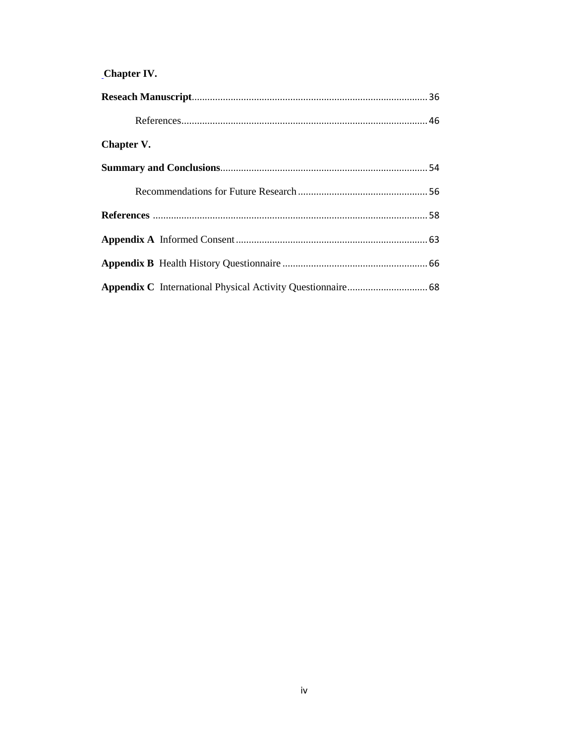**Chapter IV.**

**Reseach Manuscript**.......................................................................................... 36

References............................................................................................... 46

**Chapter V.**

**Summary and Conclusions**............................................................................... 54

Recommendations for Future Research .................................................. 56

**References** ......................................................................................................... 58

**Appendix A** Informed Consent .......................................................................... 63

**Appendix B** Health History Questionnaire ........................................................ 66

**Appendix C** International Physical Activity Questionnaire............................... 68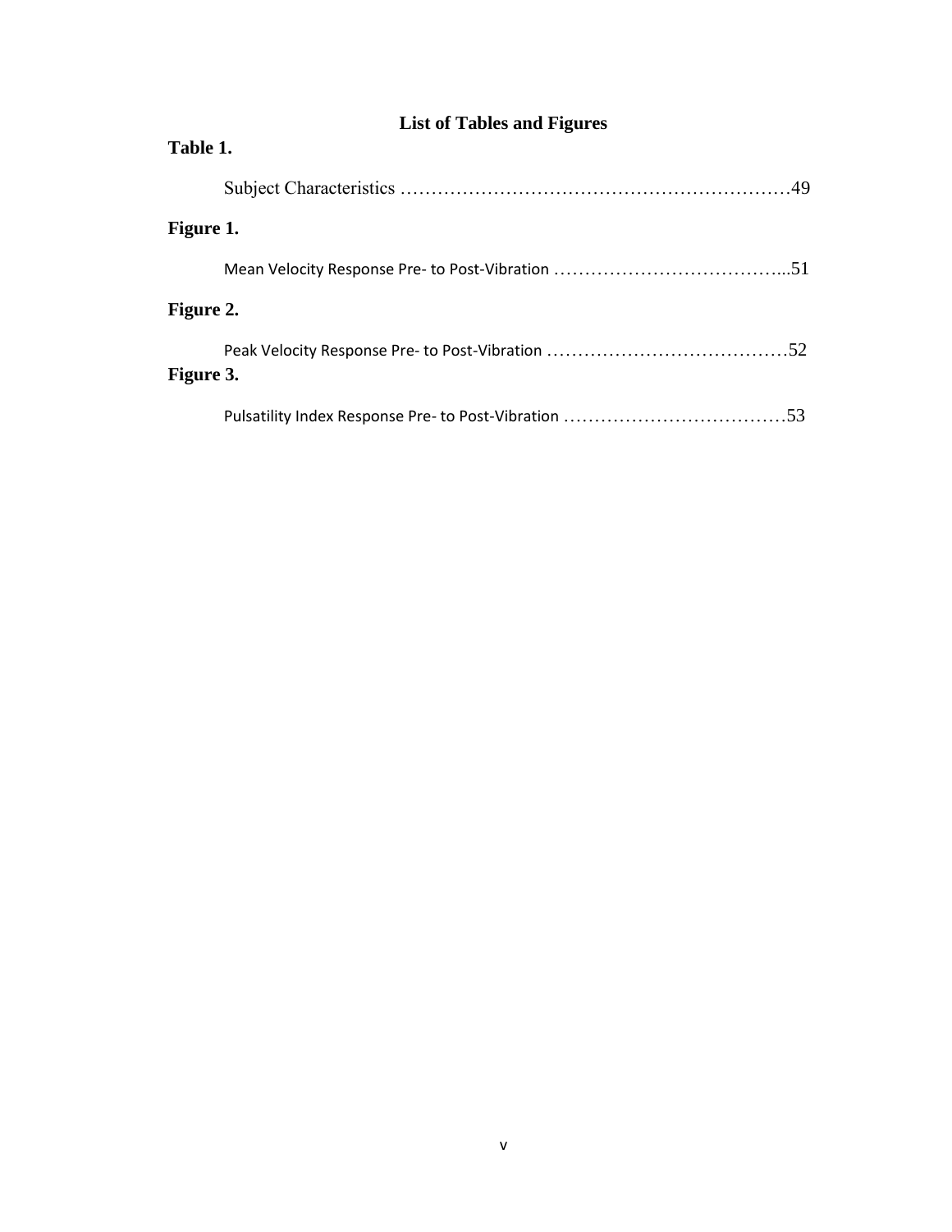# List of Tables and Figures

**Table 1.**

Subject Characteristics ……………………………………………………………49

**Figure 1.**

Mean Velocity Response Pre- to Post-Vibration ………………………………...51

**Figure 2.**

Peak Velocity Response Pre- to Post-Vibration …………………………………52

**Figure 3.**

Pulsatility Index Response Pre- to Post-Vibration ………………………………53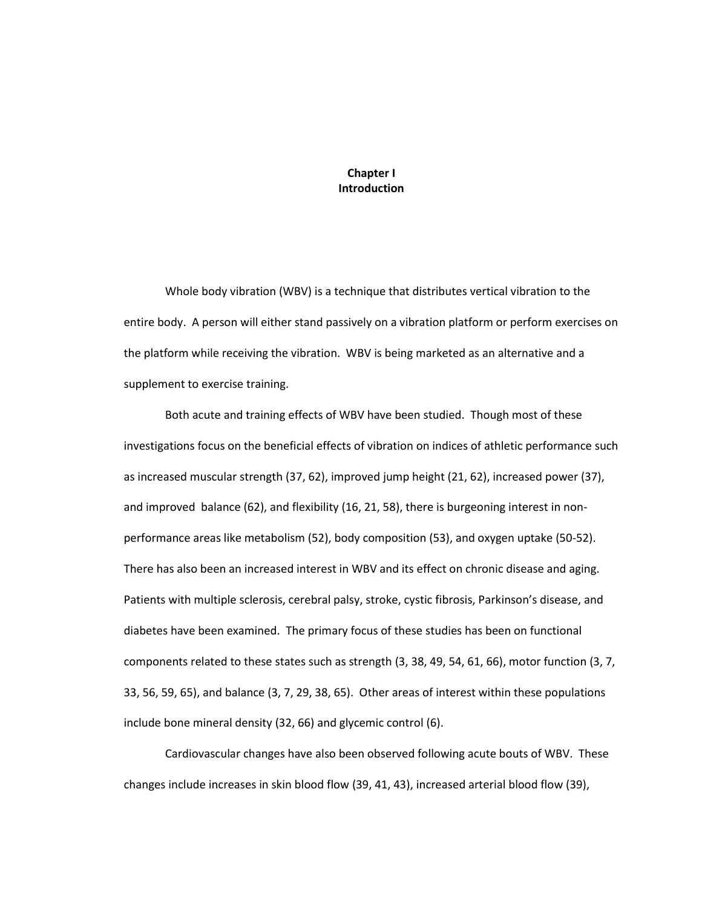# Chapter I
# Introduction

Whole body vibration (WBV) is a technique that distributes vertical vibration to the entire body. A person will either stand passively on a vibration platform or perform exercises on the platform while receiving the vibration. WBV is being marketed as an alternative and a supplement to exercise training.

Both acute and training effects of WBV have been studied. Though most of these investigations focus on the beneficial effects of vibration on indices of athletic performance such as increased muscular strength (37, 62), improved jump height (21, 62), increased power (37), and improved balance (62), and flexibility (16, 21, 58), there is burgeoning interest in non-performance areas like metabolism (52), body composition (53), and oxygen uptake (50-52). There has also been an increased interest in WBV and its effect on chronic disease and aging. Patients with multiple sclerosis, cerebral palsy, stroke, cystic fibrosis, Parkinson's disease, and diabetes have been examined. The primary focus of these studies has been on functional components related to these states such as strength (3, 38, 49, 54, 61, 66), motor function (3, 7, 33, 56, 59, 65), and balance (3, 7, 29, 38, 65). Other areas of interest within these populations include bone mineral density (32, 66) and glycemic control (6).

Cardiovascular changes have also been observed following acute bouts of WBV. These changes include increases in skin blood flow (39, 41, 43), increased arterial blood flow (39),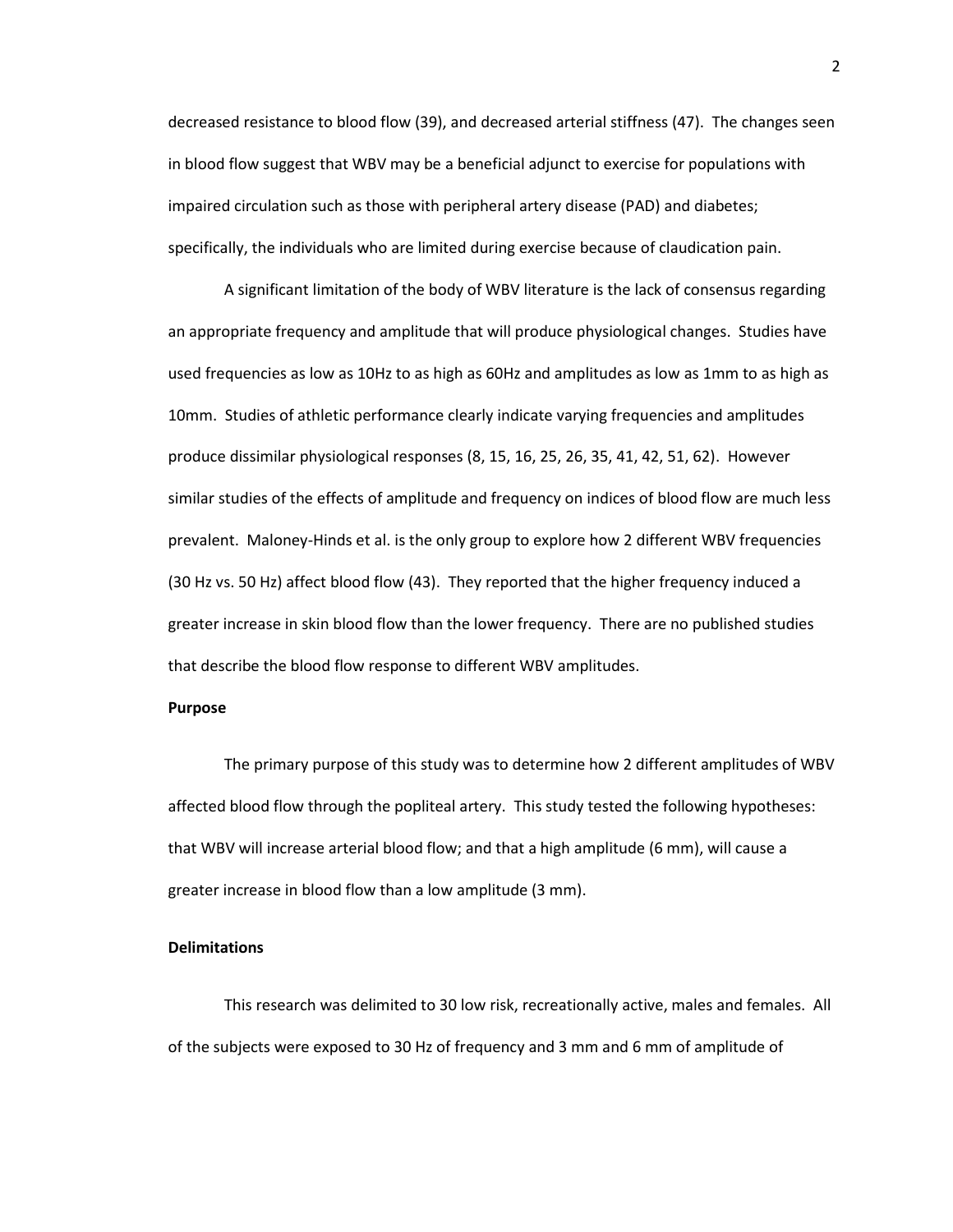decreased resistance to blood flow (39), and decreased arterial stiffness (47). The changes seen in blood flow suggest that WBV may be a beneficial adjunct to exercise for populations with impaired circulation such as those with peripheral artery disease (PAD) and diabetes; specifically, the individuals who are limited during exercise because of claudication pain.

A significant limitation of the body of WBV literature is the lack of consensus regarding an appropriate frequency and amplitude that will produce physiological changes. Studies have used frequencies as low as 10Hz to as high as 60Hz and amplitudes as low as 1mm to as high as 10mm. Studies of athletic performance clearly indicate varying frequencies and amplitudes produce dissimilar physiological responses (8, 15, 16, 25, 26, 35, 41, 42, 51, 62). However similar studies of the effects of amplitude and frequency on indices of blood flow are much less prevalent. Maloney-Hinds et al. is the only group to explore how 2 different WBV frequencies (30 Hz vs. 50 Hz) affect blood flow (43). They reported that the higher frequency induced a greater increase in skin blood flow than the lower frequency. There are no published studies that describe the blood flow response to different WBV amplitudes.

**Purpose**

The primary purpose of this study was to determine how 2 different amplitudes of WBV affected blood flow through the popliteal artery. This study tested the following hypotheses: that WBV will increase arterial blood flow; and that a high amplitude (6 mm), will cause a greater increase in blood flow than a low amplitude (3 mm).

**Delimitations**

This research was delimited to 30 low risk, recreationally active, males and females. All of the subjects were exposed to 30 Hz of frequency and 3 mm and 6 mm of amplitude of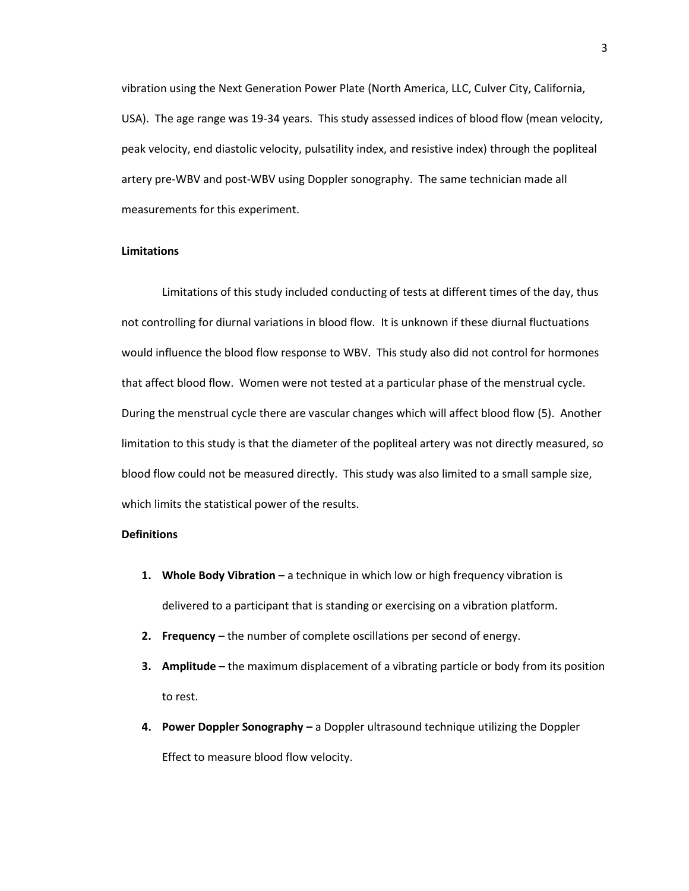vibration using the Next Generation Power Plate (North America, LLC, Culver City, California, USA). The age range was 19-34 years. This study assessed indices of blood flow (mean velocity, peak velocity, end diastolic velocity, pulsatility index, and resistive index) through the popliteal artery pre-WBV and post-WBV using Doppler sonography. The same technician made all measurements for this experiment.

### Limitations

Limitations of this study included conducting of tests at different times of the day, thus not controlling for diurnal variations in blood flow. It is unknown if these diurnal fluctuations would influence the blood flow response to WBV. This study also did not control for hormones that affect blood flow. Women were not tested at a particular phase of the menstrual cycle. During the menstrual cycle there are vascular changes which will affect blood flow (5). Another limitation to this study is that the diameter of the popliteal artery was not directly measured, so blood flow could not be measured directly. This study was also limited to a small sample size, which limits the statistical power of the results.

### Definitions

1. **Whole Body Vibration –** a technique in which low or high frequency vibration is delivered to a participant that is standing or exercising on a vibration platform.
2. **Frequency** – the number of complete oscillations per second of energy.
3. **Amplitude –** the maximum displacement of a vibrating particle or body from its position to rest.
4. **Power Doppler Sonography –** a Doppler ultrasound technique utilizing the Doppler Effect to measure blood flow velocity.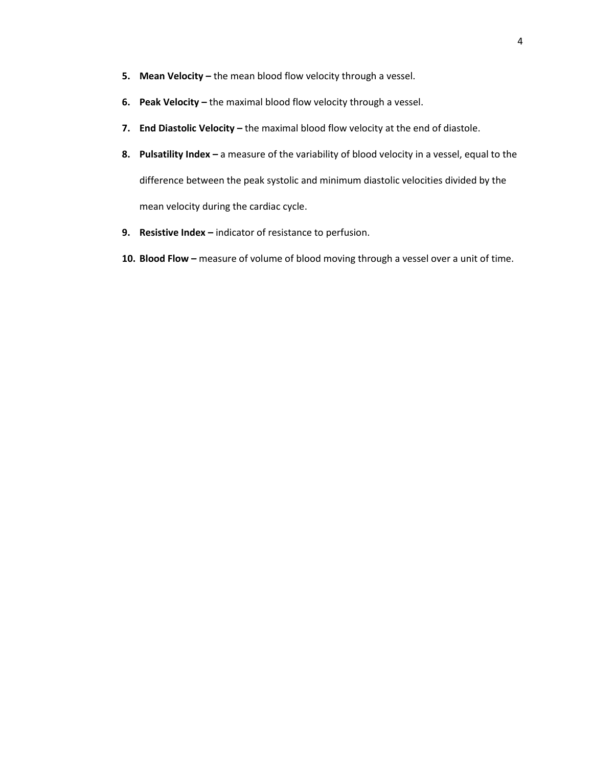5. **Mean Velocity –** the mean blood flow velocity through a vessel.
6. **Peak Velocity –** the maximal blood flow velocity through a vessel.
7. **End Diastolic Velocity –** the maximal blood flow velocity at the end of diastole.
8. **Pulsatility Index –** a measure of the variability of blood velocity in a vessel, equal to the difference between the peak systolic and minimum diastolic velocities divided by the mean velocity during the cardiac cycle.
9. **Resistive Index –** indicator of resistance to perfusion.
10. **Blood Flow –** measure of volume of blood moving through a vessel over a unit of time.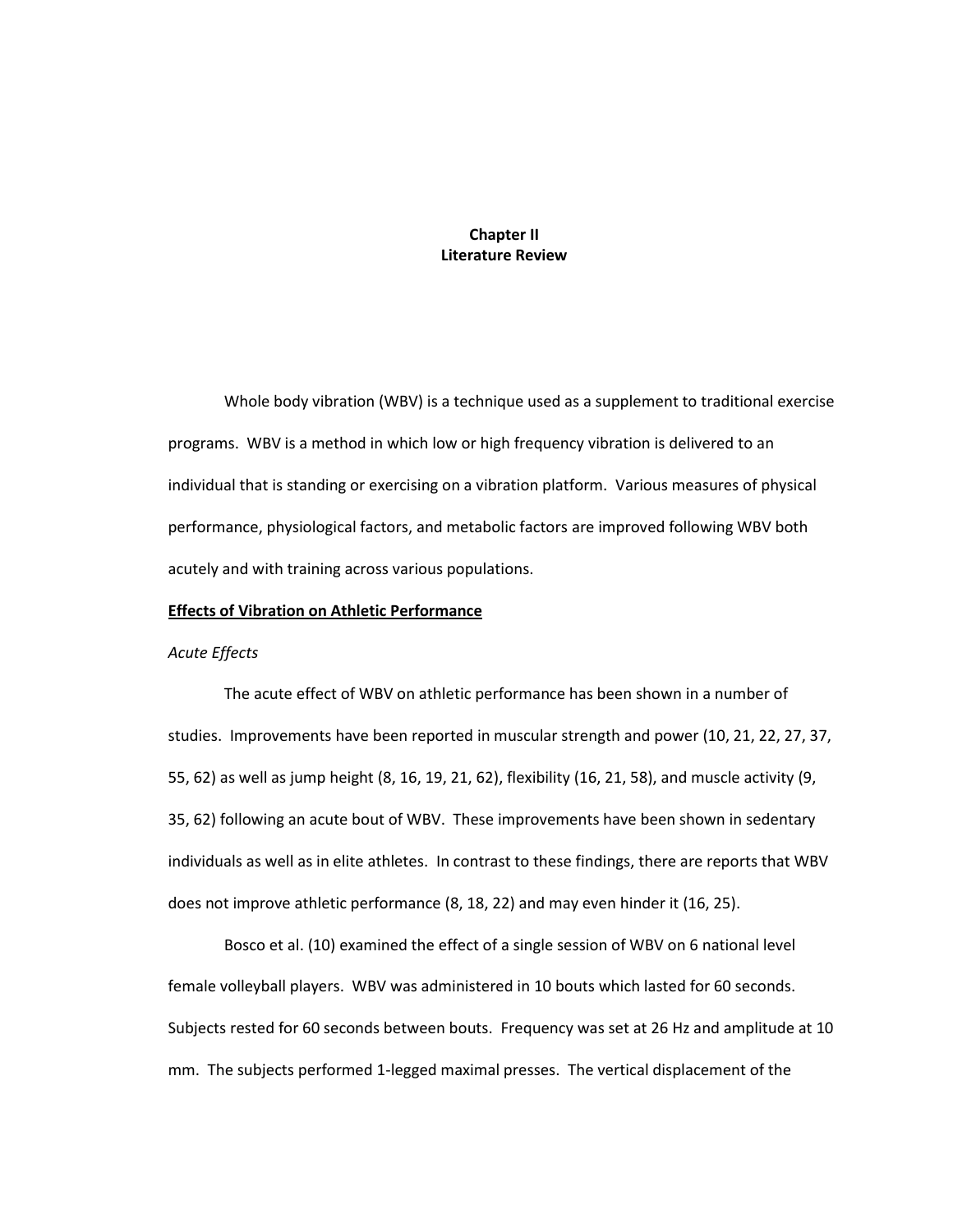# Chapter II
# Literature Review

Whole body vibration (WBV) is a technique used as a supplement to traditional exercise programs. WBV is a method in which low or high frequency vibration is delivered to an individual that is standing or exercising on a vibration platform. Various measures of physical performance, physiological factors, and metabolic factors are improved following WBV both acutely and with training across various populations.

## **Effects of Vibration on Athletic Performance**

### *Acute Effects*

The acute effect of WBV on athletic performance has been shown in a number of studies. Improvements have been reported in muscular strength and power (10, 21, 22, 27, 37, 55, 62) as well as jump height (8, 16, 19, 21, 62), flexibility (16, 21, 58), and muscle activity (9, 35, 62) following an acute bout of WBV. These improvements have been shown in sedentary individuals as well as in elite athletes. In contrast to these findings, there are reports that WBV does not improve athletic performance (8, 18, 22) and may even hinder it (16, 25).

Bosco et al. (10) examined the effect of a single session of WBV on 6 national level female volleyball players. WBV was administered in 10 bouts which lasted for 60 seconds. Subjects rested for 60 seconds between bouts. Frequency was set at 26 Hz and amplitude at 10 mm. The subjects performed 1-legged maximal presses. The vertical displacement of the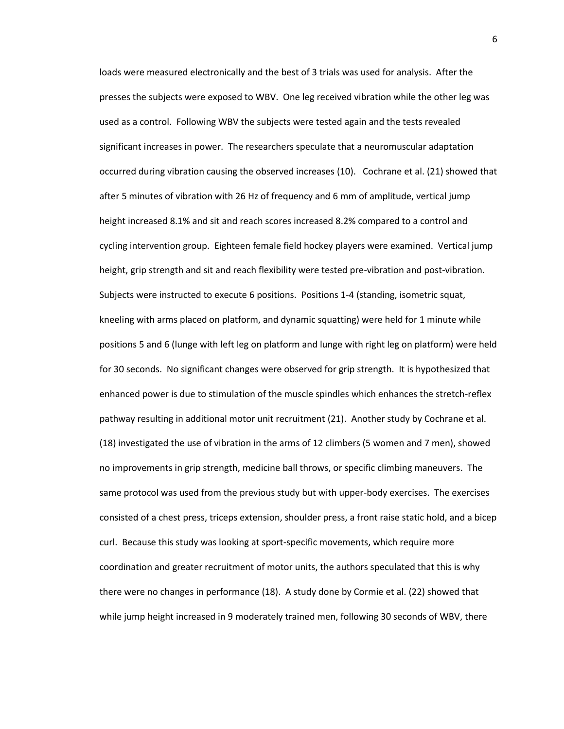loads were measured electronically and the best of 3 trials was used for analysis. After the presses the subjects were exposed to WBV. One leg received vibration while the other leg was used as a control. Following WBV the subjects were tested again and the tests revealed significant increases in power. The researchers speculate that a neuromuscular adaptation occurred during vibration causing the observed increases (10). Cochrane et al. (21) showed that after 5 minutes of vibration with 26 Hz of frequency and 6 mm of amplitude, vertical jump height increased 8.1% and sit and reach scores increased 8.2% compared to a control and cycling intervention group. Eighteen female field hockey players were examined. Vertical jump height, grip strength and sit and reach flexibility were tested pre-vibration and post-vibration. Subjects were instructed to execute 6 positions. Positions 1-4 (standing, isometric squat, kneeling with arms placed on platform, and dynamic squatting) were held for 1 minute while positions 5 and 6 (lunge with left leg on platform and lunge with right leg on platform) were held for 30 seconds. No significant changes were observed for grip strength. It is hypothesized that enhanced power is due to stimulation of the muscle spindles which enhances the stretch-reflex pathway resulting in additional motor unit recruitment (21). Another study by Cochrane et al. (18) investigated the use of vibration in the arms of 12 climbers (5 women and 7 men), showed no improvements in grip strength, medicine ball throws, or specific climbing maneuvers. The same protocol was used from the previous study but with upper-body exercises. The exercises consisted of a chest press, triceps extension, shoulder press, a front raise static hold, and a bicep curl. Because this study was looking at sport-specific movements, which require more coordination and greater recruitment of motor units, the authors speculated that this is why there were no changes in performance (18). A study done by Cormie et al. (22) showed that while jump height increased in 9 moderately trained men, following 30 seconds of WBV, there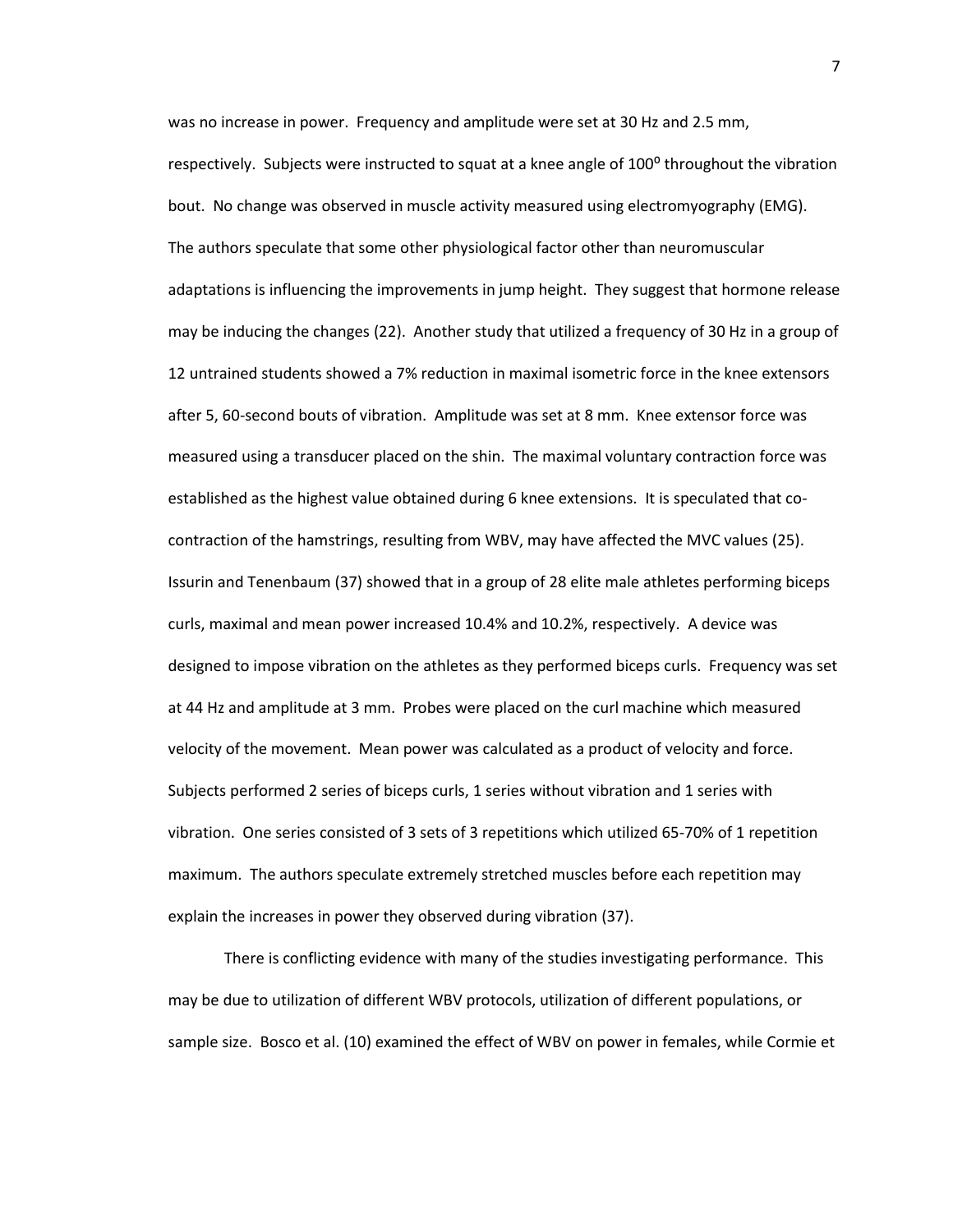was no increase in power. Frequency and amplitude were set at 30 Hz and 2.5 mm, respectively. Subjects were instructed to squat at a knee angle of 100$^{0}$ throughout the vibration bout. No change was observed in muscle activity measured using electromyography (EMG). The authors speculate that some other physiological factor other than neuromuscular adaptations is influencing the improvements in jump height. They suggest that hormone release may be inducing the changes (22). Another study that utilized a frequency of 30 Hz in a group of 12 untrained students showed a 7% reduction in maximal isometric force in the knee extensors after 5, 60-second bouts of vibration. Amplitude was set at 8 mm. Knee extensor force was measured using a transducer placed on the shin. The maximal voluntary contraction force was established as the highest value obtained during 6 knee extensions. It is speculated that co-contraction of the hamstrings, resulting from WBV, may have affected the MVC values (25). Issurin and Tenenbaum (37) showed that in a group of 28 elite male athletes performing biceps curls, maximal and mean power increased 10.4% and 10.2%, respectively. A device was designed to impose vibration on the athletes as they performed biceps curls. Frequency was set at 44 Hz and amplitude at 3 mm. Probes were placed on the curl machine which measured velocity of the movement. Mean power was calculated as a product of velocity and force. Subjects performed 2 series of biceps curls, 1 series without vibration and 1 series with vibration. One series consisted of 3 sets of 3 repetitions which utilized 65-70% of 1 repetition maximum. The authors speculate extremely stretched muscles before each repetition may explain the increases in power they observed during vibration (37).

There is conflicting evidence with many of the studies investigating performance. This may be due to utilization of different WBV protocols, utilization of different populations, or sample size. Bosco et al. (10) examined the effect of WBV on power in females, while Cormie et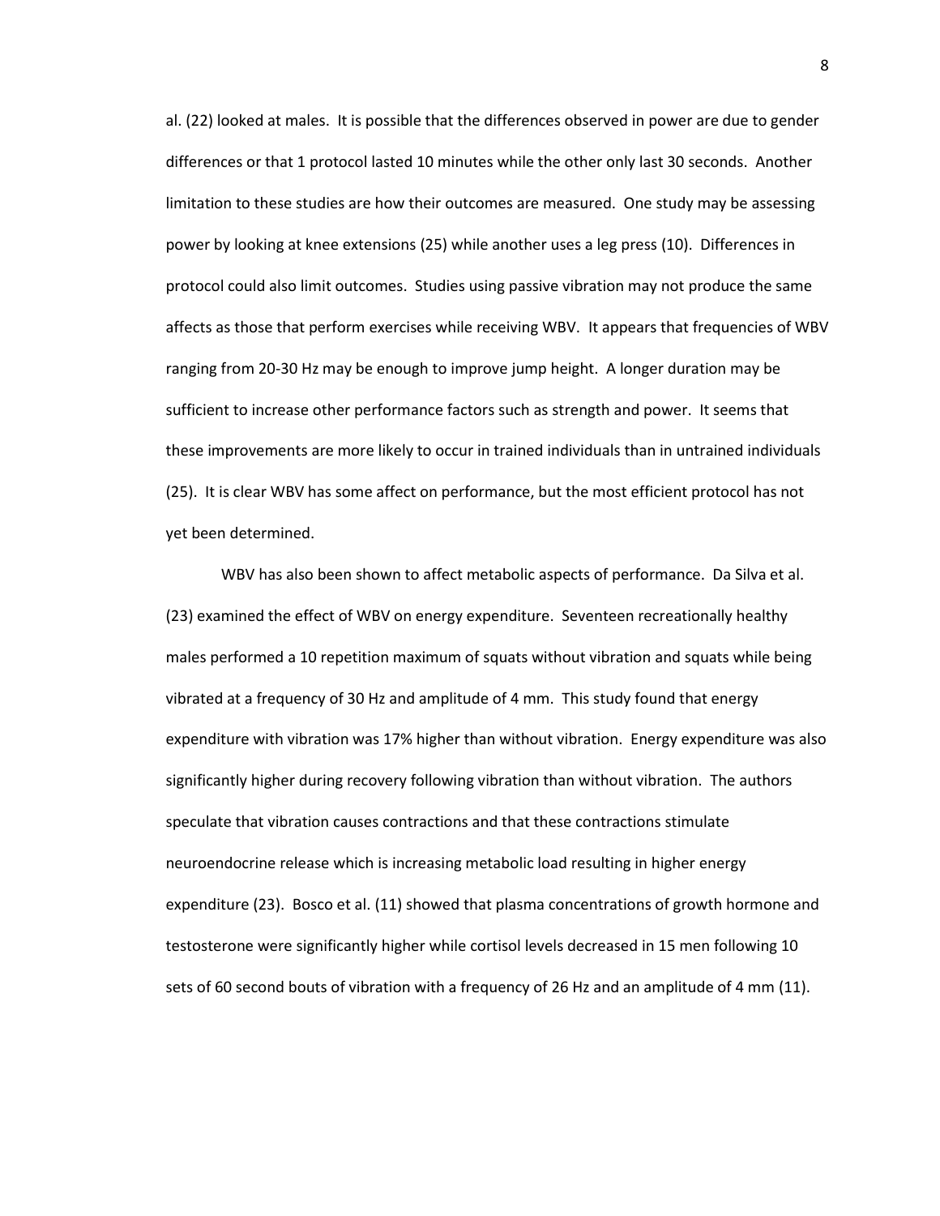al. (22) looked at males. It is possible that the differences observed in power are due to gender differences or that 1 protocol lasted 10 minutes while the other only last 30 seconds. Another limitation to these studies are how their outcomes are measured. One study may be assessing power by looking at knee extensions (25) while another uses a leg press (10). Differences in protocol could also limit outcomes. Studies using passive vibration may not produce the same affects as those that perform exercises while receiving WBV. It appears that frequencies of WBV ranging from 20-30 Hz may be enough to improve jump height. A longer duration may be sufficient to increase other performance factors such as strength and power. It seems that these improvements are more likely to occur in trained individuals than in untrained individuals (25). It is clear WBV has some affect on performance, but the most efficient protocol has not yet been determined.

WBV has also been shown to affect metabolic aspects of performance. Da Silva et al. (23) examined the effect of WBV on energy expenditure. Seventeen recreationally healthy males performed a 10 repetition maximum of squats without vibration and squats while being vibrated at a frequency of 30 Hz and amplitude of 4 mm. This study found that energy expenditure with vibration was 17% higher than without vibration. Energy expenditure was also significantly higher during recovery following vibration than without vibration. The authors speculate that vibration causes contractions and that these contractions stimulate neuroendocrine release which is increasing metabolic load resulting in higher energy expenditure (23). Bosco et al. (11) showed that plasma concentrations of growth hormone and testosterone were significantly higher while cortisol levels decreased in 15 men following 10 sets of 60 second bouts of vibration with a frequency of 26 Hz and an amplitude of 4 mm (11).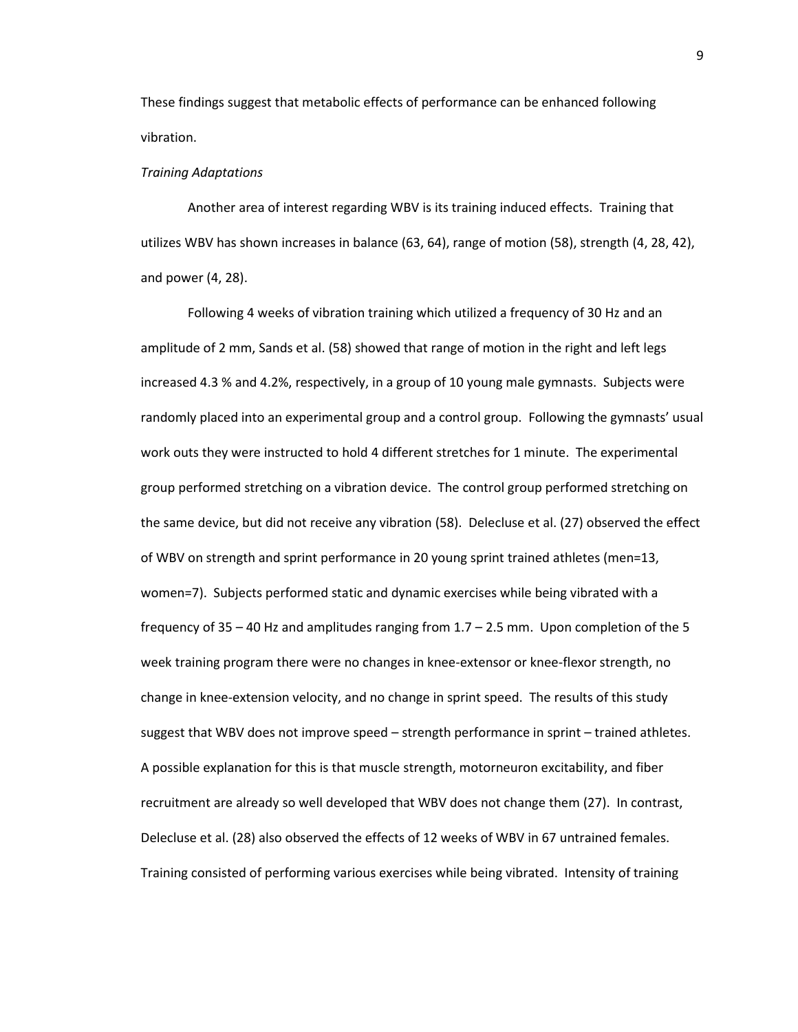These findings suggest that metabolic effects of performance can be enhanced following vibration.

*Training Adaptations*

Another area of interest regarding WBV is its training induced effects. Training that utilizes WBV has shown increases in balance (63, 64), range of motion (58), strength (4, 28, 42), and power (4, 28).

Following 4 weeks of vibration training which utilized a frequency of 30 Hz and an amplitude of 2 mm, Sands et al. (58) showed that range of motion in the right and left legs increased 4.3 % and 4.2%, respectively, in a group of 10 young male gymnasts. Subjects were randomly placed into an experimental group and a control group. Following the gymnasts' usual work outs they were instructed to hold 4 different stretches for 1 minute. The experimental group performed stretching on a vibration device. The control group performed stretching on the same device, but did not receive any vibration (58). Delecluse et al. (27) observed the effect of WBV on strength and sprint performance in 20 young sprint trained athletes (men=13, women=7). Subjects performed static and dynamic exercises while being vibrated with a frequency of 35 – 40 Hz and amplitudes ranging from 1.7 – 2.5 mm. Upon completion of the 5 week training program there were no changes in knee-extensor or knee-flexor strength, no change in knee-extension velocity, and no change in sprint speed. The results of this study suggest that WBV does not improve speed – strength performance in sprint – trained athletes. A possible explanation for this is that muscle strength, motorneuron excitability, and fiber recruitment are already so well developed that WBV does not change them (27). In contrast, Delecluse et al. (28) also observed the effects of 12 weeks of WBV in 67 untrained females. Training consisted of performing various exercises while being vibrated. Intensity of training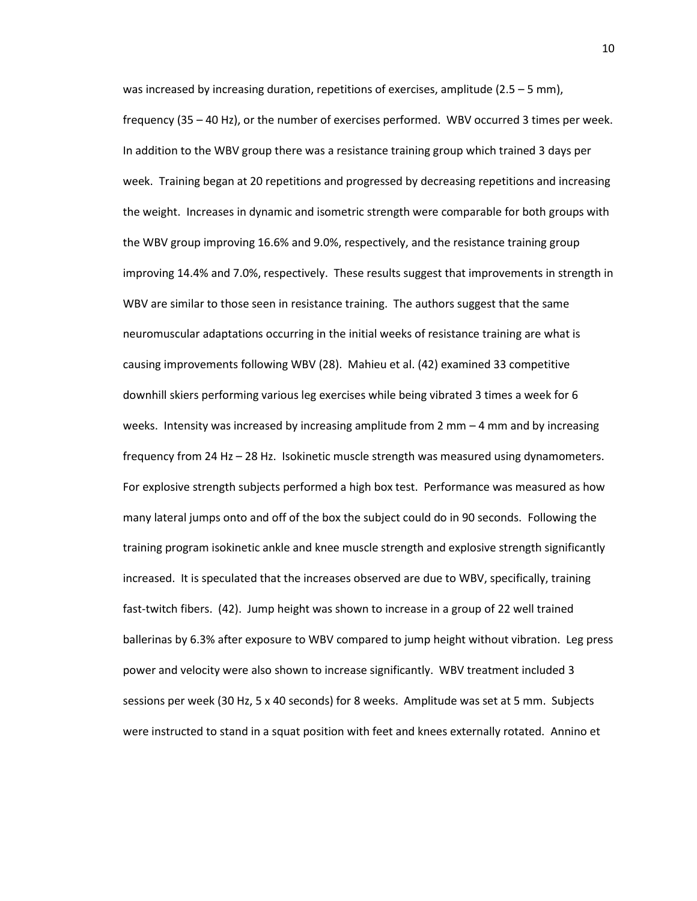was increased by increasing duration, repetitions of exercises, amplitude (2.5 – 5 mm), frequency (35 – 40 Hz), or the number of exercises performed. WBV occurred 3 times per week. In addition to the WBV group there was a resistance training group which trained 3 days per week. Training began at 20 repetitions and progressed by decreasing repetitions and increasing the weight. Increases in dynamic and isometric strength were comparable for both groups with the WBV group improving 16.6% and 9.0%, respectively, and the resistance training group improving 14.4% and 7.0%, respectively. These results suggest that improvements in strength in WBV are similar to those seen in resistance training. The authors suggest that the same neuromuscular adaptations occurring in the initial weeks of resistance training are what is causing improvements following WBV (28). Mahieu et al. (42) examined 33 competitive downhill skiers performing various leg exercises while being vibrated 3 times a week for 6 weeks. Intensity was increased by increasing amplitude from 2 mm – 4 mm and by increasing frequency from 24 Hz – 28 Hz. Isokinetic muscle strength was measured using dynamometers. For explosive strength subjects performed a high box test. Performance was measured as how many lateral jumps onto and off of the box the subject could do in 90 seconds. Following the training program isokinetic ankle and knee muscle strength and explosive strength significantly increased. It is speculated that the increases observed are due to WBV, specifically, training fast-twitch fibers. (42). Jump height was shown to increase in a group of 22 well trained ballerinas by 6.3% after exposure to WBV compared to jump height without vibration. Leg press power and velocity were also shown to increase significantly. WBV treatment included 3 sessions per week (30 Hz, 5 x 40 seconds) for 8 weeks. Amplitude was set at 5 mm. Subjects were instructed to stand in a squat position with feet and knees externally rotated. Annino et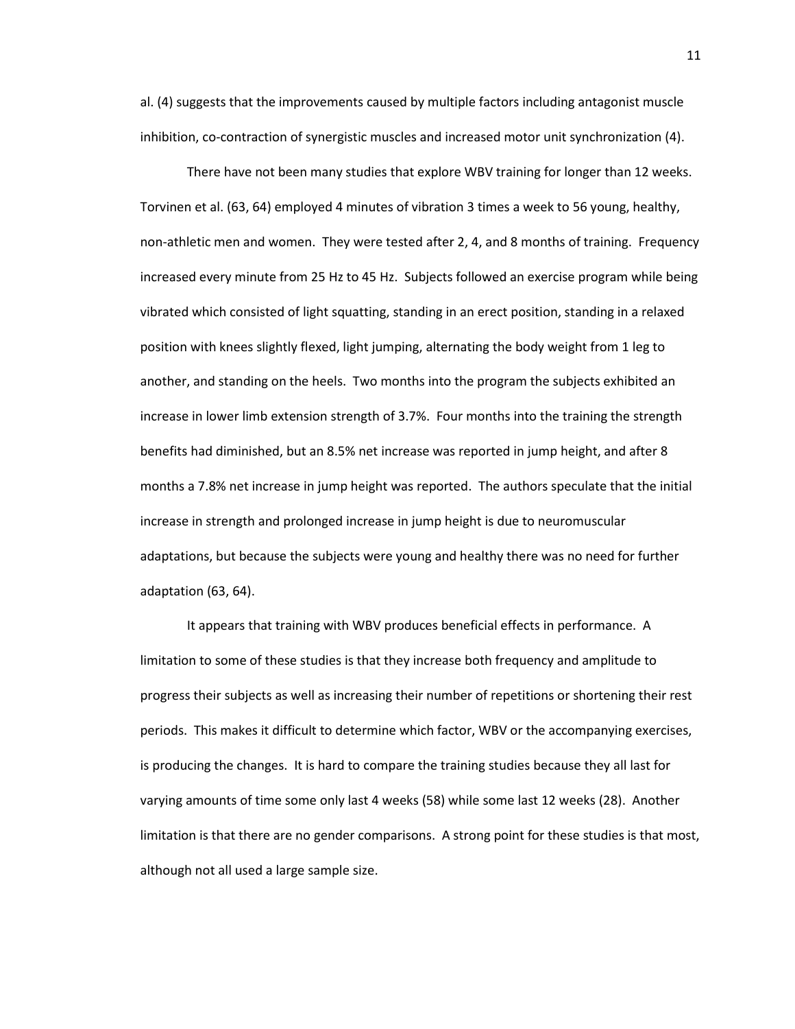al. (4) suggests that the improvements caused by multiple factors including antagonist muscle inhibition, co-contraction of synergistic muscles and increased motor unit synchronization (4).

There have not been many studies that explore WBV training for longer than 12 weeks. Torvinen et al. (63, 64) employed 4 minutes of vibration 3 times a week to 56 young, healthy, non-athletic men and women. They were tested after 2, 4, and 8 months of training. Frequency increased every minute from 25 Hz to 45 Hz. Subjects followed an exercise program while being vibrated which consisted of light squatting, standing in an erect position, standing in a relaxed position with knees slightly flexed, light jumping, alternating the body weight from 1 leg to another, and standing on the heels. Two months into the program the subjects exhibited an increase in lower limb extension strength of 3.7%. Four months into the training the strength benefits had diminished, but an 8.5% net increase was reported in jump height, and after 8 months a 7.8% net increase in jump height was reported. The authors speculate that the initial increase in strength and prolonged increase in jump height is due to neuromuscular adaptations, but because the subjects were young and healthy there was no need for further adaptation (63, 64).

It appears that training with WBV produces beneficial effects in performance. A limitation to some of these studies is that they increase both frequency and amplitude to progress their subjects as well as increasing their number of repetitions or shortening their rest periods. This makes it difficult to determine which factor, WBV or the accompanying exercises, is producing the changes. It is hard to compare the training studies because they all last for varying amounts of time some only last 4 weeks (58) while some last 12 weeks (28). Another limitation is that there are no gender comparisons. A strong point for these studies is that most, although not all used a large sample size.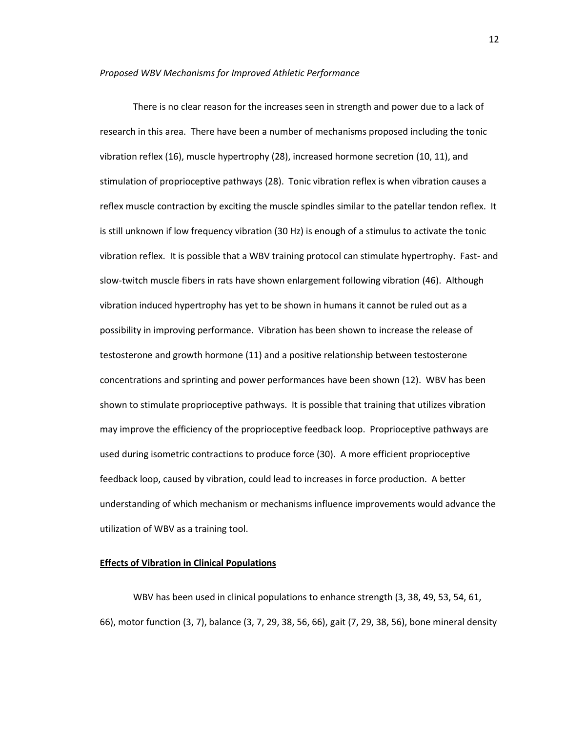*Proposed WBV Mechanisms for Improved Athletic Performance*

There is no clear reason for the increases seen in strength and power due to a lack of research in this area. There have been a number of mechanisms proposed including the tonic vibration reflex (16), muscle hypertrophy (28), increased hormone secretion (10, 11), and stimulation of proprioceptive pathways (28). Tonic vibration reflex is when vibration causes a reflex muscle contraction by exciting the muscle spindles similar to the patellar tendon reflex. It is still unknown if low frequency vibration (30 Hz) is enough of a stimulus to activate the tonic vibration reflex. It is possible that a WBV training protocol can stimulate hypertrophy. Fast- and slow-twitch muscle fibers in rats have shown enlargement following vibration (46). Although vibration induced hypertrophy has yet to be shown in humans it cannot be ruled out as a possibility in improving performance. Vibration has been shown to increase the release of testosterone and growth hormone (11) and a positive relationship between testosterone concentrations and sprinting and power performances have been shown (12). WBV has been shown to stimulate proprioceptive pathways. It is possible that training that utilizes vibration may improve the efficiency of the proprioceptive feedback loop. Proprioceptive pathways are used during isometric contractions to produce force (30). A more efficient proprioceptive feedback loop, caused by vibration, could lead to increases in force production. A better understanding of which mechanism or mechanisms influence improvements would advance the utilization of WBV as a training tool.

## Effects of Vibration in Clinical Populations

WBV has been used in clinical populations to enhance strength (3, 38, 49, 53, 54, 61, 66), motor function (3, 7), balance (3, 7, 29, 38, 56, 66), gait (7, 29, 38, 56), bone mineral density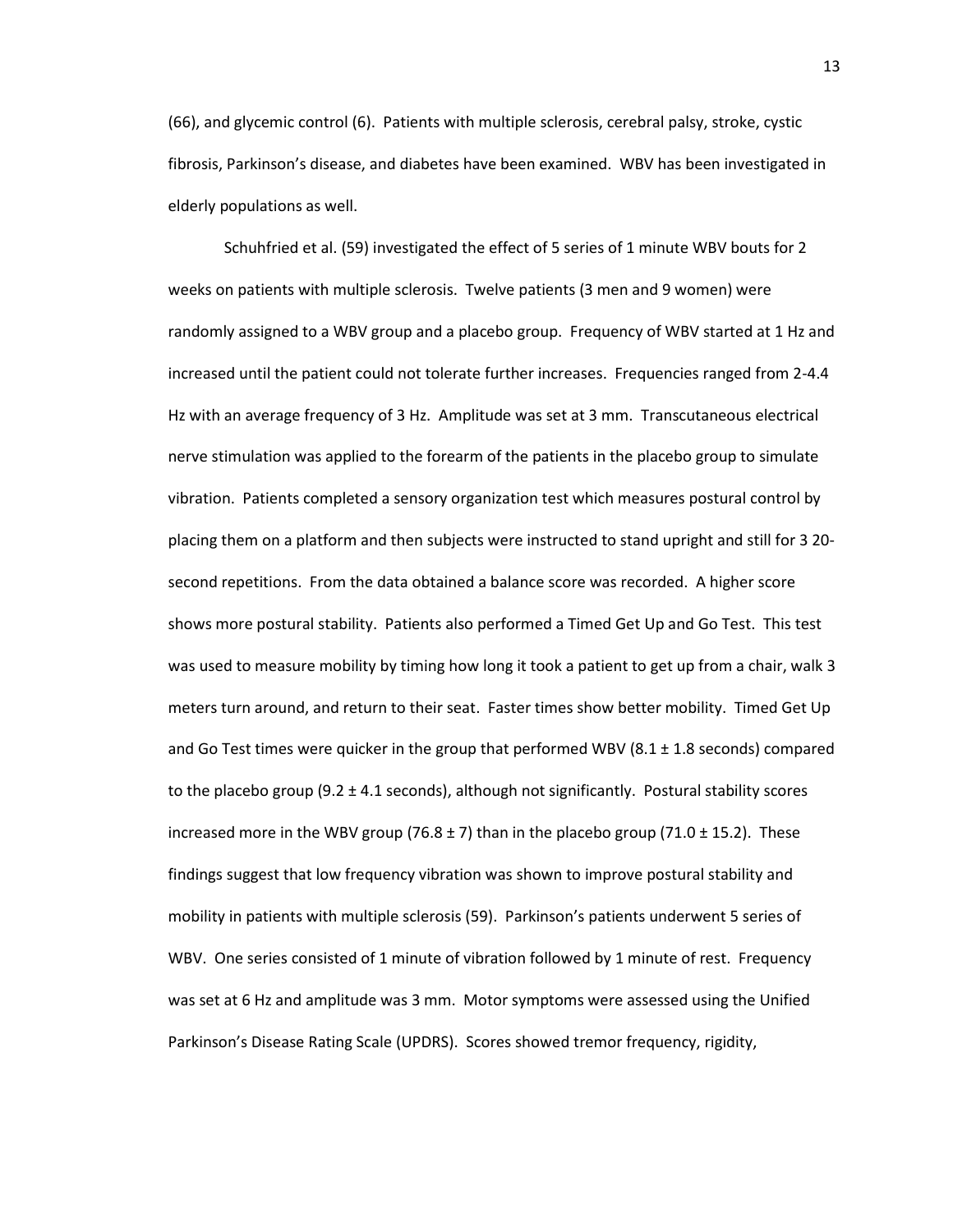(66), and glycemic control (6). Patients with multiple sclerosis, cerebral palsy, stroke, cystic fibrosis, Parkinson's disease, and diabetes have been examined. WBV has been investigated in elderly populations as well.

Schuhfried et al. (59) investigated the effect of 5 series of 1 minute WBV bouts for 2 weeks on patients with multiple sclerosis. Twelve patients (3 men and 9 women) were randomly assigned to a WBV group and a placebo group. Frequency of WBV started at 1 Hz and increased until the patient could not tolerate further increases. Frequencies ranged from 2-4.4 Hz with an average frequency of 3 Hz. Amplitude was set at 3 mm. Transcutaneous electrical nerve stimulation was applied to the forearm of the patients in the placebo group to simulate vibration. Patients completed a sensory organization test which measures postural control by placing them on a platform and then subjects were instructed to stand upright and still for 3 20-second repetitions. From the data obtained a balance score was recorded. A higher score shows more postural stability. Patients also performed a Timed Get Up and Go Test. This test was used to measure mobility by timing how long it took a patient to get up from a chair, walk 3 meters turn around, and return to their seat. Faster times show better mobility. Timed Get Up and Go Test times were quicker in the group that performed WBV (8.1 ± 1.8 seconds) compared to the placebo group (9.2 ± 4.1 seconds), although not significantly. Postural stability scores increased more in the WBV group (76.8 ± 7) than in the placebo group (71.0 ± 15.2). These findings suggest that low frequency vibration was shown to improve postural stability and mobility in patients with multiple sclerosis (59). Parkinson's patients underwent 5 series of WBV. One series consisted of 1 minute of vibration followed by 1 minute of rest. Frequency was set at 6 Hz and amplitude was 3 mm. Motor symptoms were assessed using the Unified Parkinson's Disease Rating Scale (UPDRS). Scores showed tremor frequency, rigidity,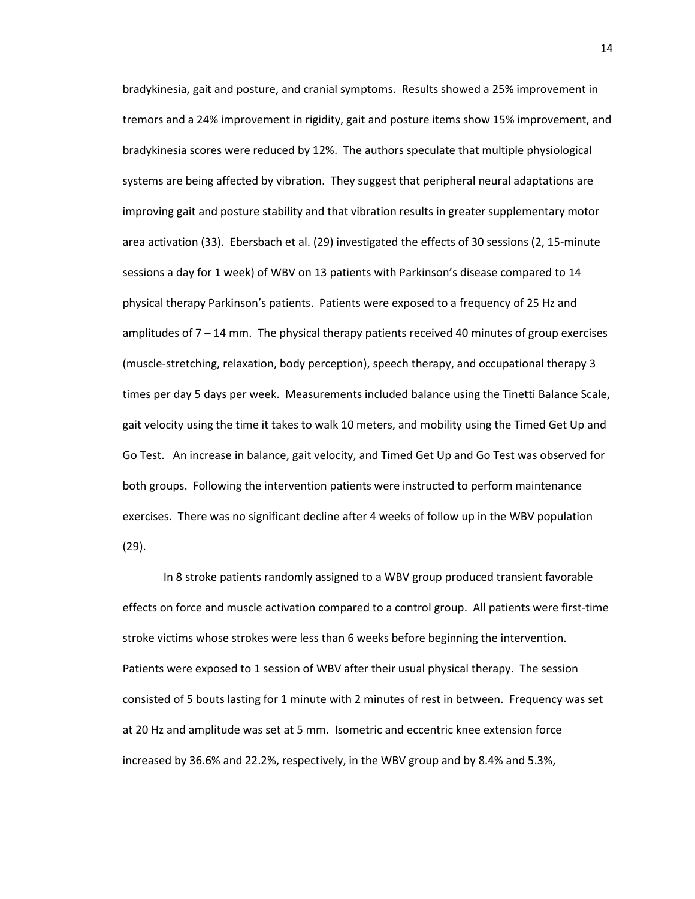bradykinesia, gait and posture, and cranial symptoms. Results showed a 25% improvement in tremors and a 24% improvement in rigidity, gait and posture items show 15% improvement, and bradykinesia scores were reduced by 12%. The authors speculate that multiple physiological systems are being affected by vibration. They suggest that peripheral neural adaptations are improving gait and posture stability and that vibration results in greater supplementary motor area activation (33). Ebersbach et al. (29) investigated the effects of 30 sessions (2, 15-minute sessions a day for 1 week) of WBV on 13 patients with Parkinson's disease compared to 14 physical therapy Parkinson's patients. Patients were exposed to a frequency of 25 Hz and amplitudes of 7 – 14 mm. The physical therapy patients received 40 minutes of group exercises (muscle-stretching, relaxation, body perception), speech therapy, and occupational therapy 3 times per day 5 days per week. Measurements included balance using the Tinetti Balance Scale, gait velocity using the time it takes to walk 10 meters, and mobility using the Timed Get Up and Go Test. An increase in balance, gait velocity, and Timed Get Up and Go Test was observed for both groups. Following the intervention patients were instructed to perform maintenance exercises. There was no significant decline after 4 weeks of follow up in the WBV population (29).

In 8 stroke patients randomly assigned to a WBV group produced transient favorable effects on force and muscle activation compared to a control group. All patients were first-time stroke victims whose strokes were less than 6 weeks before beginning the intervention. Patients were exposed to 1 session of WBV after their usual physical therapy. The session consisted of 5 bouts lasting for 1 minute with 2 minutes of rest in between. Frequency was set at 20 Hz and amplitude was set at 5 mm. Isometric and eccentric knee extension force increased by 36.6% and 22.2%, respectively, in the WBV group and by 8.4% and 5.3%,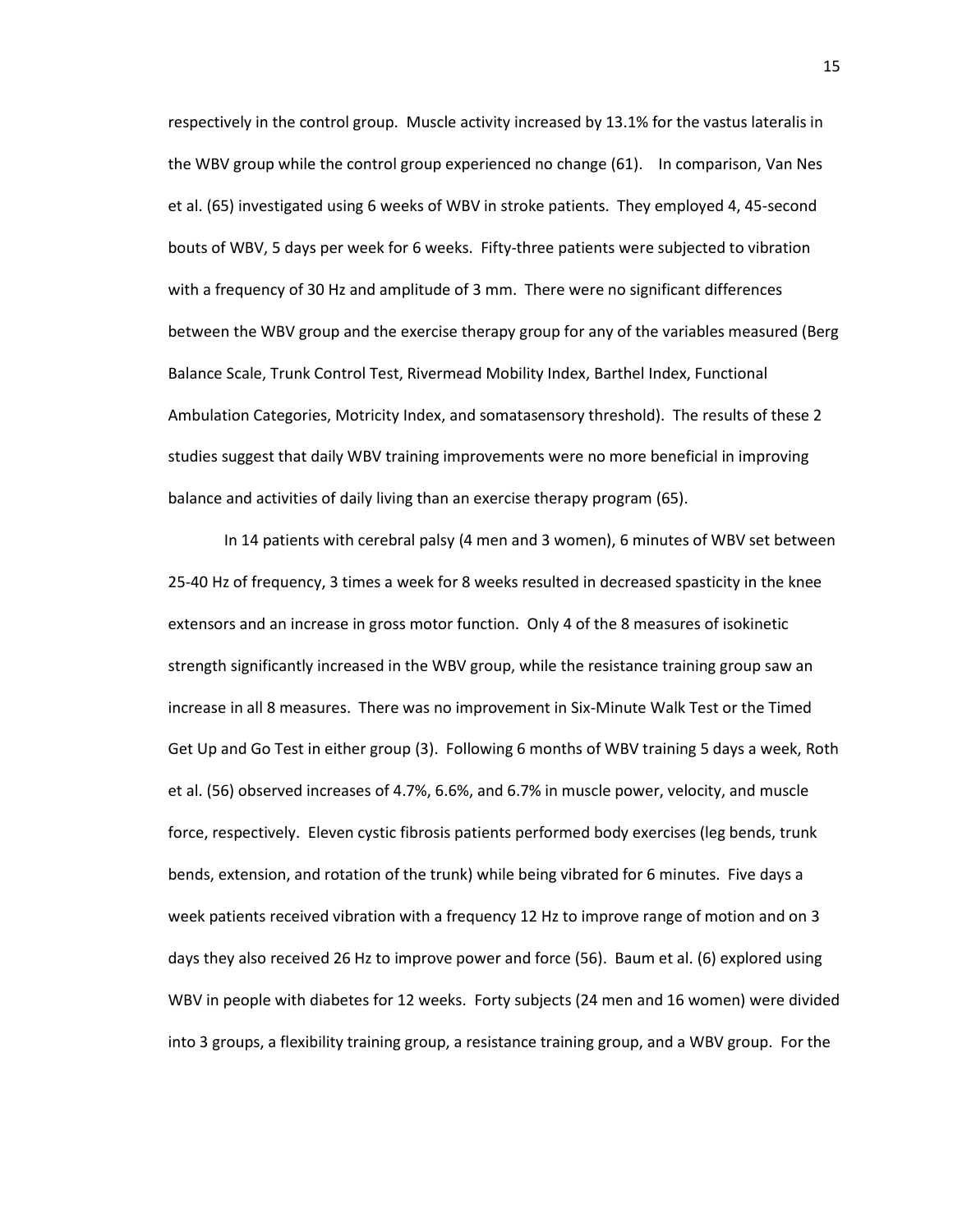respectively in the control group. Muscle activity increased by 13.1% for the vastus lateralis in the WBV group while the control group experienced no change (61). In comparison, Van Nes et al. (65) investigated using 6 weeks of WBV in stroke patients. They employed 4, 45-second bouts of WBV, 5 days per week for 6 weeks. Fifty-three patients were subjected to vibration with a frequency of 30 Hz and amplitude of 3 mm. There were no significant differences between the WBV group and the exercise therapy group for any of the variables measured (Berg Balance Scale, Trunk Control Test, Rivermead Mobility Index, Barthel Index, Functional Ambulation Categories, Motricity Index, and somatasensory threshold). The results of these 2 studies suggest that daily WBV training improvements were no more beneficial in improving balance and activities of daily living than an exercise therapy program (65).

In 14 patients with cerebral palsy (4 men and 3 women), 6 minutes of WBV set between 25-40 Hz of frequency, 3 times a week for 8 weeks resulted in decreased spasticity in the knee extensors and an increase in gross motor function. Only 4 of the 8 measures of isokinetic strength significantly increased in the WBV group, while the resistance training group saw an increase in all 8 measures. There was no improvement in Six-Minute Walk Test or the Timed Get Up and Go Test in either group (3). Following 6 months of WBV training 5 days a week, Roth et al. (56) observed increases of 4.7%, 6.6%, and 6.7% in muscle power, velocity, and muscle force, respectively. Eleven cystic fibrosis patients performed body exercises (leg bends, trunk bends, extension, and rotation of the trunk) while being vibrated for 6 minutes. Five days a week patients received vibration with a frequency 12 Hz to improve range of motion and on 3 days they also received 26 Hz to improve power and force (56). Baum et al. (6) explored using WBV in people with diabetes for 12 weeks. Forty subjects (24 men and 16 women) were divided into 3 groups, a flexibility training group, a resistance training group, and a WBV group. For the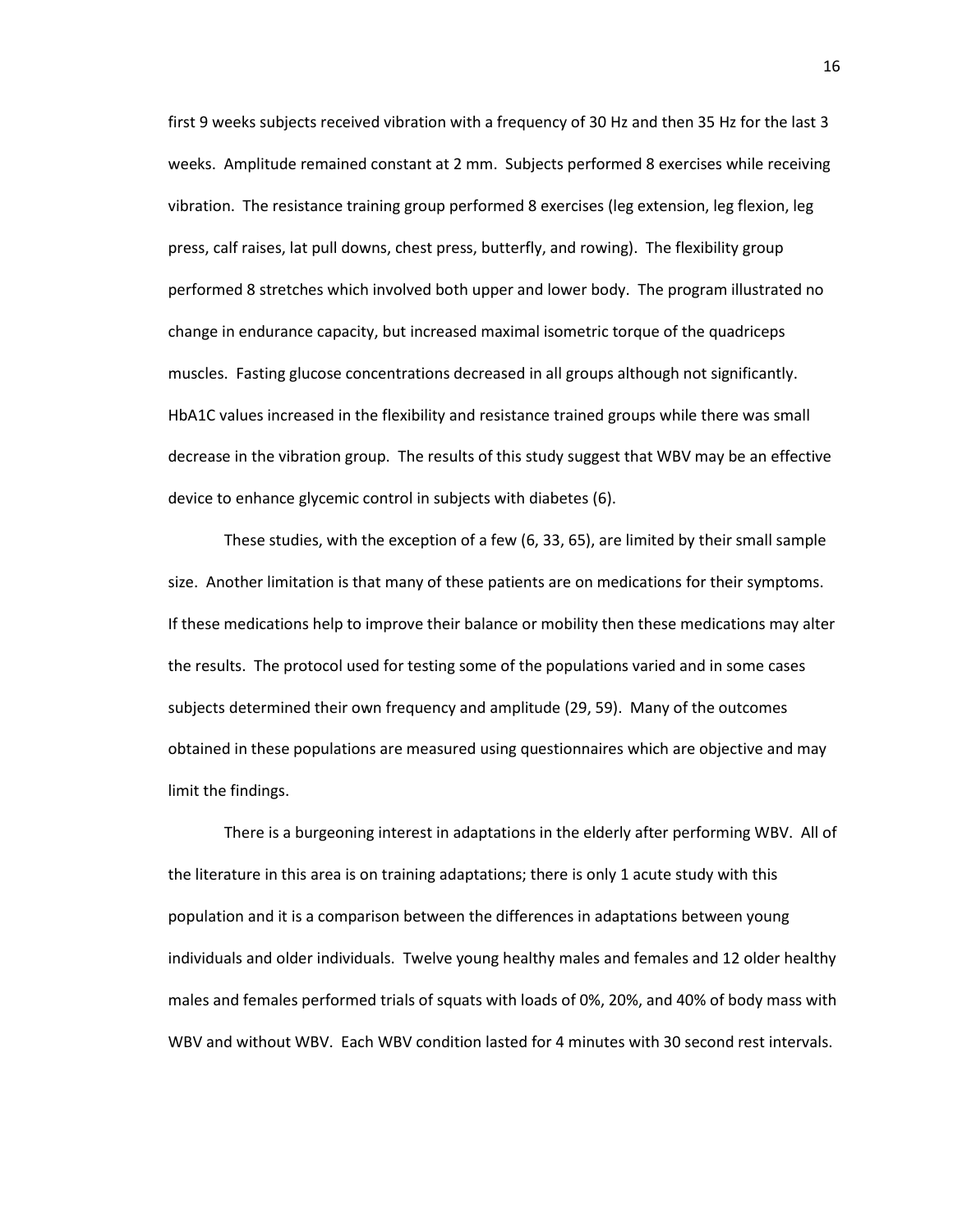first 9 weeks subjects received vibration with a frequency of 30 Hz and then 35 Hz for the last 3 weeks. Amplitude remained constant at 2 mm. Subjects performed 8 exercises while receiving vibration. The resistance training group performed 8 exercises (leg extension, leg flexion, leg press, calf raises, lat pull downs, chest press, butterfly, and rowing). The flexibility group performed 8 stretches which involved both upper and lower body. The program illustrated no change in endurance capacity, but increased maximal isometric torque of the quadriceps muscles. Fasting glucose concentrations decreased in all groups although not significantly. HbA1C values increased in the flexibility and resistance trained groups while there was small decrease in the vibration group. The results of this study suggest that WBV may be an effective device to enhance glycemic control in subjects with diabetes (6).

These studies, with the exception of a few (6, 33, 65), are limited by their small sample size. Another limitation is that many of these patients are on medications for their symptoms. If these medications help to improve their balance or mobility then these medications may alter the results. The protocol used for testing some of the populations varied and in some cases subjects determined their own frequency and amplitude (29, 59). Many of the outcomes obtained in these populations are measured using questionnaires which are objective and may limit the findings.

There is a burgeoning interest in adaptations in the elderly after performing WBV. All of the literature in this area is on training adaptations; there is only 1 acute study with this population and it is a comparison between the differences in adaptations between young individuals and older individuals. Twelve young healthy males and females and 12 older healthy males and females performed trials of squats with loads of 0%, 20%, and 40% of body mass with WBV and without WBV. Each WBV condition lasted for 4 minutes with 30 second rest intervals.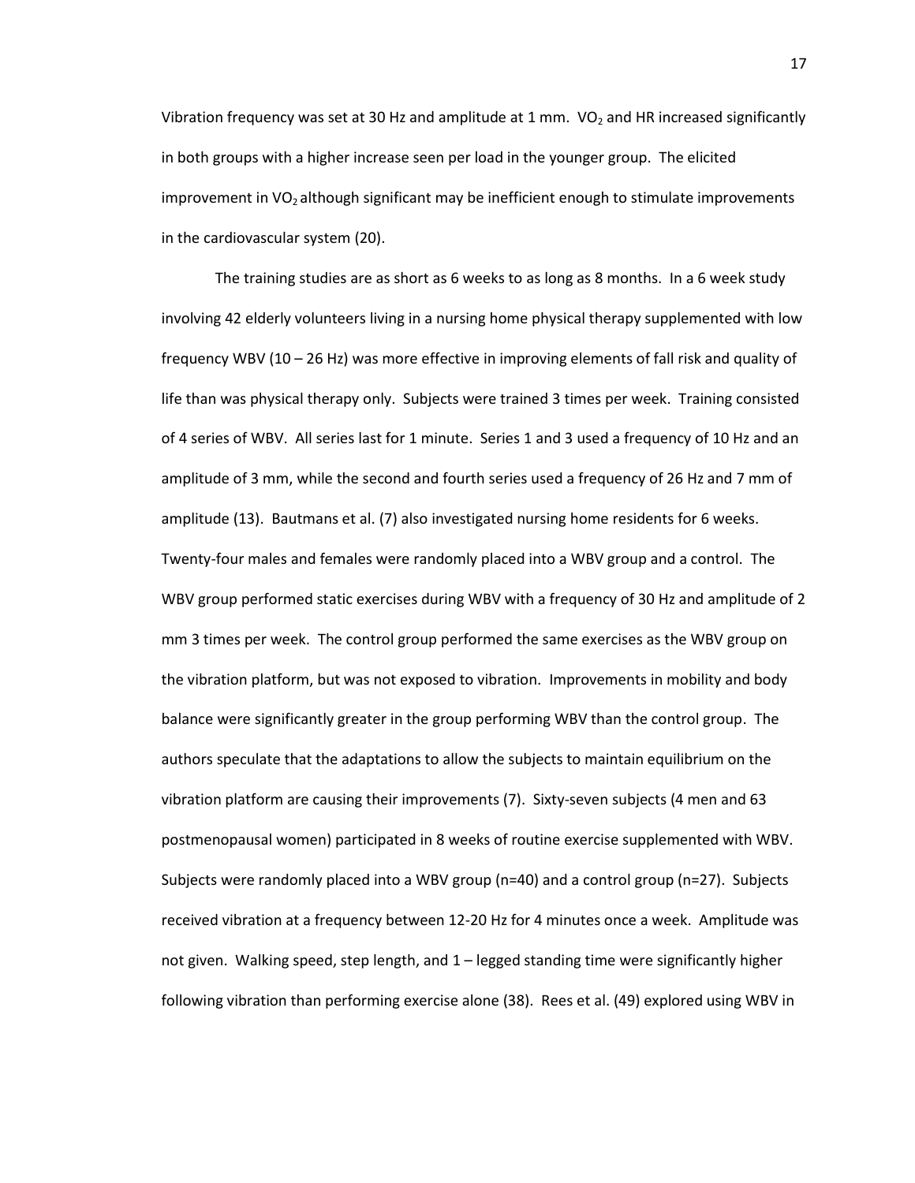Vibration frequency was set at 30 Hz and amplitude at 1 mm. $VO_2$ and HR increased significantly in both groups with a higher increase seen per load in the younger group. The elicited improvement in $VO_2$ although significant may be inefficient enough to stimulate improvements in the cardiovascular system (20).

The training studies are as short as 6 weeks to as long as 8 months. In a 6 week study involving 42 elderly volunteers living in a nursing home physical therapy supplemented with low frequency WBV (10 – 26 Hz) was more effective in improving elements of fall risk and quality of life than was physical therapy only. Subjects were trained 3 times per week. Training consisted of 4 series of WBV. All series last for 1 minute. Series 1 and 3 used a frequency of 10 Hz and an amplitude of 3 mm, while the second and fourth series used a frequency of 26 Hz and 7 mm of amplitude (13). Bautmans et al. (7) also investigated nursing home residents for 6 weeks. Twenty-four males and females were randomly placed into a WBV group and a control. The WBV group performed static exercises during WBV with a frequency of 30 Hz and amplitude of 2 mm 3 times per week. The control group performed the same exercises as the WBV group on the vibration platform, but was not exposed to vibration. Improvements in mobility and body balance were significantly greater in the group performing WBV than the control group. The authors speculate that the adaptations to allow the subjects to maintain equilibrium on the vibration platform are causing their improvements (7). Sixty-seven subjects (4 men and 63 postmenopausal women) participated in 8 weeks of routine exercise supplemented with WBV. Subjects were randomly placed into a WBV group (n=40) and a control group (n=27). Subjects received vibration at a frequency between 12-20 Hz for 4 minutes once a week. Amplitude was not given. Walking speed, step length, and 1 – legged standing time were significantly higher following vibration than performing exercise alone (38). Rees et al. (49) explored using WBV in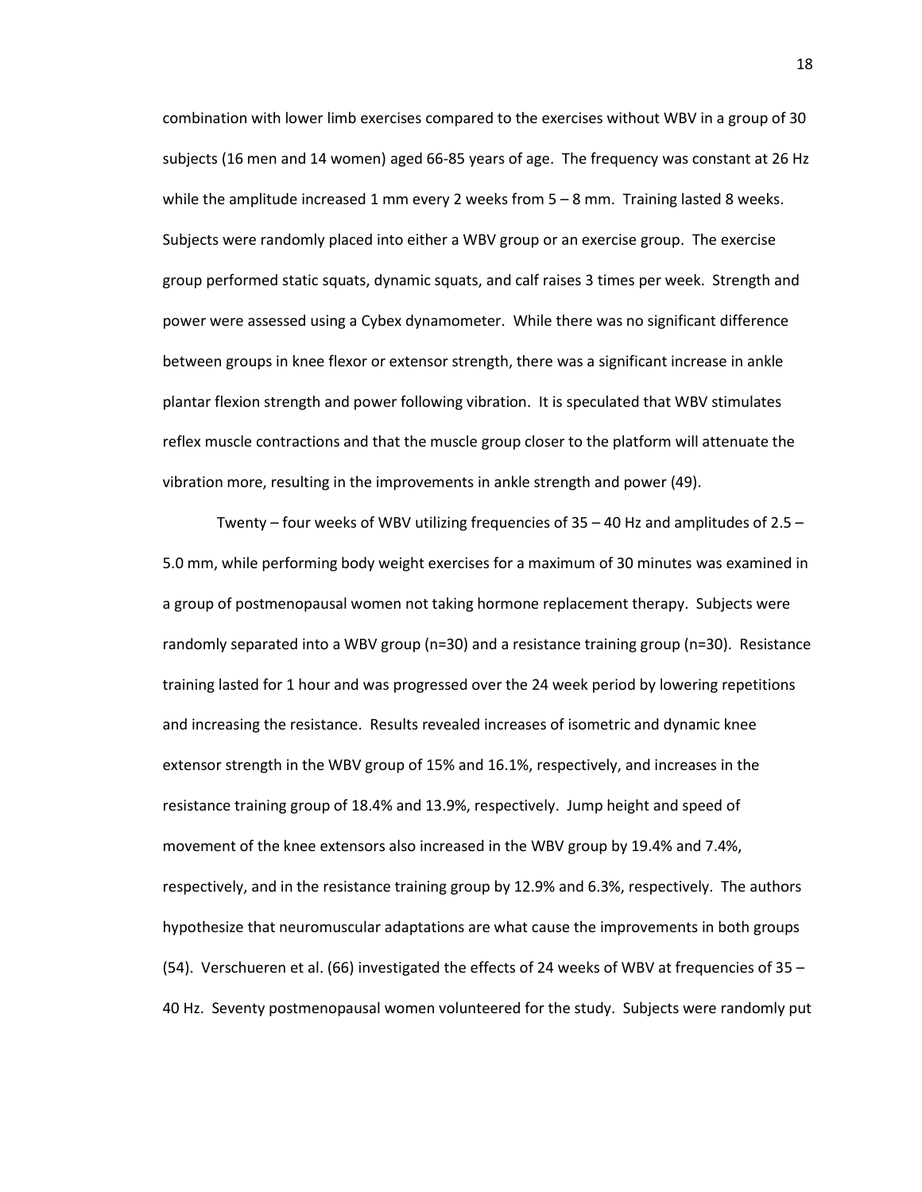combination with lower limb exercises compared to the exercises without WBV in a group of 30 subjects (16 men and 14 women) aged 66-85 years of age. The frequency was constant at 26 Hz while the amplitude increased 1 mm every 2 weeks from 5 – 8 mm. Training lasted 8 weeks. Subjects were randomly placed into either a WBV group or an exercise group. The exercise group performed static squats, dynamic squats, and calf raises 3 times per week. Strength and power were assessed using a Cybex dynamometer. While there was no significant difference between groups in knee flexor or extensor strength, there was a significant increase in ankle plantar flexion strength and power following vibration. It is speculated that WBV stimulates reflex muscle contractions and that the muscle group closer to the platform will attenuate the vibration more, resulting in the improvements in ankle strength and power (49).

Twenty – four weeks of WBV utilizing frequencies of 35 – 40 Hz and amplitudes of 2.5 – 5.0 mm, while performing body weight exercises for a maximum of 30 minutes was examined in a group of postmenopausal women not taking hormone replacement therapy. Subjects were randomly separated into a WBV group (n=30) and a resistance training group (n=30). Resistance training lasted for 1 hour and was progressed over the 24 week period by lowering repetitions and increasing the resistance. Results revealed increases of isometric and dynamic knee extensor strength in the WBV group of 15% and 16.1%, respectively, and increases in the resistance training group of 18.4% and 13.9%, respectively. Jump height and speed of movement of the knee extensors also increased in the WBV group by 19.4% and 7.4%, respectively, and in the resistance training group by 12.9% and 6.3%, respectively. The authors hypothesize that neuromuscular adaptations are what cause the improvements in both groups (54). Verschueren et al. (66) investigated the effects of 24 weeks of WBV at frequencies of 35 – 40 Hz. Seventy postmenopausal women volunteered for the study. Subjects were randomly put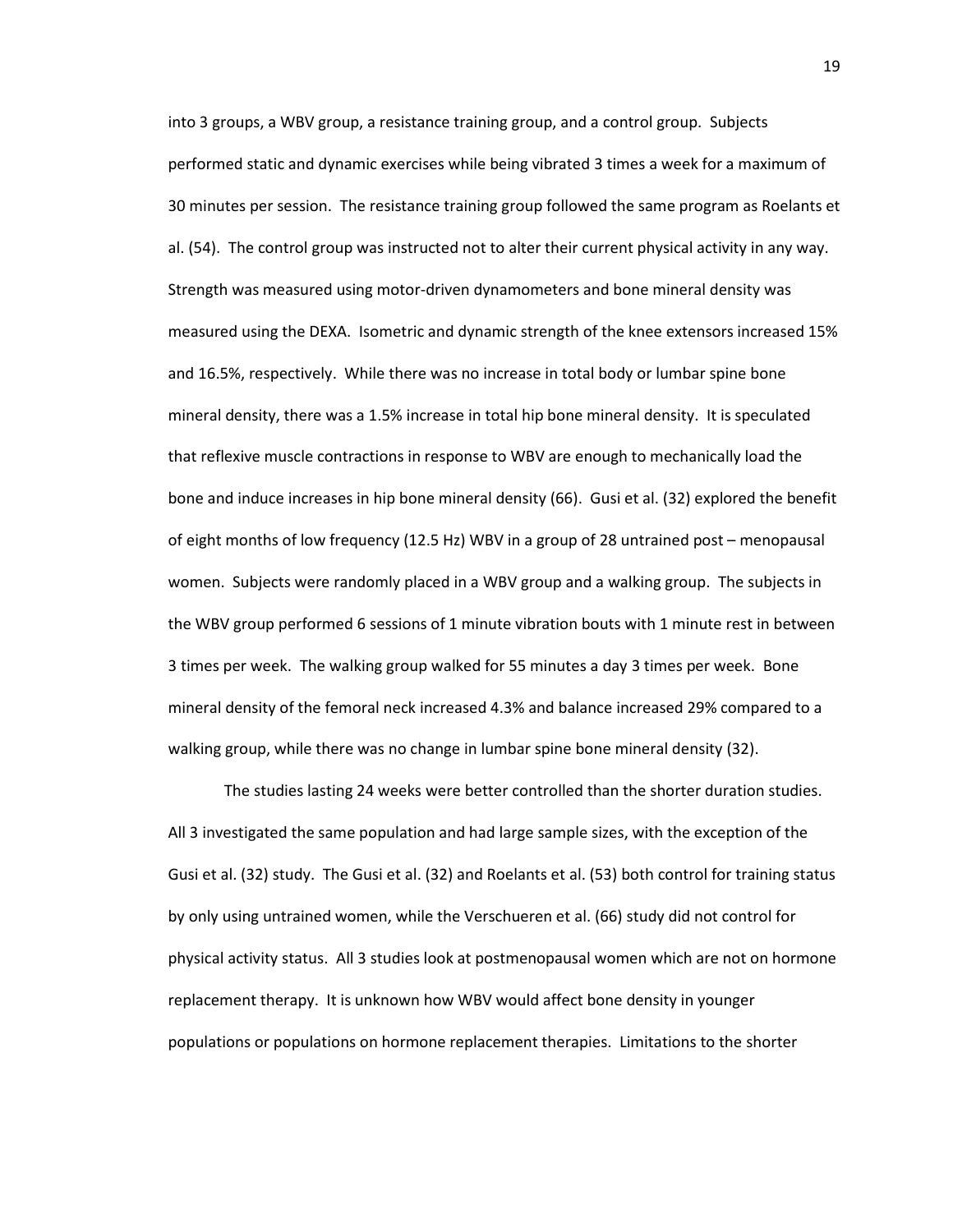into 3 groups, a WBV group, a resistance training group, and a control group. Subjects performed static and dynamic exercises while being vibrated 3 times a week for a maximum of 30 minutes per session. The resistance training group followed the same program as Roelants et al. (54). The control group was instructed not to alter their current physical activity in any way. Strength was measured using motor-driven dynamometers and bone mineral density was measured using the DEXA. Isometric and dynamic strength of the knee extensors increased 15% and 16.5%, respectively. While there was no increase in total body or lumbar spine bone mineral density, there was a 1.5% increase in total hip bone mineral density. It is speculated that reflexive muscle contractions in response to WBV are enough to mechanically load the bone and induce increases in hip bone mineral density (66). Gusi et al. (32) explored the benefit of eight months of low frequency (12.5 Hz) WBV in a group of 28 untrained post – menopausal women. Subjects were randomly placed in a WBV group and a walking group. The subjects in the WBV group performed 6 sessions of 1 minute vibration bouts with 1 minute rest in between 3 times per week. The walking group walked for 55 minutes a day 3 times per week. Bone mineral density of the femoral neck increased 4.3% and balance increased 29% compared to a walking group, while there was no change in lumbar spine bone mineral density (32).

The studies lasting 24 weeks were better controlled than the shorter duration studies. All 3 investigated the same population and had large sample sizes, with the exception of the Gusi et al. (32) study. The Gusi et al. (32) and Roelants et al. (53) both control for training status by only using untrained women, while the Verschueren et al. (66) study did not control for physical activity status. All 3 studies look at postmenopausal women which are not on hormone replacement therapy. It is unknown how WBV would affect bone density in younger populations or populations on hormone replacement therapies. Limitations to the shorter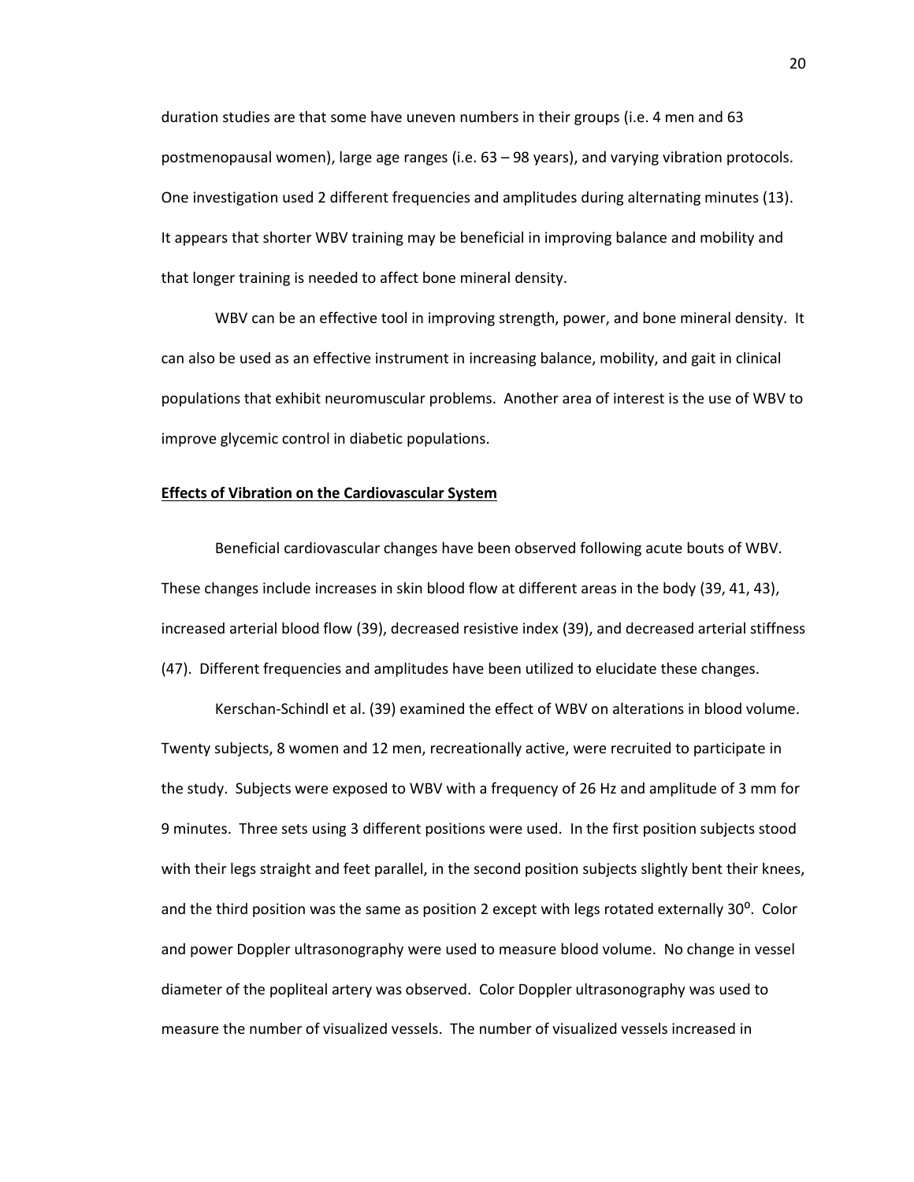duration studies are that some have uneven numbers in their groups (i.e. 4 men and 63 postmenopausal women), large age ranges (i.e. 63 – 98 years), and varying vibration protocols. One investigation used 2 different frequencies and amplitudes during alternating minutes (13). It appears that shorter WBV training may be beneficial in improving balance and mobility and that longer training is needed to affect bone mineral density.

WBV can be an effective tool in improving strength, power, and bone mineral density. It can also be used as an effective instrument in increasing balance, mobility, and gait in clinical populations that exhibit neuromuscular problems. Another area of interest is the use of WBV to improve glycemic control in diabetic populations.

## Effects of Vibration on the Cardiovascular System

Beneficial cardiovascular changes have been observed following acute bouts of WBV. These changes include increases in skin blood flow at different areas in the body (39, 41, 43), increased arterial blood flow (39), decreased resistive index (39), and decreased arterial stiffness (47). Different frequencies and amplitudes have been utilized to elucidate these changes.

Kerschan-Schindl et al. (39) examined the effect of WBV on alterations in blood volume. Twenty subjects, 8 women and 12 men, recreationally active, were recruited to participate in the study. Subjects were exposed to WBV with a frequency of 26 Hz and amplitude of 3 mm for 9 minutes. Three sets using 3 different positions were used. In the first position subjects stood with their legs straight and feet parallel, in the second position subjects slightly bent their knees, and the third position was the same as position 2 except with legs rotated externally 30$^{o}$. Color and power Doppler ultrasonography were used to measure blood volume. No change in vessel diameter of the popliteal artery was observed. Color Doppler ultrasonography was used to measure the number of visualized vessels. The number of visualized vessels increased in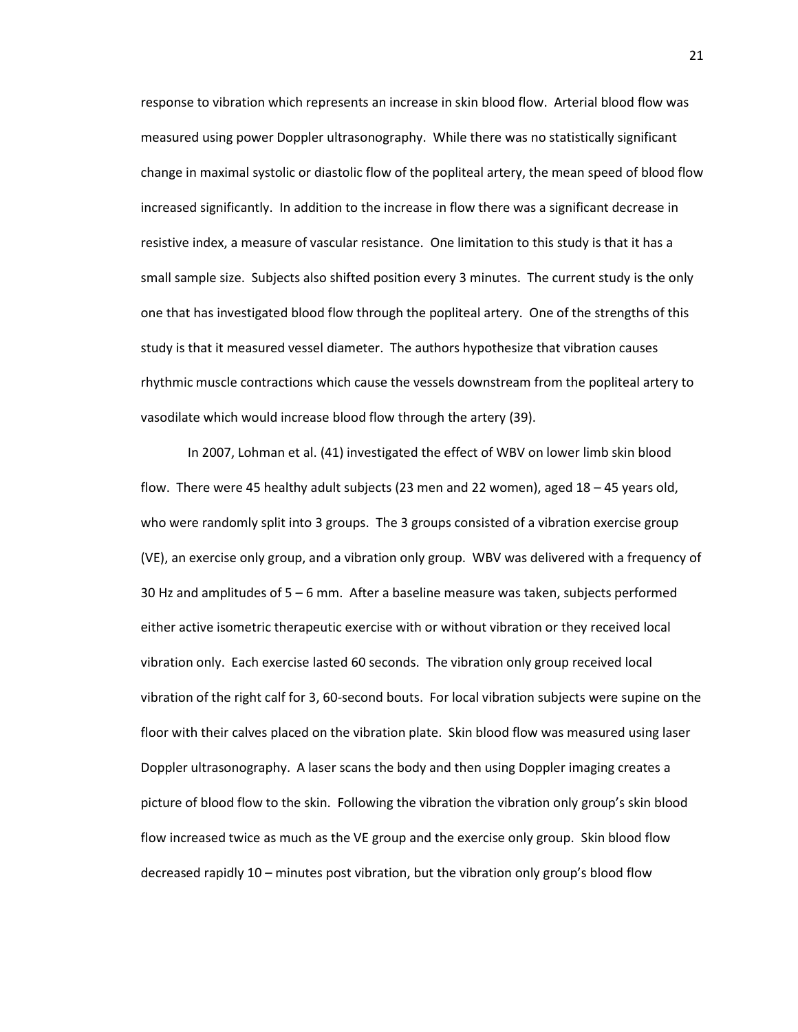response to vibration which represents an increase in skin blood flow. Arterial blood flow was measured using power Doppler ultrasonography. While there was no statistically significant change in maximal systolic or diastolic flow of the popliteal artery, the mean speed of blood flow increased significantly. In addition to the increase in flow there was a significant decrease in resistive index, a measure of vascular resistance. One limitation to this study is that it has a small sample size. Subjects also shifted position every 3 minutes. The current study is the only one that has investigated blood flow through the popliteal artery. One of the strengths of this study is that it measured vessel diameter. The authors hypothesize that vibration causes rhythmic muscle contractions which cause the vessels downstream from the popliteal artery to vasodilate which would increase blood flow through the artery (39).

In 2007, Lohman et al. (41) investigated the effect of WBV on lower limb skin blood flow. There were 45 healthy adult subjects (23 men and 22 women), aged 18 – 45 years old, who were randomly split into 3 groups. The 3 groups consisted of a vibration exercise group (VE), an exercise only group, and a vibration only group. WBV was delivered with a frequency of 30 Hz and amplitudes of 5 – 6 mm. After a baseline measure was taken, subjects performed either active isometric therapeutic exercise with or without vibration or they received local vibration only. Each exercise lasted 60 seconds. The vibration only group received local vibration of the right calf for 3, 60-second bouts. For local vibration subjects were supine on the floor with their calves placed on the vibration plate. Skin blood flow was measured using laser Doppler ultrasonography. A laser scans the body and then using Doppler imaging creates a picture of blood flow to the skin. Following the vibration the vibration only group's skin blood flow increased twice as much as the VE group and the exercise only group. Skin blood flow decreased rapidly 10 – minutes post vibration, but the vibration only group's blood flow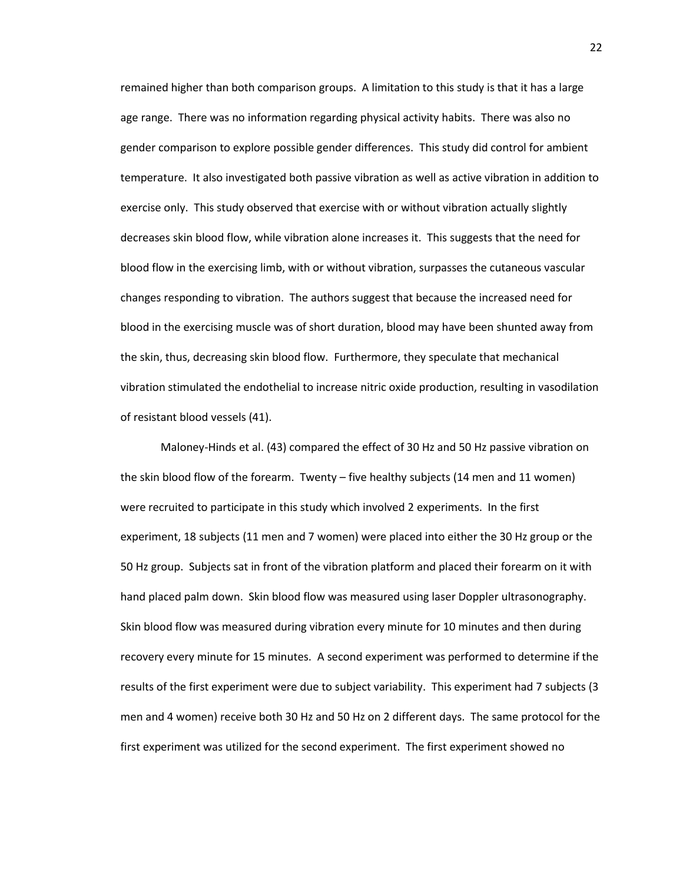remained higher than both comparison groups. A limitation to this study is that it has a large age range. There was no information regarding physical activity habits. There was also no gender comparison to explore possible gender differences. This study did control for ambient temperature. It also investigated both passive vibration as well as active vibration in addition to exercise only. This study observed that exercise with or without vibration actually slightly decreases skin blood flow, while vibration alone increases it. This suggests that the need for blood flow in the exercising limb, with or without vibration, surpasses the cutaneous vascular changes responding to vibration. The authors suggest that because the increased need for blood in the exercising muscle was of short duration, blood may have been shunted away from the skin, thus, decreasing skin blood flow. Furthermore, they speculate that mechanical vibration stimulated the endothelial to increase nitric oxide production, resulting in vasodilation of resistant blood vessels (41).

Maloney-Hinds et al. (43) compared the effect of 30 Hz and 50 Hz passive vibration on the skin blood flow of the forearm. Twenty – five healthy subjects (14 men and 11 women) were recruited to participate in this study which involved 2 experiments. In the first experiment, 18 subjects (11 men and 7 women) were placed into either the 30 Hz group or the 50 Hz group. Subjects sat in front of the vibration platform and placed their forearm on it with hand placed palm down. Skin blood flow was measured using laser Doppler ultrasonography. Skin blood flow was measured during vibration every minute for 10 minutes and then during recovery every minute for 15 minutes. A second experiment was performed to determine if the results of the first experiment were due to subject variability. This experiment had 7 subjects (3 men and 4 women) receive both 30 Hz and 50 Hz on 2 different days. The same protocol for the first experiment was utilized for the second experiment. The first experiment showed no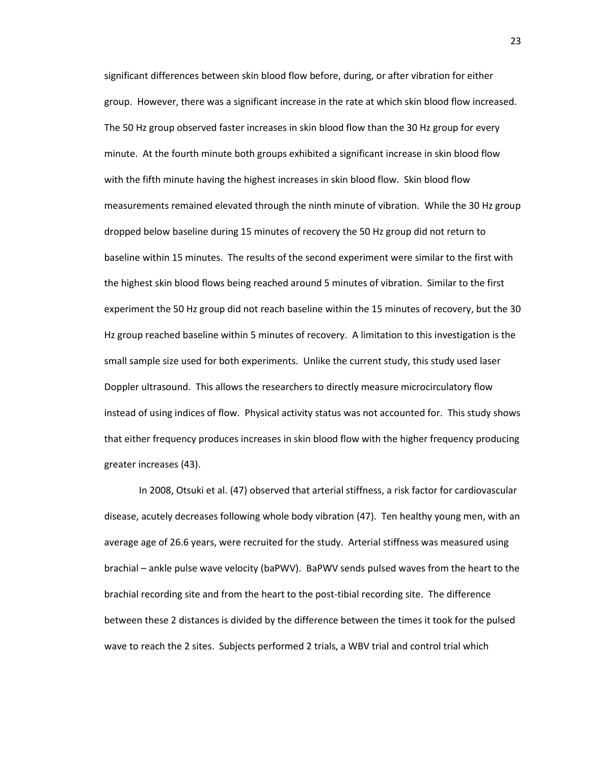significant differences between skin blood flow before, during, or after vibration for either group. However, there was a significant increase in the rate at which skin blood flow increased. The 50 Hz group observed faster increases in skin blood flow than the 30 Hz group for every minute. At the fourth minute both groups exhibited a significant increase in skin blood flow with the fifth minute having the highest increases in skin blood flow. Skin blood flow measurements remained elevated through the ninth minute of vibration. While the 30 Hz group dropped below baseline during 15 minutes of recovery the 50 Hz group did not return to baseline within 15 minutes. The results of the second experiment were similar to the first with the highest skin blood flows being reached around 5 minutes of vibration. Similar to the first experiment the 50 Hz group did not reach baseline within the 15 minutes of recovery, but the 30 Hz group reached baseline within 5 minutes of recovery. A limitation to this investigation is the small sample size used for both experiments. Unlike the current study, this study used laser Doppler ultrasound. This allows the researchers to directly measure microcirculatory flow instead of using indices of flow. Physical activity status was not accounted for. This study shows that either frequency produces increases in skin blood flow with the higher frequency producing greater increases (43).

In 2008, Otsuki et al. (47) observed that arterial stiffness, a risk factor for cardiovascular disease, acutely decreases following whole body vibration (47). Ten healthy young men, with an average age of 26.6 years, were recruited for the study. Arterial stiffness was measured using brachial – ankle pulse wave velocity (baPWV). BaPWV sends pulsed waves from the heart to the brachial recording site and from the heart to the post-tibial recording site. The difference between these 2 distances is divided by the difference between the times it took for the pulsed wave to reach the 2 sites. Subjects performed 2 trials, a WBV trial and control trial which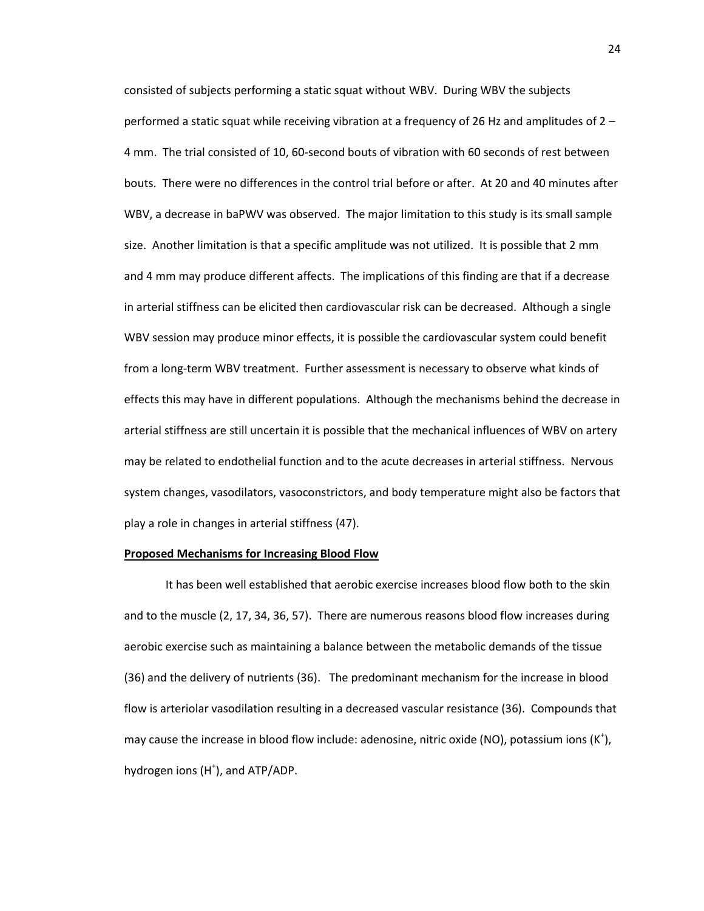consisted of subjects performing a static squat without WBV. During WBV the subjects performed a static squat while receiving vibration at a frequency of 26 Hz and amplitudes of 2 – 4 mm. The trial consisted of 10, 60-second bouts of vibration with 60 seconds of rest between bouts. There were no differences in the control trial before or after. At 20 and 40 minutes after WBV, a decrease in baPWV was observed. The major limitation to this study is its small sample size. Another limitation is that a specific amplitude was not utilized. It is possible that 2 mm and 4 mm may produce different affects. The implications of this finding are that if a decrease in arterial stiffness can be elicited then cardiovascular risk can be decreased. Although a single WBV session may produce minor effects, it is possible the cardiovascular system could benefit from a long-term WBV treatment. Further assessment is necessary to observe what kinds of effects this may have in different populations. Although the mechanisms behind the decrease in arterial stiffness are still uncertain it is possible that the mechanical influences of WBV on artery may be related to endothelial function and to the acute decreases in arterial stiffness. Nervous system changes, vasodilators, vasoconstrictors, and body temperature might also be factors that play a role in changes in arterial stiffness (47).

**Proposed Mechanisms for Increasing Blood Flow**

It has been well established that aerobic exercise increases blood flow both to the skin and to the muscle (2, 17, 34, 36, 57). There are numerous reasons blood flow increases during aerobic exercise such as maintaining a balance between the metabolic demands of the tissue (36) and the delivery of nutrients (36). The predominant mechanism for the increase in blood flow is arteriolar vasodilation resulting in a decreased vascular resistance (36). Compounds that may cause the increase in blood flow include: adenosine, nitric oxide (NO), potassium ions ($K^+$), hydrogen ions ($H^+$), and ATP/ADP.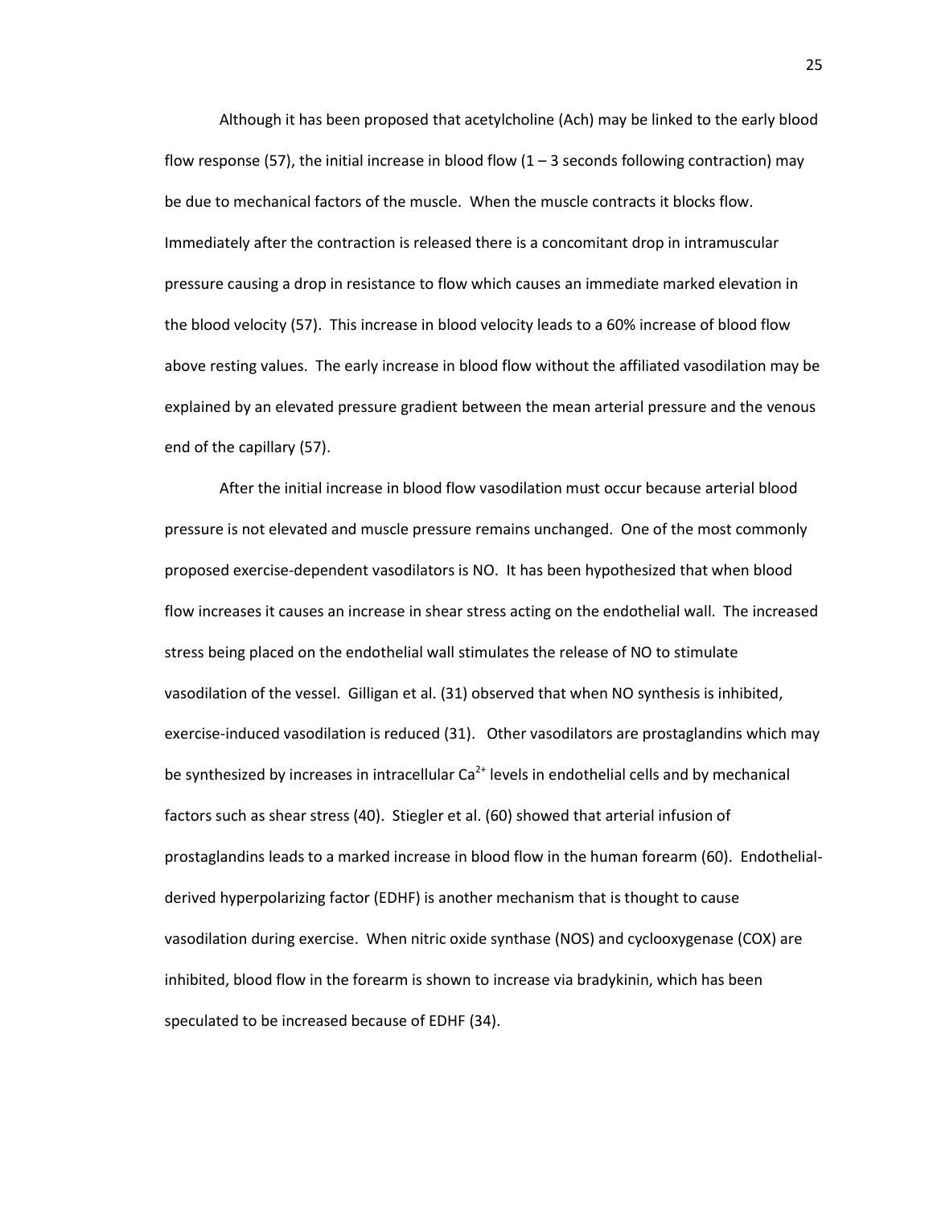Although it has been proposed that acetylcholine (Ach) may be linked to the early blood flow response (57), the initial increase in blood flow (1 – 3 seconds following contraction) may be due to mechanical factors of the muscle. When the muscle contracts it blocks flow. Immediately after the contraction is released there is a concomitant drop in intramuscular pressure causing a drop in resistance to flow which causes an immediate marked elevation in the blood velocity (57). This increase in blood velocity leads to a 60% increase of blood flow above resting values. The early increase in blood flow without the affiliated vasodilation may be explained by an elevated pressure gradient between the mean arterial pressure and the venous end of the capillary (57).

After the initial increase in blood flow vasodilation must occur because arterial blood pressure is not elevated and muscle pressure remains unchanged. One of the most commonly proposed exercise-dependent vasodilators is NO. It has been hypothesized that when blood flow increases it causes an increase in shear stress acting on the endothelial wall. The increased stress being placed on the endothelial wall stimulates the release of NO to stimulate vasodilation of the vessel. Gilligan et al. (31) observed that when NO synthesis is inhibited, exercise-induced vasodilation is reduced (31). Other vasodilators are prostaglandins which may be synthesized by increases in intracellular $Ca^{2+}$ levels in endothelial cells and by mechanical factors such as shear stress (40). Stiegler et al. (60) showed that arterial infusion of prostaglandins leads to a marked increase in blood flow in the human forearm (60). Endothelial-derived hyperpolarizing factor (EDHF) is another mechanism that is thought to cause vasodilation during exercise. When nitric oxide synthase (NOS) and cyclooxygenase (COX) are inhibited, blood flow in the forearm is shown to increase via bradykinin, which has been speculated to be increased because of EDHF (34).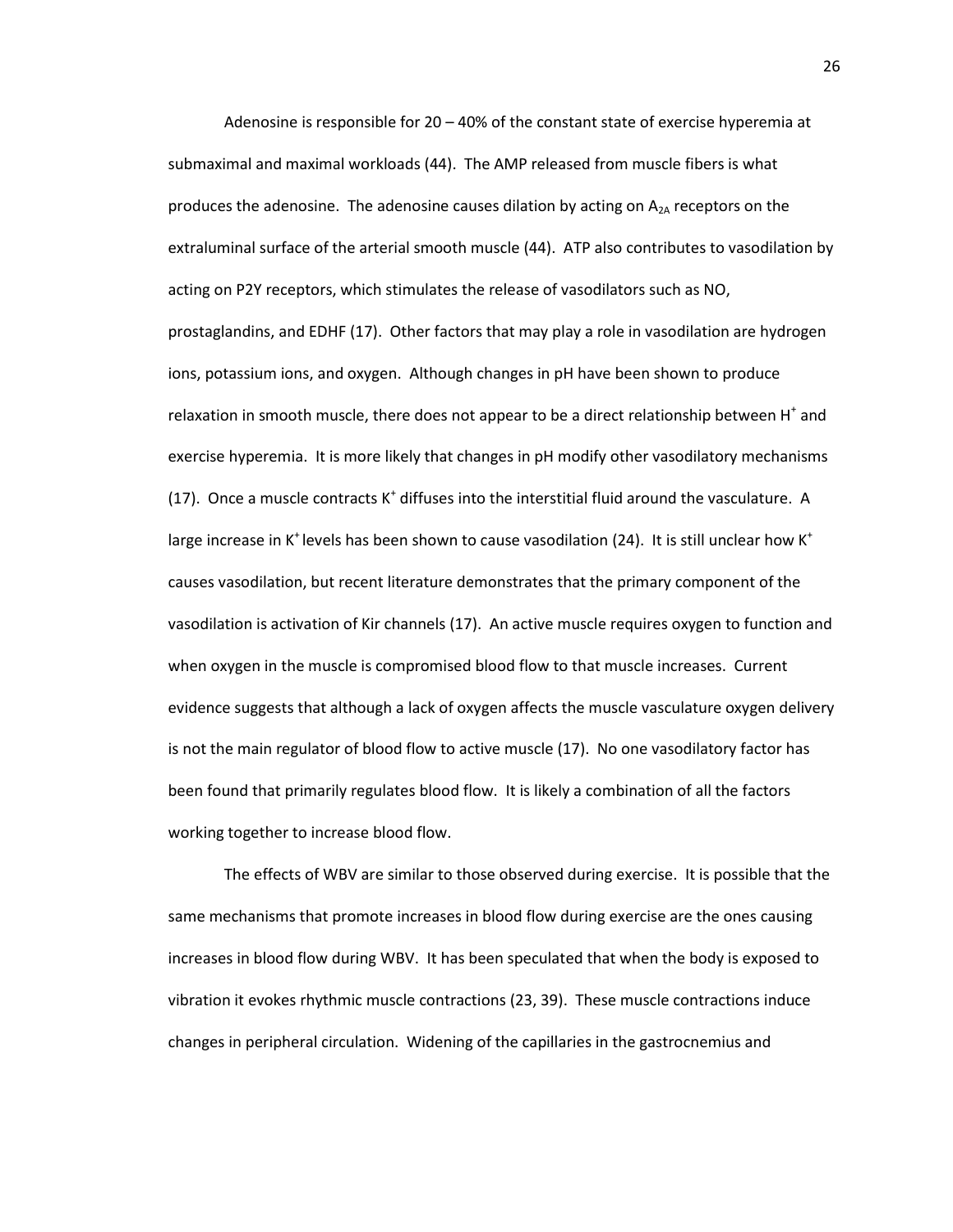Adenosine is responsible for 20 – 40% of the constant state of exercise hyperemia at submaximal and maximal workloads (44). The AMP released from muscle fibers is what produces the adenosine. The adenosine causes dilation by acting on $A_{2A}$ receptors on the extraluminal surface of the arterial smooth muscle (44). ATP also contributes to vasodilation by acting on P2Y receptors, which stimulates the release of vasodilators such as NO, prostaglandins, and EDHF (17). Other factors that may play a role in vasodilation are hydrogen ions, potassium ions, and oxygen. Although changes in pH have been shown to produce relaxation in smooth muscle, there does not appear to be a direct relationship between $H^+$ and exercise hyperemia. It is more likely that changes in pH modify other vasodilatory mechanisms (17). Once a muscle contracts $K^+$ diffuses into the interstitial fluid around the vasculature. A large increase in $K^+$ levels has been shown to cause vasodilation (24). It is still unclear how $K^+$ causes vasodilation, but recent literature demonstrates that the primary component of the vasodilation is activation of Kir channels (17). An active muscle requires oxygen to function and when oxygen in the muscle is compromised blood flow to that muscle increases. Current evidence suggests that although a lack of oxygen affects the muscle vasculature oxygen delivery is not the main regulator of blood flow to active muscle (17). No one vasodilatory factor has been found that primarily regulates blood flow. It is likely a combination of all the factors working together to increase blood flow.

The effects of WBV are similar to those observed during exercise. It is possible that the same mechanisms that promote increases in blood flow during exercise are the ones causing increases in blood flow during WBV. It has been speculated that when the body is exposed to vibration it evokes rhythmic muscle contractions (23, 39). These muscle contractions induce changes in peripheral circulation. Widening of the capillaries in the gastrocnemius and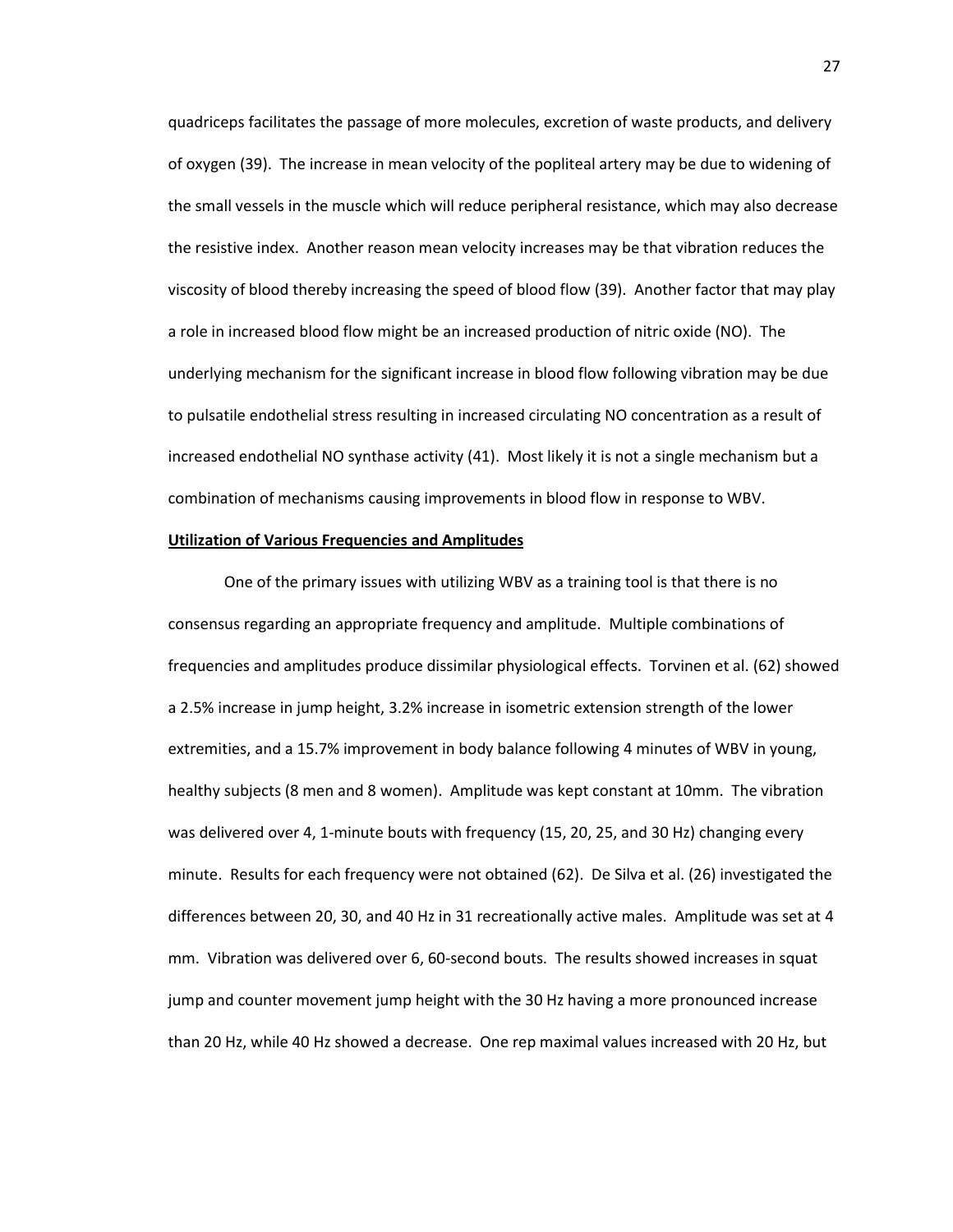quadriceps facilitates the passage of more molecules, excretion of waste products, and delivery of oxygen (39). The increase in mean velocity of the popliteal artery may be due to widening of the small vessels in the muscle which will reduce peripheral resistance, which may also decrease the resistive index. Another reason mean velocity increases may be that vibration reduces the viscosity of blood thereby increasing the speed of blood flow (39). Another factor that may play a role in increased blood flow might be an increased production of nitric oxide (NO). The underlying mechanism for the significant increase in blood flow following vibration may be due to pulsatile endothelial stress resulting in increased circulating NO concentration as a result of increased endothelial NO synthase activity (41). Most likely it is not a single mechanism but a combination of mechanisms causing improvements in blood flow in response to WBV.

**Utilization of Various Frequencies and Amplitudes**

One of the primary issues with utilizing WBV as a training tool is that there is no consensus regarding an appropriate frequency and amplitude. Multiple combinations of frequencies and amplitudes produce dissimilar physiological effects. Torvinen et al. (62) showed a 2.5% increase in jump height, 3.2% increase in isometric extension strength of the lower extremities, and a 15.7% improvement in body balance following 4 minutes of WBV in young, healthy subjects (8 men and 8 women). Amplitude was kept constant at 10mm. The vibration was delivered over 4, 1-minute bouts with frequency (15, 20, 25, and 30 Hz) changing every minute. Results for each frequency were not obtained (62). De Silva et al. (26) investigated the differences between 20, 30, and 40 Hz in 31 recreationally active males. Amplitude was set at 4 mm. Vibration was delivered over 6, 60-second bouts. The results showed increases in squat jump and counter movement jump height with the 30 Hz having a more pronounced increase than 20 Hz, while 40 Hz showed a decrease. One rep maximal values increased with 20 Hz, but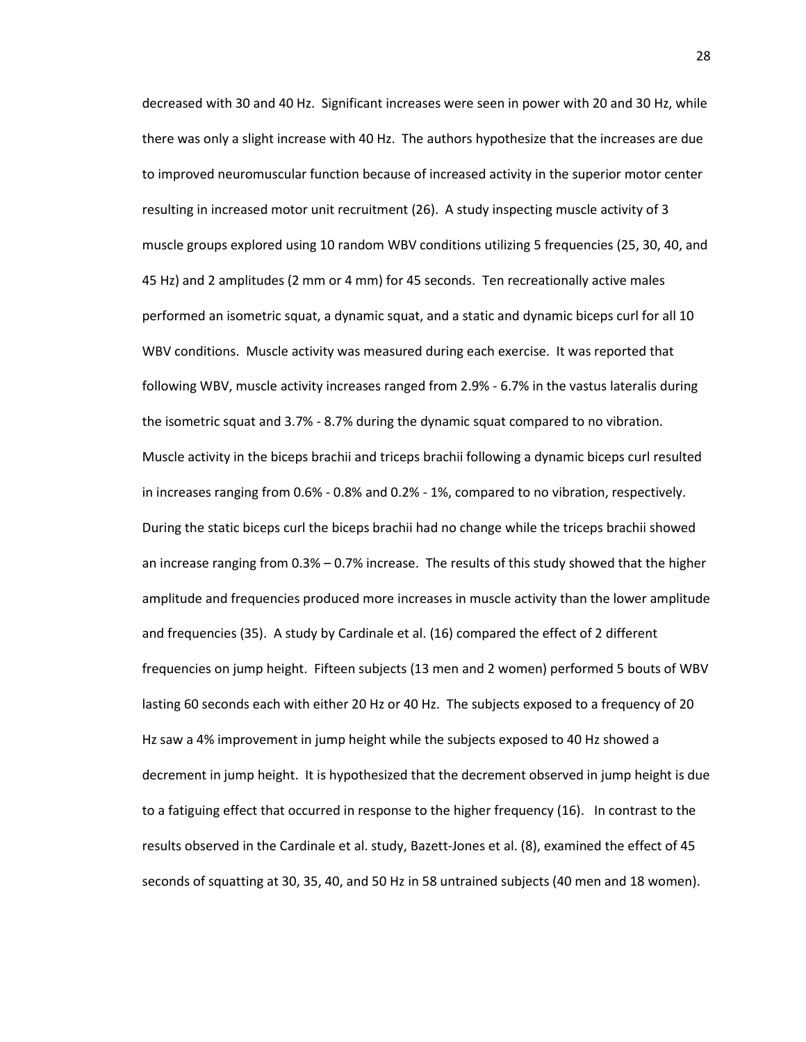decreased with 30 and 40 Hz. Significant increases were seen in power with 20 and 30 Hz, while there was only a slight increase with 40 Hz. The authors hypothesize that the increases are due to improved neuromuscular function because of increased activity in the superior motor center resulting in increased motor unit recruitment (26). A study inspecting muscle activity of 3 muscle groups explored using 10 random WBV conditions utilizing 5 frequencies (25, 30, 40, and 45 Hz) and 2 amplitudes (2 mm or 4 mm) for 45 seconds. Ten recreationally active males performed an isometric squat, a dynamic squat, and a static and dynamic biceps curl for all 10 WBV conditions. Muscle activity was measured during each exercise. It was reported that following WBV, muscle activity increases ranged from 2.9% - 6.7% in the vastus lateralis during the isometric squat and 3.7% - 8.7% during the dynamic squat compared to no vibration. Muscle activity in the biceps brachii and triceps brachii following a dynamic biceps curl resulted in increases ranging from 0.6% - 0.8% and 0.2% - 1%, compared to no vibration, respectively. During the static biceps curl the biceps brachii had no change while the triceps brachii showed an increase ranging from 0.3% – 0.7% increase. The results of this study showed that the higher amplitude and frequencies produced more increases in muscle activity than the lower amplitude and frequencies (35). A study by Cardinale et al. (16) compared the effect of 2 different frequencies on jump height. Fifteen subjects (13 men and 2 women) performed 5 bouts of WBV lasting 60 seconds each with either 20 Hz or 40 Hz. The subjects exposed to a frequency of 20 Hz saw a 4% improvement in jump height while the subjects exposed to 40 Hz showed a decrement in jump height. It is hypothesized that the decrement observed in jump height is due to a fatiguing effect that occurred in response to the higher frequency (16). In contrast to the results observed in the Cardinale et al. study, Bazett-Jones et al. (8), examined the effect of 45 seconds of squatting at 30, 35, 40, and 50 Hz in 58 untrained subjects (40 men and 18 women).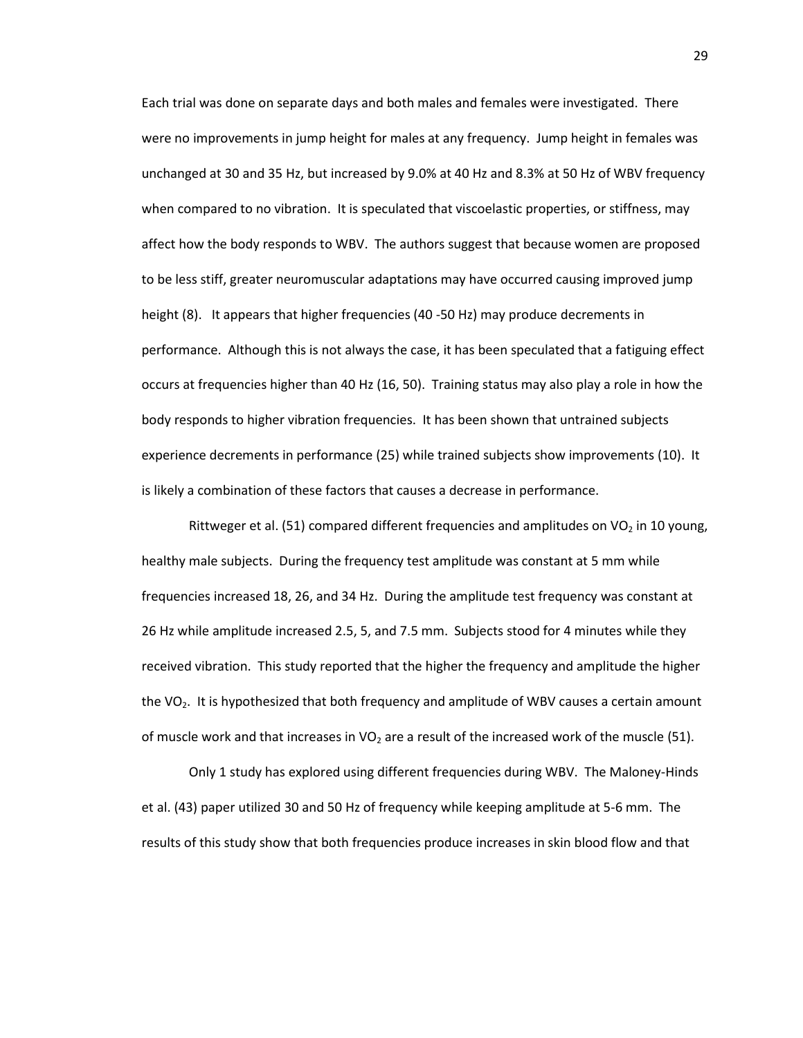Each trial was done on separate days and both males and females were investigated. There were no improvements in jump height for males at any frequency. Jump height in females was unchanged at 30 and 35 Hz, but increased by 9.0% at 40 Hz and 8.3% at 50 Hz of WBV frequency when compared to no vibration. It is speculated that viscoelastic properties, or stiffness, may affect how the body responds to WBV. The authors suggest that because women are proposed to be less stiff, greater neuromuscular adaptations may have occurred causing improved jump height (8). It appears that higher frequencies (40 -50 Hz) may produce decrements in performance. Although this is not always the case, it has been speculated that a fatiguing effect occurs at frequencies higher than 40 Hz (16, 50). Training status may also play a role in how the body responds to higher vibration frequencies. It has been shown that untrained subjects experience decrements in performance (25) while trained subjects show improvements (10). It is likely a combination of these factors that causes a decrease in performance.

Rittweger et al. (51) compared different frequencies and amplitudes on $VO_2$ in 10 young, healthy male subjects. During the frequency test amplitude was constant at 5 mm while frequencies increased 18, 26, and 34 Hz. During the amplitude test frequency was constant at 26 Hz while amplitude increased 2.5, 5, and 7.5 mm. Subjects stood for 4 minutes while they received vibration. This study reported that the higher the frequency and amplitude the higher the $VO_2$. It is hypothesized that both frequency and amplitude of WBV causes a certain amount of muscle work and that increases in $VO_2$ are a result of the increased work of the muscle (51).

Only 1 study has explored using different frequencies during WBV. The Maloney-Hinds et al. (43) paper utilized 30 and 50 Hz of frequency while keeping amplitude at 5-6 mm. The results of this study show that both frequencies produce increases in skin blood flow and that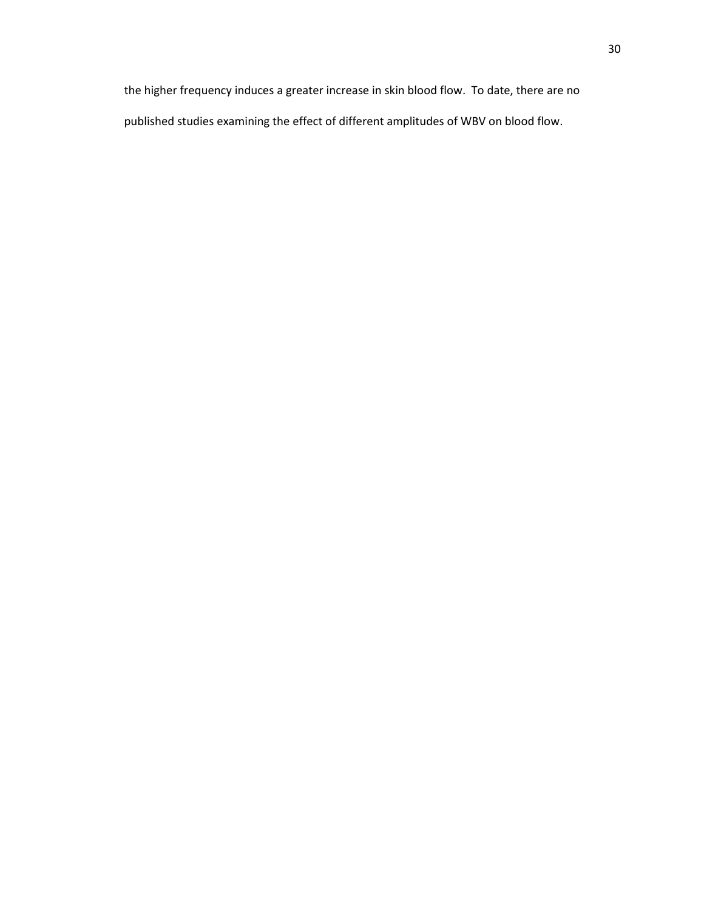the higher frequency induces a greater increase in skin blood flow. To date, there are no published studies examining the effect of different amplitudes of WBV on blood flow.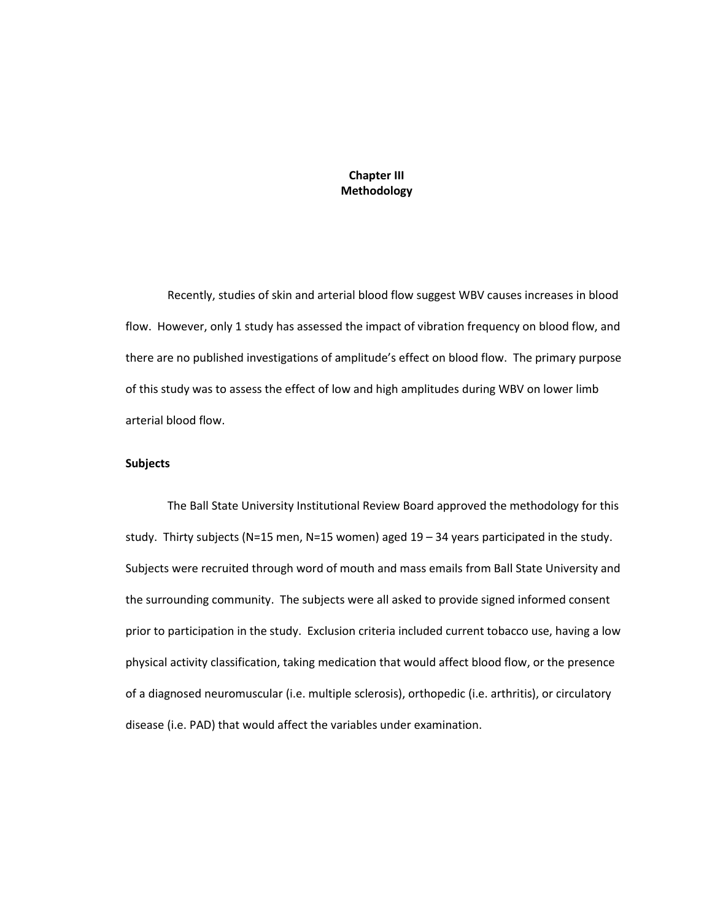# Chapter III
# Methodology

Recently, studies of skin and arterial blood flow suggest WBV causes increases in blood flow. However, only 1 study has assessed the impact of vibration frequency on blood flow, and there are no published investigations of amplitude's effect on blood flow. The primary purpose of this study was to assess the effect of low and high amplitudes during WBV on lower limb arterial blood flow.

## Subjects

The Ball State University Institutional Review Board approved the methodology for this study. Thirty subjects (N=15 men, N=15 women) aged 19 – 34 years participated in the study. Subjects were recruited through word of mouth and mass emails from Ball State University and the surrounding community. The subjects were all asked to provide signed informed consent prior to participation in the study. Exclusion criteria included current tobacco use, having a low physical activity classification, taking medication that would affect blood flow, or the presence of a diagnosed neuromuscular (i.e. multiple sclerosis), orthopedic (i.e. arthritis), or circulatory disease (i.e. PAD) that would affect the variables under examination.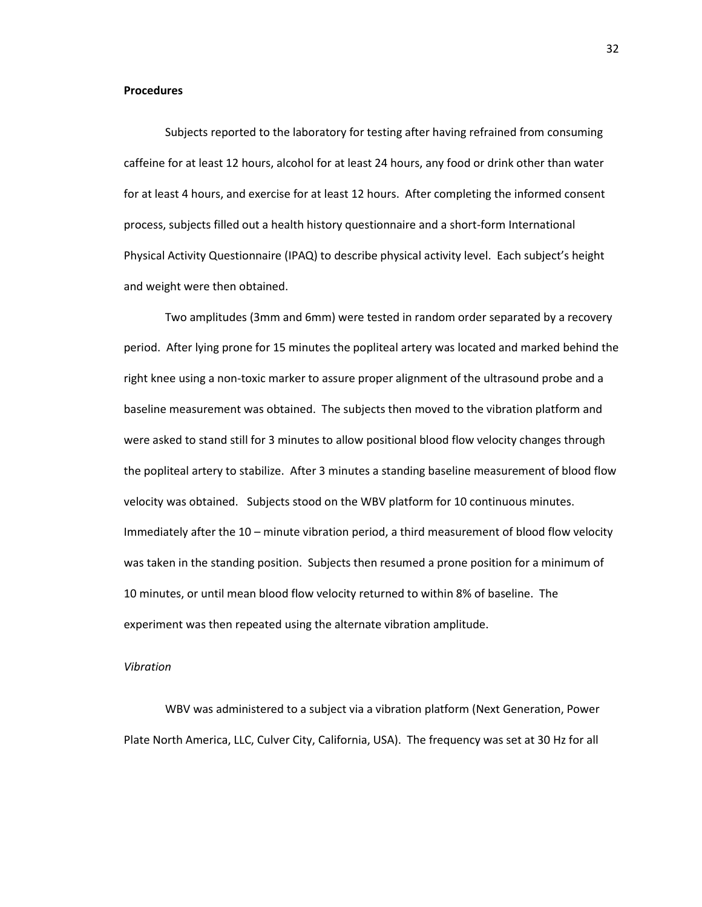**Procedures**

Subjects reported to the laboratory for testing after having refrained from consuming caffeine for at least 12 hours, alcohol for at least 24 hours, any food or drink other than water for at least 4 hours, and exercise for at least 12 hours. After completing the informed consent process, subjects filled out a health history questionnaire and a short-form International Physical Activity Questionnaire (IPAQ) to describe physical activity level. Each subject's height and weight were then obtained.

Two amplitudes (3mm and 6mm) were tested in random order separated by a recovery period. After lying prone for 15 minutes the popliteal artery was located and marked behind the right knee using a non-toxic marker to assure proper alignment of the ultrasound probe and a baseline measurement was obtained. The subjects then moved to the vibration platform and were asked to stand still for 3 minutes to allow positional blood flow velocity changes through the popliteal artery to stabilize. After 3 minutes a standing baseline measurement of blood flow velocity was obtained. Subjects stood on the WBV platform for 10 continuous minutes. Immediately after the 10 – minute vibration period, a third measurement of blood flow velocity was taken in the standing position. Subjects then resumed a prone position for a minimum of 10 minutes, or until mean blood flow velocity returned to within 8% of baseline. The experiment was then repeated using the alternate vibration amplitude.

*Vibration*

WBV was administered to a subject via a vibration platform (Next Generation, Power Plate North America, LLC, Culver City, California, USA). The frequency was set at 30 Hz for all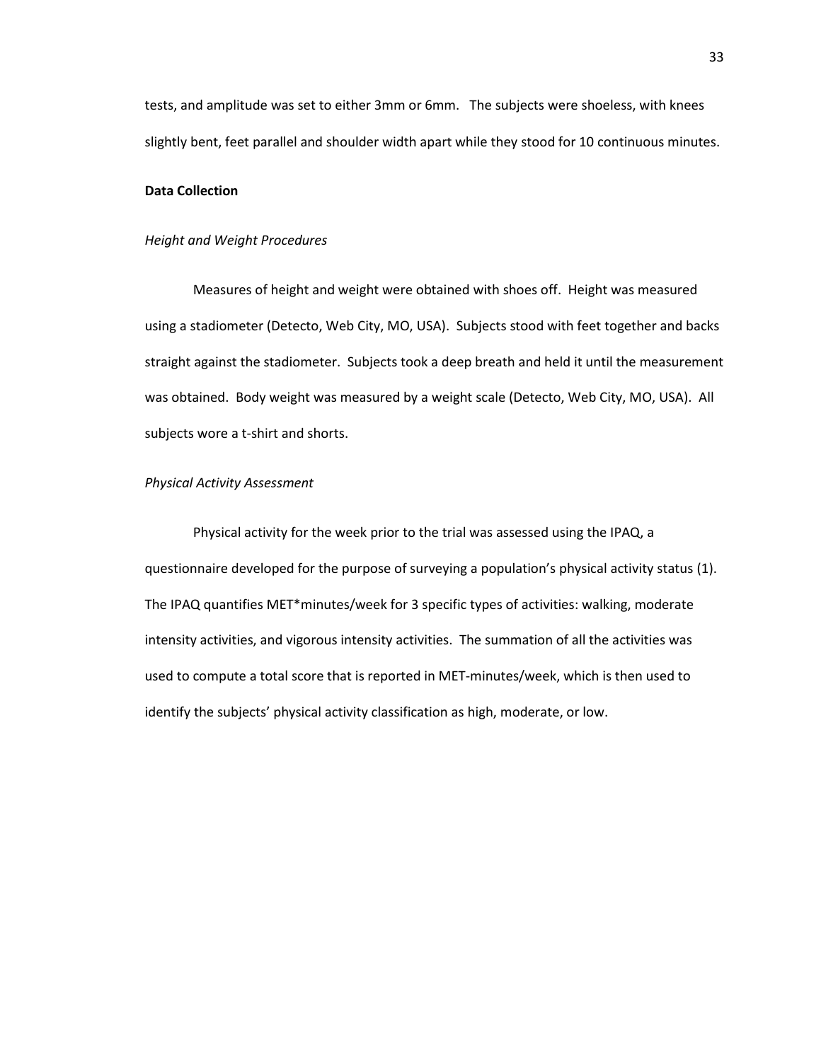tests, and amplitude was set to either 3mm or 6mm. The subjects were shoeless, with knees slightly bent, feet parallel and shoulder width apart while they stood for 10 continuous minutes.

**Data Collection**

*Height and Weight Procedures*

Measures of height and weight were obtained with shoes off. Height was measured using a stadiometer (Detecto, Web City, MO, USA). Subjects stood with feet together and backs straight against the stadiometer. Subjects took a deep breath and held it until the measurement was obtained. Body weight was measured by a weight scale (Detecto, Web City, MO, USA). All subjects wore a t-shirt and shorts.

*Physical Activity Assessment*

Physical activity for the week prior to the trial was assessed using the IPAQ, a questionnaire developed for the purpose of surveying a population's physical activity status (1). The IPAQ quantifies MET*minutes/week for 3 specific types of activities: walking, moderate intensity activities, and vigorous intensity activities. The summation of all the activities was used to compute a total score that is reported in MET-minutes/week, which is then used to identify the subjects' physical activity classification as high, moderate, or low.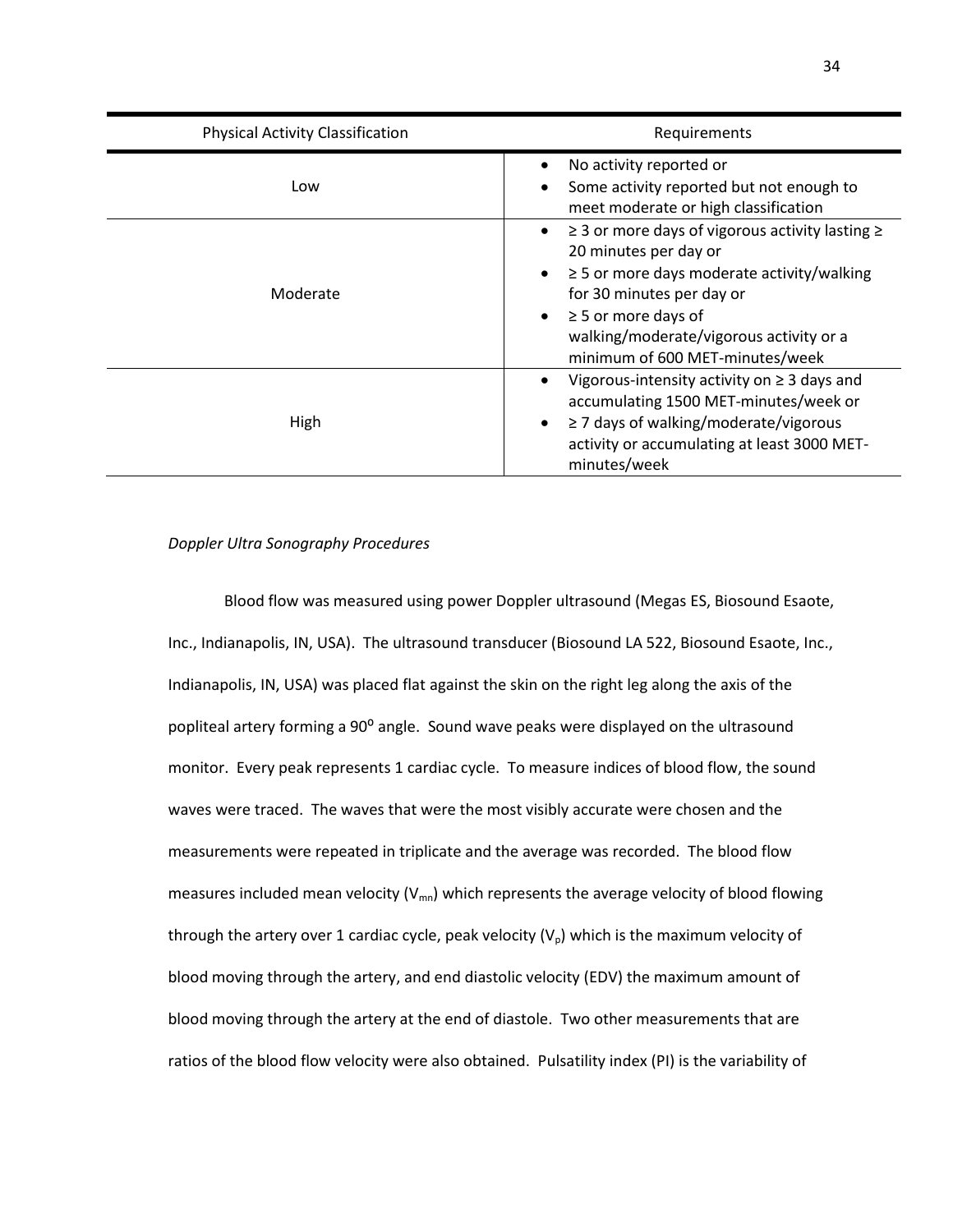| Physical Activity Classification | Requirements |
|---|---|
| Low | • No activity reported or<br>• Some activity reported but not enough to meet moderate or high classification |
| Moderate | • ≥ 3 or more days of vigorous activity lasting ≥ 20 minutes per day or<br>• ≥ 5 or more days moderate activity/walking for 30 minutes per day or<br>• ≥ 5 or more days of walking/moderate/vigorous activity or a minimum of 600 MET-minutes/week |
| High | • Vigorous-intensity activity on ≥ 3 days and accumulating 1500 MET-minutes/week or<br>• ≥ 7 days of walking/moderate/vigorous activity or accumulating at least 3000 MET-minutes/week |

*Doppler Ultra Sonography Procedures*

Blood flow was measured using power Doppler ultrasound (Megas ES, Biosound Esaote, Inc., Indianapolis, IN, USA). The ultrasound transducer (Biosound LA 522, Biosound Esaote, Inc., Indianapolis, IN, USA) was placed flat against the skin on the right leg along the axis of the popliteal artery forming a $90^o$ angle. Sound wave peaks were displayed on the ultrasound monitor. Every peak represents 1 cardiac cycle. To measure indices of blood flow, the sound waves were traced. The waves that were the most visibly accurate were chosen and the measurements were repeated in triplicate and the average was recorded. The blood flow measures included mean velocity ($V_{mn}$) which represents the average velocity of blood flowing through the artery over 1 cardiac cycle, peak velocity ($V_p$) which is the maximum velocity of blood moving through the artery, and end diastolic velocity (EDV) the maximum amount of blood moving through the artery at the end of diastole. Two other measurements that are ratios of the blood flow velocity were also obtained. Pulsatility index (PI) is the variability of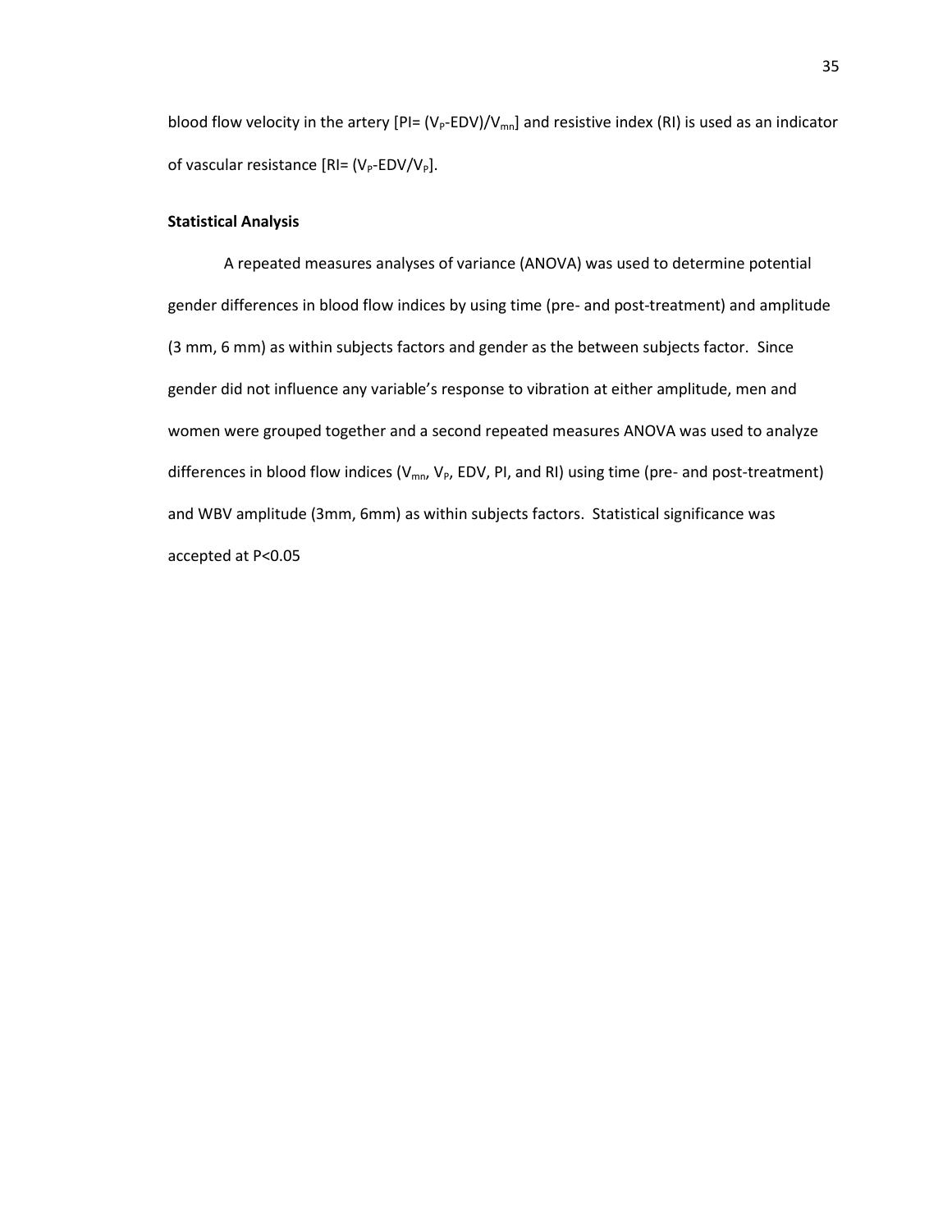blood flow velocity in the artery [PI= ($V_P$-EDV)/$V_{mn}$] and resistive index (RI) is used as an indicator of vascular resistance [RI= ($V_P$-EDV/$V_P$].

**Statistical Analysis**

A repeated measures analyses of variance (ANOVA) was used to determine potential gender differences in blood flow indices by using time (pre- and post-treatment) and amplitude (3 mm, 6 mm) as within subjects factors and gender as the between subjects factor. Since gender did not influence any variable's response to vibration at either amplitude, men and women were grouped together and a second repeated measures ANOVA was used to analyze differences in blood flow indices ($V_{mn}$, $V_P$, EDV, PI, and RI) using time (pre- and post-treatment) and WBV amplitude (3mm, 6mm) as within subjects factors. Statistical significance was accepted at $P<0.05$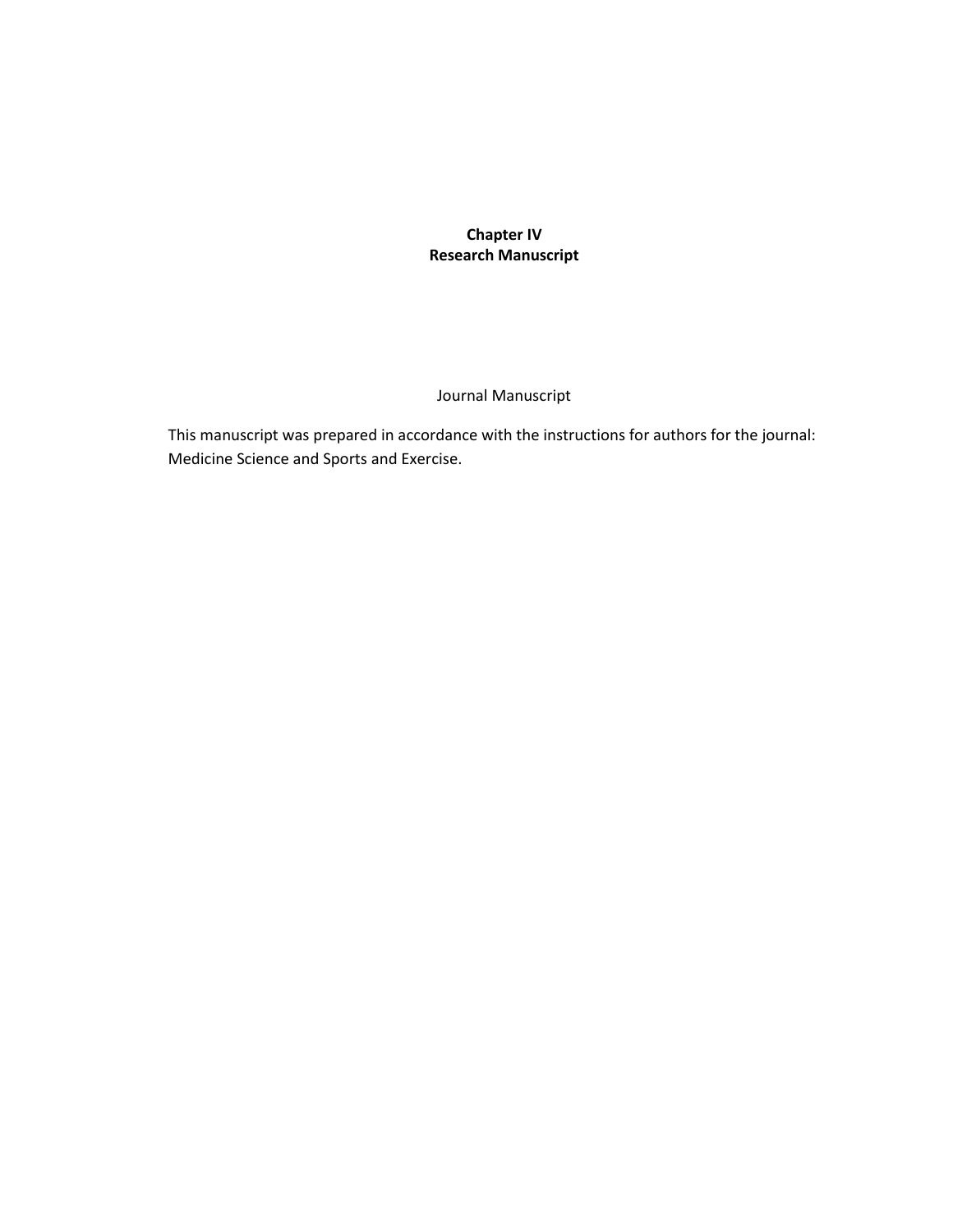# Chapter IV
# Research Manuscript

Journal Manuscript

This manuscript was prepared in accordance with the instructions for authors for the journal: Medicine Science and Sports and Exercise.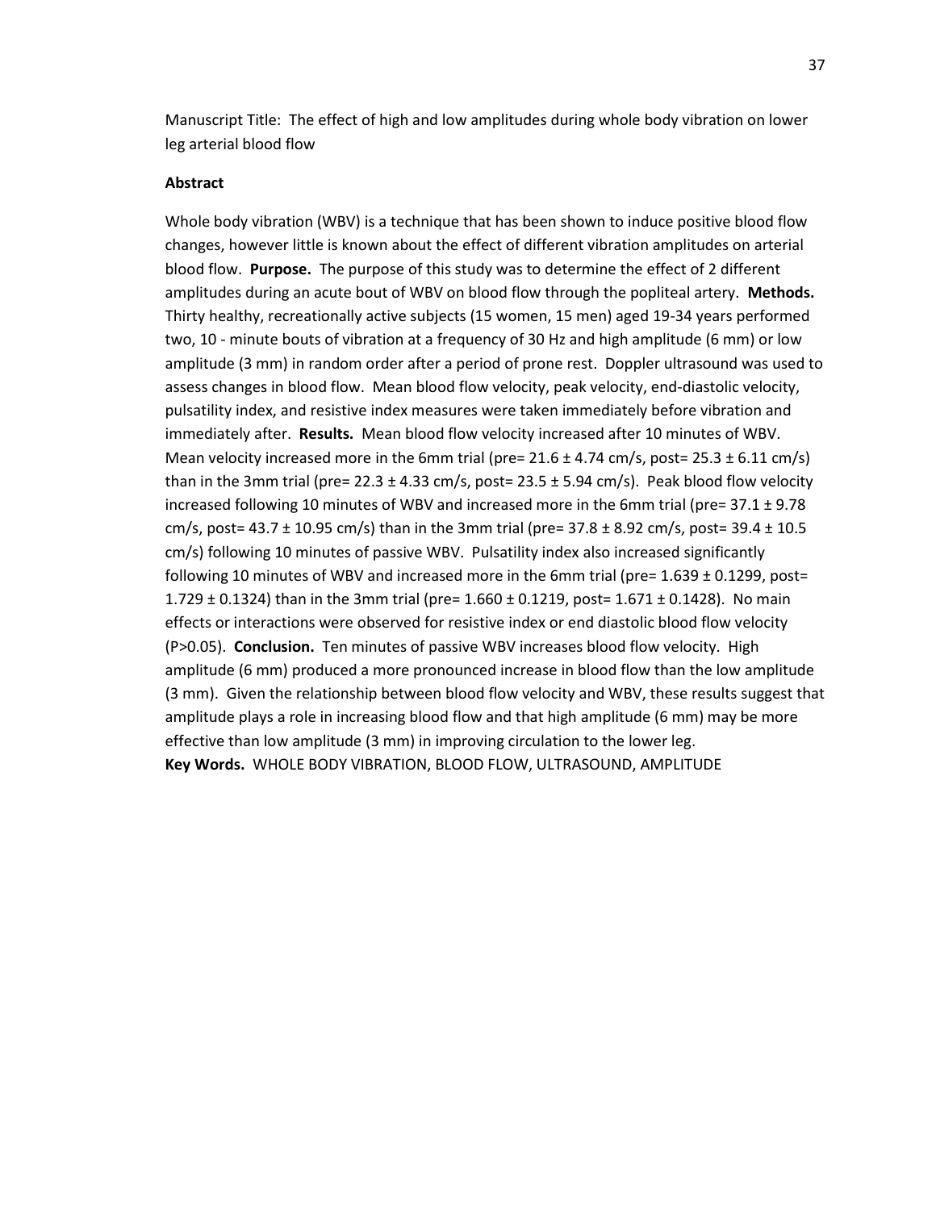Manuscript Title: The effect of high and low amplitudes during whole body vibration on lower leg arterial blood flow

## Abstract

Whole body vibration (WBV) is a technique that has been shown to induce positive blood flow changes, however little is known about the effect of different vibration amplitudes on arterial blood flow. **Purpose.** The purpose of this study was to determine the effect of 2 different amplitudes during an acute bout of WBV on blood flow through the popliteal artery. **Methods.** Thirty healthy, recreationally active subjects (15 women, 15 men) aged 19-34 years performed two, 10 - minute bouts of vibration at a frequency of 30 Hz and high amplitude (6 mm) or low amplitude (3 mm) in random order after a period of prone rest. Doppler ultrasound was used to assess changes in blood flow. Mean blood flow velocity, peak velocity, end-diastolic velocity, pulsatility index, and resistive index measures were taken immediately before vibration and immediately after. **Results.** Mean blood flow velocity increased after 10 minutes of WBV. Mean velocity increased more in the 6mm trial (pre= 21.6 ± 4.74 cm/s, post= 25.3 ± 6.11 cm/s) than in the 3mm trial (pre= 22.3 ± 4.33 cm/s, post= 23.5 ± 5.94 cm/s). Peak blood flow velocity increased following 10 minutes of WBV and increased more in the 6mm trial (pre= 37.1 ± 9.78 cm/s, post= 43.7 ± 10.95 cm/s) than in the 3mm trial (pre= 37.8 ± 8.92 cm/s, post= 39.4 ± 10.5 cm/s) following 10 minutes of passive WBV. Pulsatility index also increased significantly following 10 minutes of WBV and increased more in the 6mm trial (pre= 1.639 ± 0.1299, post= 1.729 ± 0.1324) than in the 3mm trial (pre= 1.660 ± 0.1219, post= 1.671 ± 0.1428). No main effects or interactions were observed for resistive index or end diastolic blood flow velocity ($P>0.05$). **Conclusion.** Ten minutes of passive WBV increases blood flow velocity. High amplitude (6 mm) produced a more pronounced increase in blood flow than the low amplitude (3 mm). Given the relationship between blood flow velocity and WBV, these results suggest that amplitude plays a role in increasing blood flow and that high amplitude (6 mm) may be more effective than low amplitude (3 mm) in improving circulation to the lower leg.

**Key Words.** WHOLE BODY VIBRATION, BLOOD FLOW, ULTRASOUND, AMPLITUDE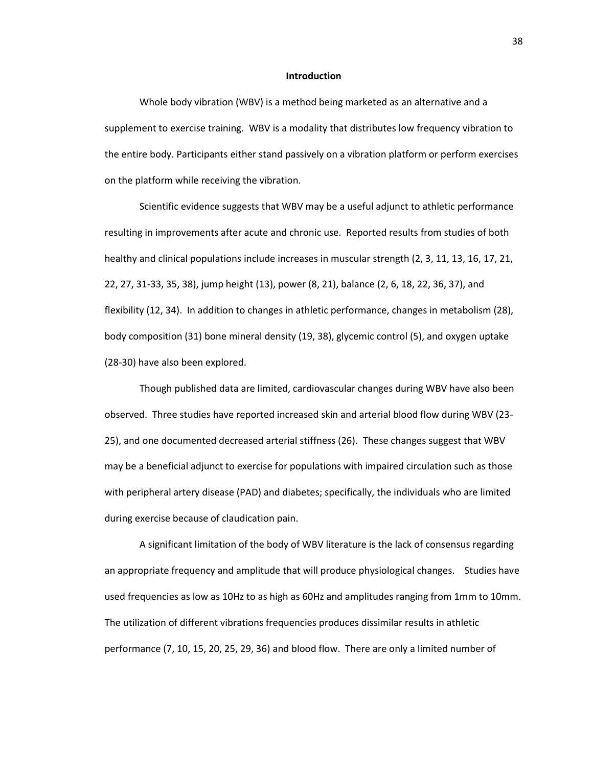## Introduction

Whole body vibration (WBV) is a method being marketed as an alternative and a supplement to exercise training. WBV is a modality that distributes low frequency vibration to the entire body. Participants either stand passively on a vibration platform or perform exercises on the platform while receiving the vibration.

Scientific evidence suggests that WBV may be a useful adjunct to athletic performance resulting in improvements after acute and chronic use. Reported results from studies of both healthy and clinical populations include increases in muscular strength (2, 3, 11, 13, 16, 17, 21, 22, 27, 31-33, 35, 38), jump height (13), power (8, 21), balance (2, 6, 18, 22, 36, 37), and flexibility (12, 34). In addition to changes in athletic performance, changes in metabolism (28), body composition (31) bone mineral density (19, 38), glycemic control (5), and oxygen uptake (28-30) have also been explored.

Though published data are limited, cardiovascular changes during WBV have also been observed. Three studies have reported increased skin and arterial blood flow during WBV (23-25), and one documented decreased arterial stiffness (26). These changes suggest that WBV may be a beneficial adjunct to exercise for populations with impaired circulation such as those with peripheral artery disease (PAD) and diabetes; specifically, the individuals who are limited during exercise because of claudication pain.

A significant limitation of the body of WBV literature is the lack of consensus regarding an appropriate frequency and amplitude that will produce physiological changes. Studies have used frequencies as low as 10Hz to as high as 60Hz and amplitudes ranging from 1mm to 10mm. The utilization of different vibrations frequencies produces dissimilar results in athletic performance (7, 10, 15, 20, 25, 29, 36) and blood flow. There are only a limited number of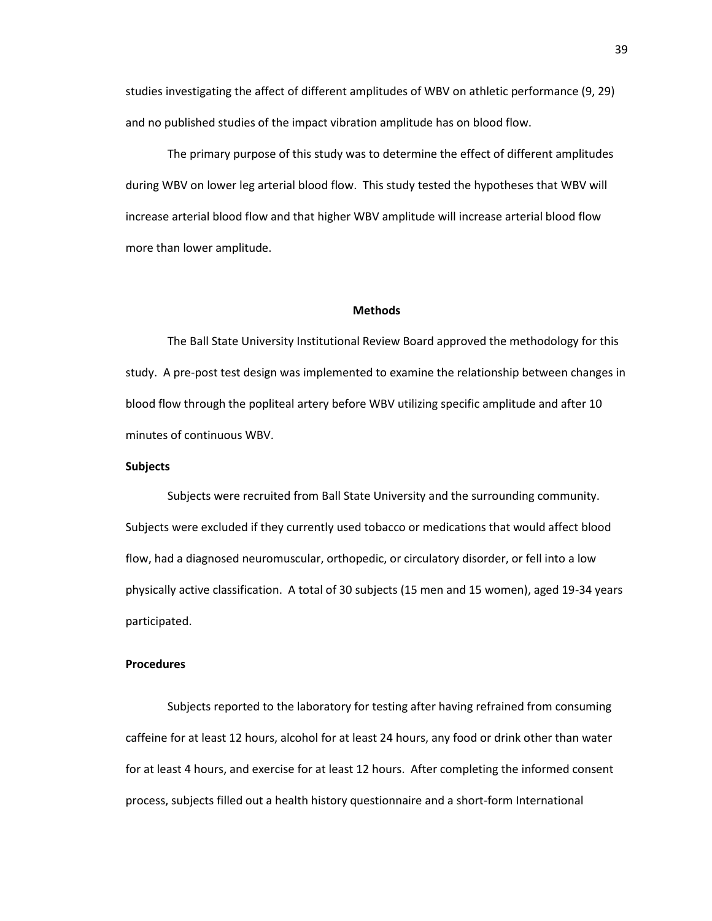studies investigating the affect of different amplitudes of WBV on athletic performance (9, 29) and no published studies of the impact vibration amplitude has on blood flow.

The primary purpose of this study was to determine the effect of different amplitudes during WBV on lower leg arterial blood flow. This study tested the hypotheses that WBV will increase arterial blood flow and that higher WBV amplitude will increase arterial blood flow more than lower amplitude.

## Methods

The Ball State University Institutional Review Board approved the methodology for this study. A pre-post test design was implemented to examine the relationship between changes in blood flow through the popliteal artery before WBV utilizing specific amplitude and after 10 minutes of continuous WBV.

### Subjects

Subjects were recruited from Ball State University and the surrounding community. Subjects were excluded if they currently used tobacco or medications that would affect blood flow, had a diagnosed neuromuscular, orthopedic, or circulatory disorder, or fell into a low physically active classification. A total of 30 subjects (15 men and 15 women), aged 19-34 years participated.

### Procedures

Subjects reported to the laboratory for testing after having refrained from consuming caffeine for at least 12 hours, alcohol for at least 24 hours, any food or drink other than water for at least 4 hours, and exercise for at least 12 hours. After completing the informed consent process, subjects filled out a health history questionnaire and a short-form International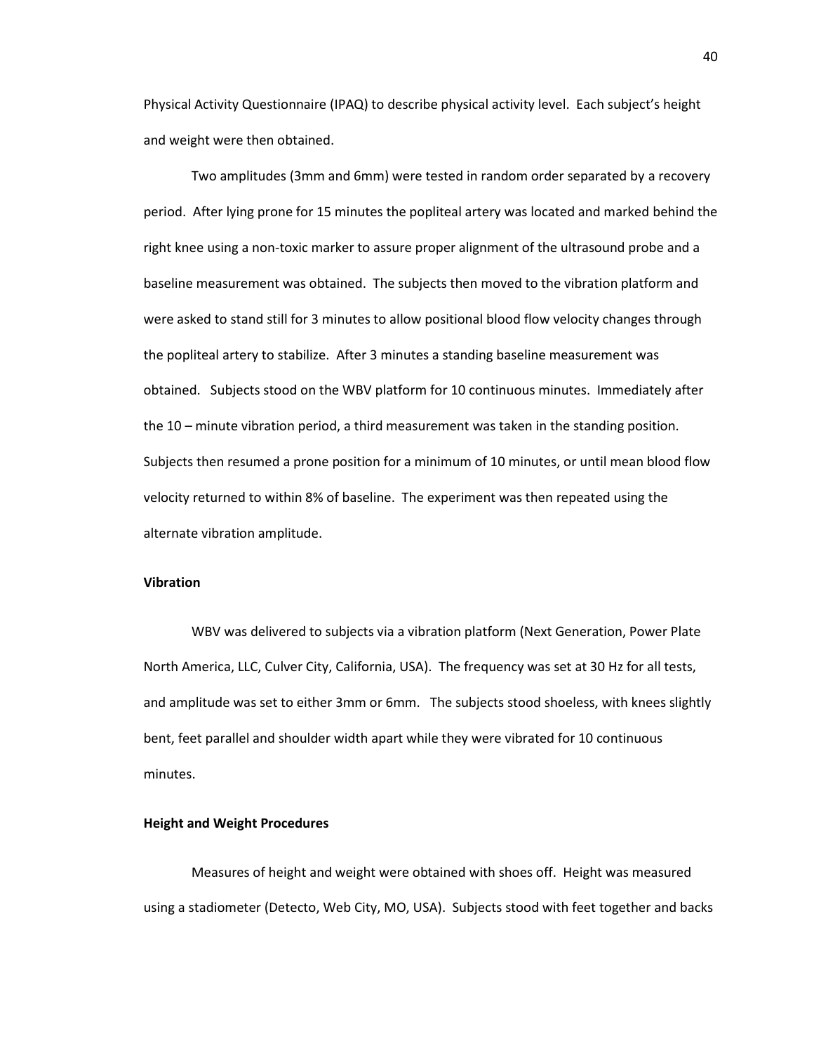Physical Activity Questionnaire (IPAQ) to describe physical activity level. Each subject's height and weight were then obtained.

Two amplitudes (3mm and 6mm) were tested in random order separated by a recovery period. After lying prone for 15 minutes the popliteal artery was located and marked behind the right knee using a non-toxic marker to assure proper alignment of the ultrasound probe and a baseline measurement was obtained. The subjects then moved to the vibration platform and were asked to stand still for 3 minutes to allow positional blood flow velocity changes through the popliteal artery to stabilize. After 3 minutes a standing baseline measurement was obtained. Subjects stood on the WBV platform for 10 continuous minutes. Immediately after the 10 – minute vibration period, a third measurement was taken in the standing position. Subjects then resumed a prone position for a minimum of 10 minutes, or until mean blood flow velocity returned to within 8% of baseline. The experiment was then repeated using the alternate vibration amplitude.

### Vibration

WBV was delivered to subjects via a vibration platform (Next Generation, Power Plate North America, LLC, Culver City, California, USA). The frequency was set at 30 Hz for all tests, and amplitude was set to either 3mm or 6mm. The subjects stood shoeless, with knees slightly bent, feet parallel and shoulder width apart while they were vibrated for 10 continuous minutes.

### Height and Weight Procedures

Measures of height and weight were obtained with shoes off. Height was measured using a stadiometer (Detecto, Web City, MO, USA). Subjects stood with feet together and backs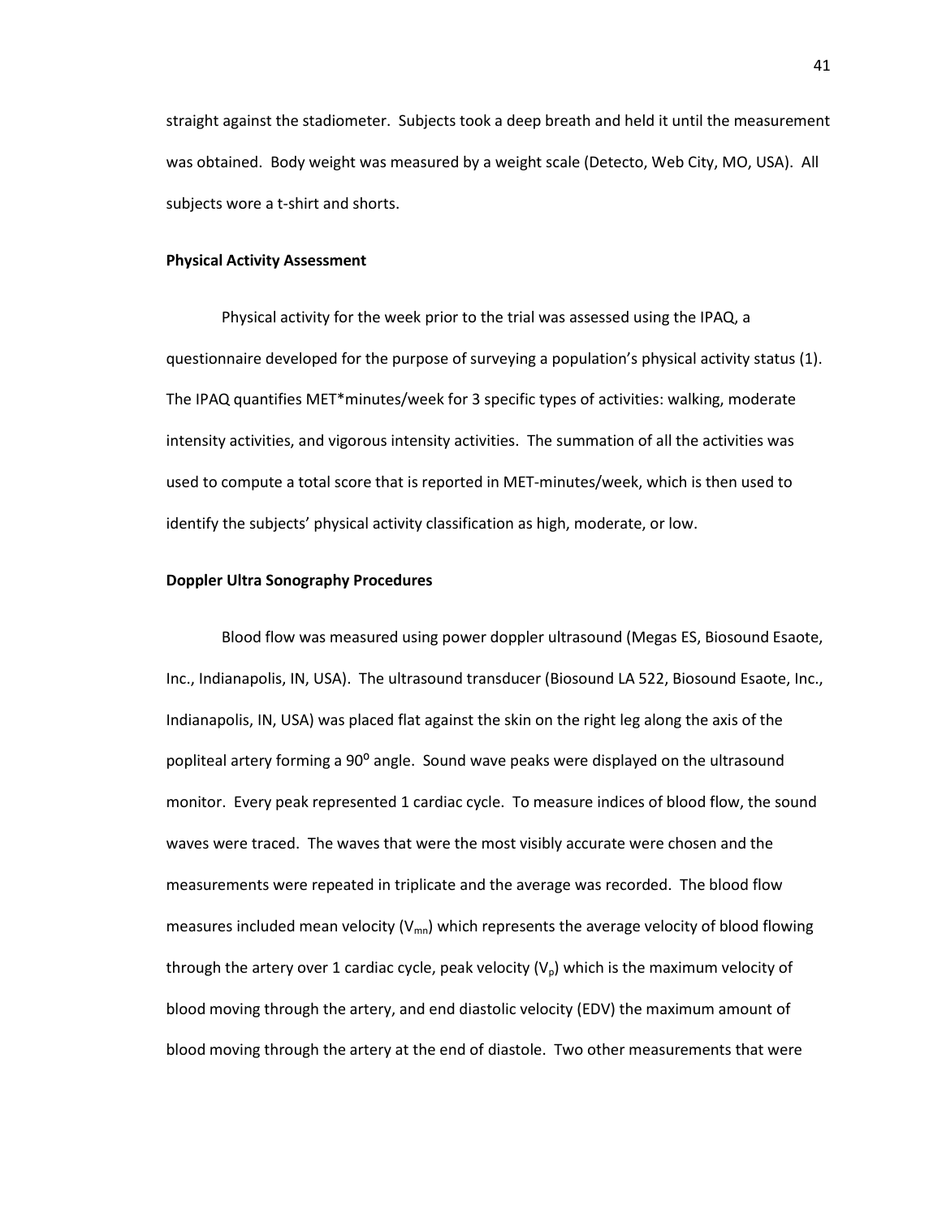straight against the stadiometer. Subjects took a deep breath and held it until the measurement was obtained. Body weight was measured by a weight scale (Detecto, Web City, MO, USA). All subjects wore a t-shirt and shorts.

**Physical Activity Assessment**

Physical activity for the week prior to the trial was assessed using the IPAQ, a questionnaire developed for the purpose of surveying a population's physical activity status (1). The IPAQ quantifies MET*minutes/week for 3 specific types of activities: walking, moderate intensity activities, and vigorous intensity activities. The summation of all the activities was used to compute a total score that is reported in MET-minutes/week, which is then used to identify the subjects' physical activity classification as high, moderate, or low.

**Doppler Ultra Sonography Procedures**

Blood flow was measured using power doppler ultrasound (Megas ES, Biosound Esaote, Inc., Indianapolis, IN, USA). The ultrasound transducer (Biosound LA 522, Biosound Esaote, Inc., Indianapolis, IN, USA) was placed flat against the skin on the right leg along the axis of the popliteal artery forming a $90^o$ angle. Sound wave peaks were displayed on the ultrasound monitor. Every peak represented 1 cardiac cycle. To measure indices of blood flow, the sound waves were traced. The waves that were the most visibly accurate were chosen and the measurements were repeated in triplicate and the average was recorded. The blood flow measures included mean velocity ($V_{mn}$) which represents the average velocity of blood flowing through the artery over 1 cardiac cycle, peak velocity ($V_p$) which is the maximum velocity of blood moving through the artery, and end diastolic velocity (EDV) the maximum amount of blood moving through the artery at the end of diastole. Two other measurements that were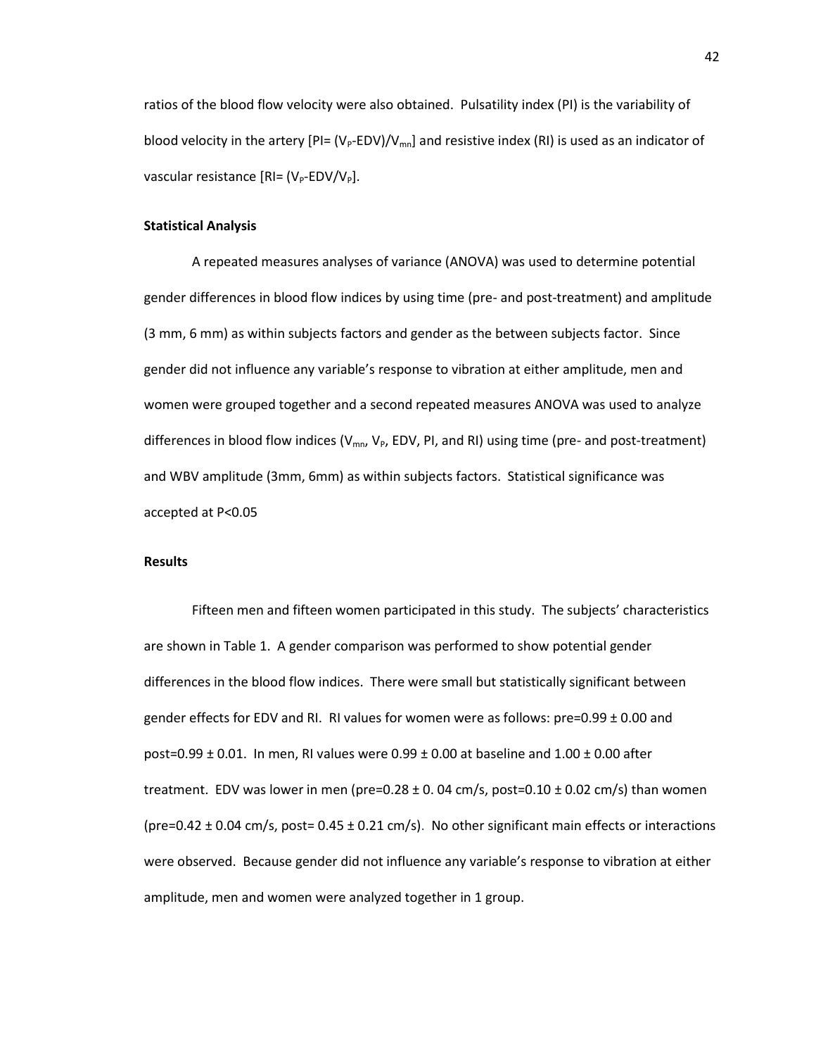ratios of the blood flow velocity were also obtained. Pulsatility index (PI) is the variability of blood velocity in the artery [PI= $(V_P\text{-EDV})/V_{mn}$] and resistive index (RI) is used as an indicator of vascular resistance [RI= $(V_P\text{-EDV}/V_P$].

**Statistical Analysis**

A repeated measures analyses of variance (ANOVA) was used to determine potential gender differences in blood flow indices by using time (pre- and post-treatment) and amplitude (3 mm, 6 mm) as within subjects factors and gender as the between subjects factor. Since gender did not influence any variable's response to vibration at either amplitude, men and women were grouped together and a second repeated measures ANOVA was used to analyze differences in blood flow indices ($V_{mn}$, $V_P$, EDV, PI, and RI) using time (pre- and post-treatment) and WBV amplitude (3mm, 6mm) as within subjects factors. Statistical significance was accepted at $P<0.05$

**Results**

Fifteen men and fifteen women participated in this study. The subjects' characteristics are shown in Table 1. A gender comparison was performed to show potential gender differences in the blood flow indices. There were small but statistically significant between gender effects for EDV and RI. RI values for women were as follows: pre=0.99 ± 0.00 and post=0.99 ± 0.01. In men, RI values were 0.99 ± 0.00 at baseline and 1.00 ± 0.00 after treatment. EDV was lower in men (pre=0.28 ± 0. 04 cm/s, post=0.10 ± 0.02 cm/s) than women (pre=0.42 ± 0.04 cm/s, post= 0.45 ± 0.21 cm/s). No other significant main effects or interactions were observed. Because gender did not influence any variable's response to vibration at either amplitude, men and women were analyzed together in 1 group.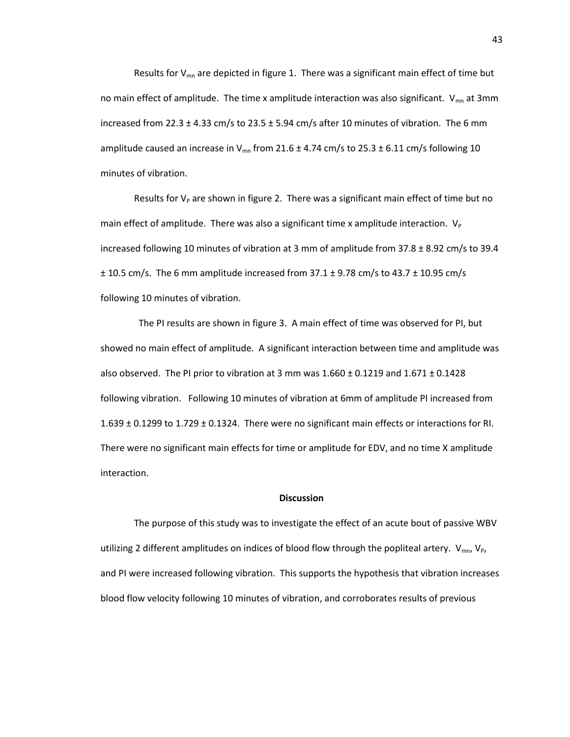Results for $V_{mn}$ are depicted in figure 1. There was a significant main effect of time but no main effect of amplitude. The time x amplitude interaction was also significant. $V_{mn}$ at 3mm increased from 22.3 ± 4.33 cm/s to 23.5 ± 5.94 cm/s after 10 minutes of vibration. The 6 mm amplitude caused an increase in $V_{mn}$ from 21.6 ± 4.74 cm/s to 25.3 ± 6.11 cm/s following 10 minutes of vibration.

Results for $V_P$ are shown in figure 2. There was a significant main effect of time but no main effect of amplitude. There was also a significant time x amplitude interaction. $V_P$ increased following 10 minutes of vibration at 3 mm of amplitude from 37.8 ± 8.92 cm/s to 39.4 ± 10.5 cm/s. The 6 mm amplitude increased from 37.1 ± 9.78 cm/s to 43.7 ± 10.95 cm/s following 10 minutes of vibration.

The PI results are shown in figure 3. A main effect of time was observed for PI, but showed no main effect of amplitude. A significant interaction between time and amplitude was also observed. The PI prior to vibration at 3 mm was 1.660 ± 0.1219 and 1.671 ± 0.1428 following vibration. Following 10 minutes of vibration at 6mm of amplitude PI increased from 1.639 ± 0.1299 to 1.729 ± 0.1324. There were no significant main effects or interactions for RI. There were no significant main effects for time or amplitude for EDV, and no time X amplitude interaction.

## Discussion

The purpose of this study was to investigate the effect of an acute bout of passive WBV utilizing 2 different amplitudes on indices of blood flow through the popliteal artery. $V_{mn}$, $V_P$, and PI were increased following vibration. This supports the hypothesis that vibration increases blood flow velocity following 10 minutes of vibration, and corroborates results of previous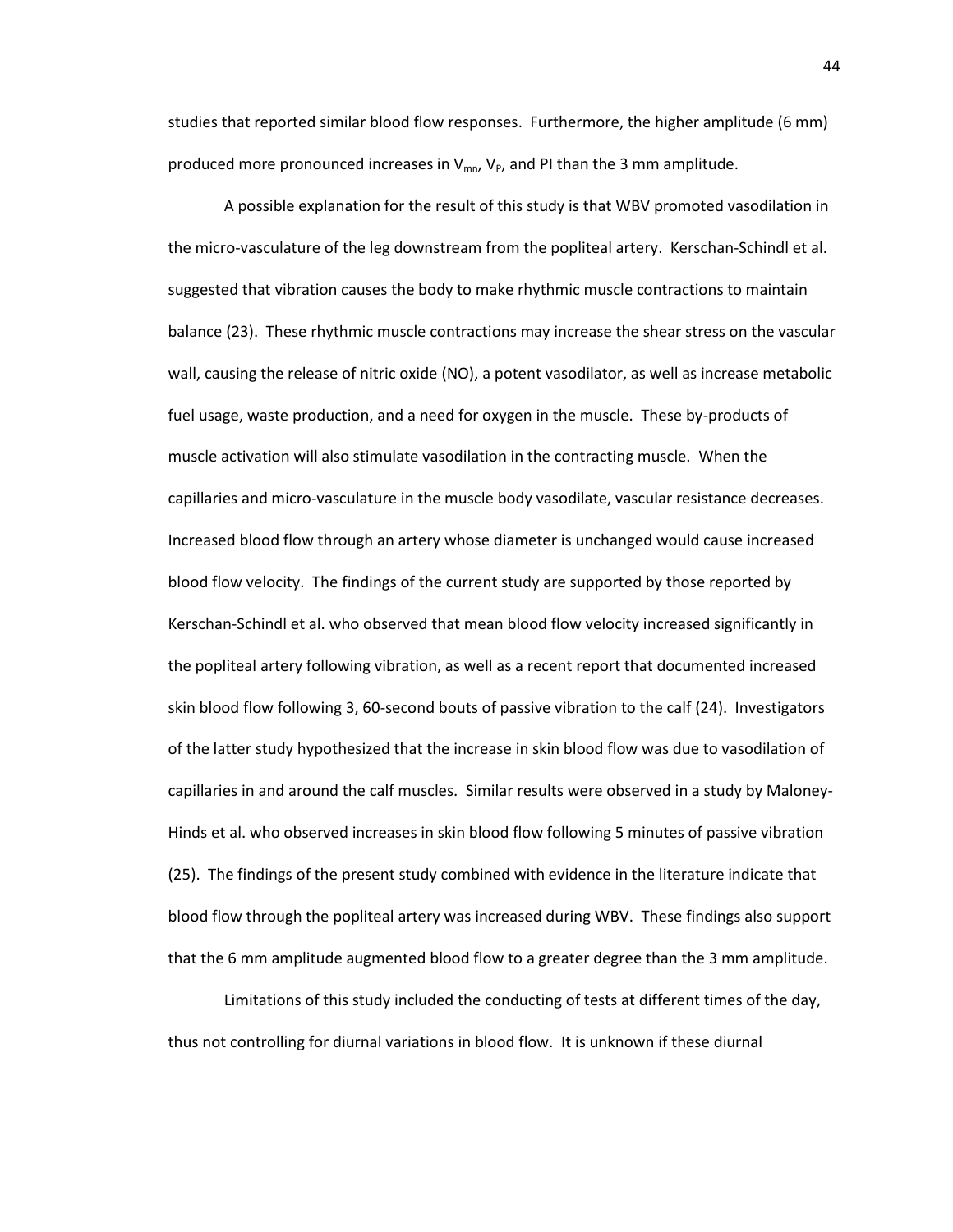studies that reported similar blood flow responses. Furthermore, the higher amplitude (6 mm) produced more pronounced increases in $V_{mn}$, $V_P$, and PI than the 3 mm amplitude.

A possible explanation for the result of this study is that WBV promoted vasodilation in the micro-vasculature of the leg downstream from the popliteal artery. Kerschan-Schindl et al. suggested that vibration causes the body to make rhythmic muscle contractions to maintain balance (23). These rhythmic muscle contractions may increase the shear stress on the vascular wall, causing the release of nitric oxide (NO), a potent vasodilator, as well as increase metabolic fuel usage, waste production, and a need for oxygen in the muscle. These by-products of muscle activation will also stimulate vasodilation in the contracting muscle. When the capillaries and micro-vasculature in the muscle body vasodilate, vascular resistance decreases. Increased blood flow through an artery whose diameter is unchanged would cause increased blood flow velocity. The findings of the current study are supported by those reported by Kerschan-Schindl et al. who observed that mean blood flow velocity increased significantly in the popliteal artery following vibration, as well as a recent report that documented increased skin blood flow following 3, 60-second bouts of passive vibration to the calf (24). Investigators of the latter study hypothesized that the increase in skin blood flow was due to vasodilation of capillaries in and around the calf muscles. Similar results were observed in a study by Maloney-Hinds et al. who observed increases in skin blood flow following 5 minutes of passive vibration (25). The findings of the present study combined with evidence in the literature indicate that blood flow through the popliteal artery was increased during WBV. These findings also support that the 6 mm amplitude augmented blood flow to a greater degree than the 3 mm amplitude.

Limitations of this study included the conducting of tests at different times of the day, thus not controlling for diurnal variations in blood flow. It is unknown if these diurnal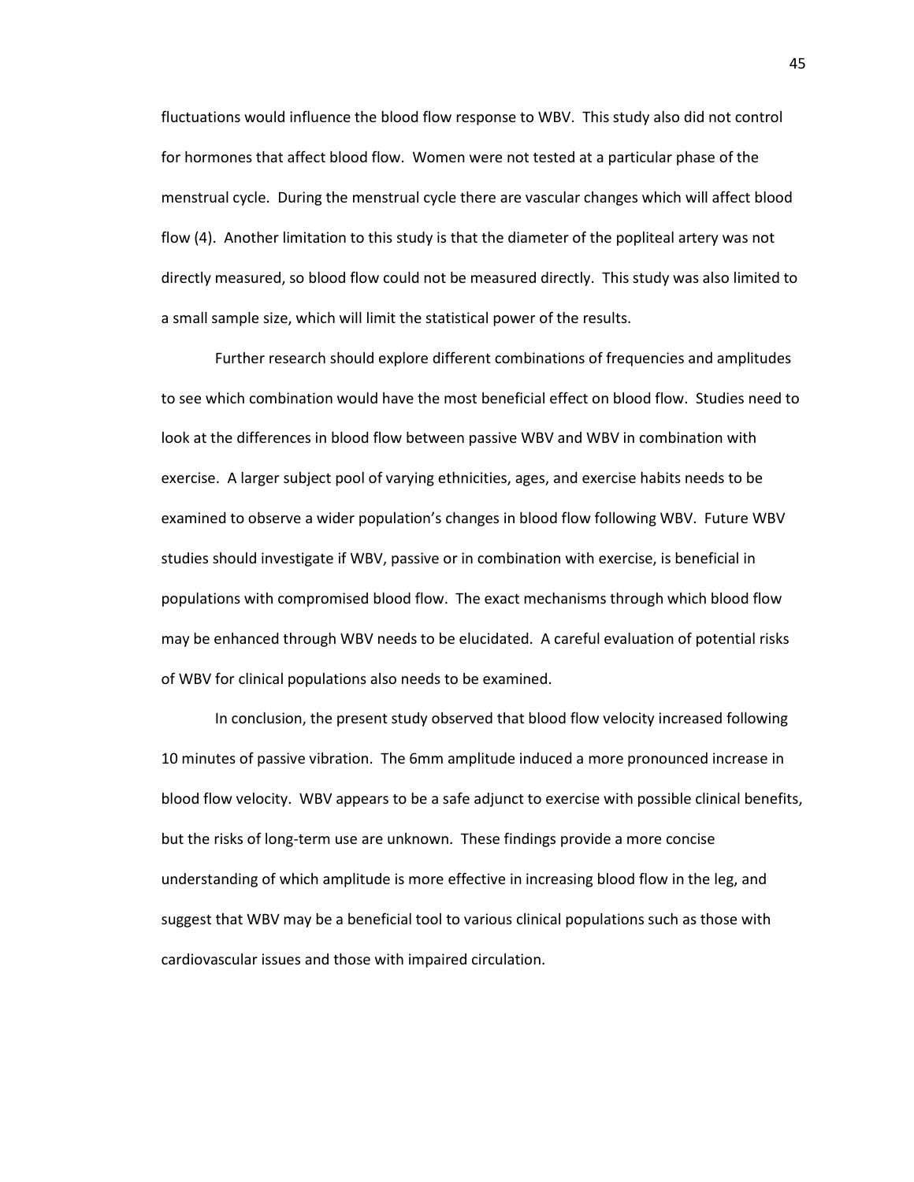fluctuations would influence the blood flow response to WBV. This study also did not control for hormones that affect blood flow. Women were not tested at a particular phase of the menstrual cycle. During the menstrual cycle there are vascular changes which will affect blood flow (4). Another limitation to this study is that the diameter of the popliteal artery was not directly measured, so blood flow could not be measured directly. This study was also limited to a small sample size, which will limit the statistical power of the results.

Further research should explore different combinations of frequencies and amplitudes to see which combination would have the most beneficial effect on blood flow. Studies need to look at the differences in blood flow between passive WBV and WBV in combination with exercise. A larger subject pool of varying ethnicities, ages, and exercise habits needs to be examined to observe a wider population's changes in blood flow following WBV. Future WBV studies should investigate if WBV, passive or in combination with exercise, is beneficial in populations with compromised blood flow. The exact mechanisms through which blood flow may be enhanced through WBV needs to be elucidated. A careful evaluation of potential risks of WBV for clinical populations also needs to be examined.

In conclusion, the present study observed that blood flow velocity increased following 10 minutes of passive vibration. The 6mm amplitude induced a more pronounced increase in blood flow velocity. WBV appears to be a safe adjunct to exercise with possible clinical benefits, but the risks of long-term use are unknown. These findings provide a more concise understanding of which amplitude is more effective in increasing blood flow in the leg, and suggest that WBV may be a beneficial tool to various clinical populations such as those with cardiovascular issues and those with impaired circulation.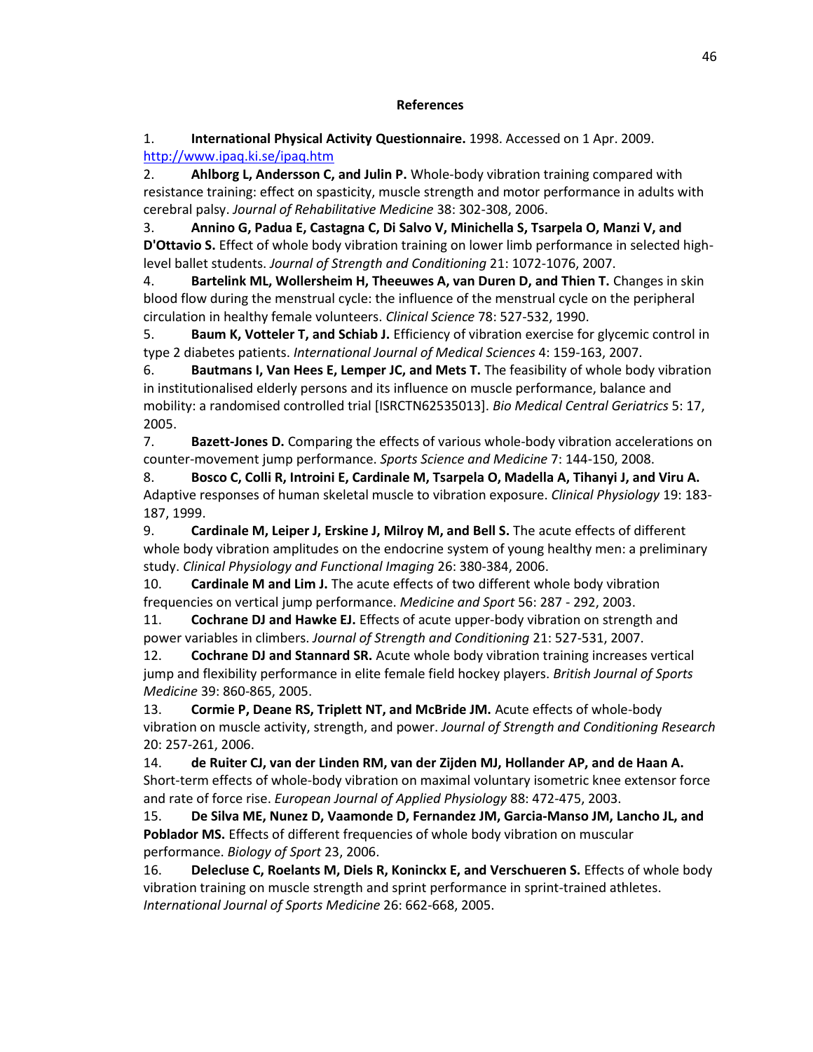**References**

1. **International Physical Activity Questionnaire.** 1998. Accessed on 1 Apr. 2009. http://www.ipaq.ki.se/ipaq.htm
2. **Ahlborg L, Andersson C, and Julin P.** Whole-body vibration training compared with resistance training: effect on spasticity, muscle strength and motor performance in adults with cerebral palsy. *Journal of Rehabilitative Medicine* 38: 302-308, 2006.
3. **Annino G, Padua E, Castagna C, Di Salvo V, Minichella S, Tsarpela O, Manzi V, and D'Ottavio S.** Effect of whole body vibration training on lower limb performance in selected high-level ballet students. *Journal of Strength and Conditioning* 21: 1072-1076, 2007.
4. **Bartelink ML, Wollersheim H, Theeuwes A, van Duren D, and Thien T.** Changes in skin blood flow during the menstrual cycle: the influence of the menstrual cycle on the peripheral circulation in healthy female volunteers. *Clinical Science* 78: 527-532, 1990.
5. **Baum K, Votteler T, and Schiab J.** Efficiency of vibration exercise for glycemic control in type 2 diabetes patients. *International Journal of Medical Sciences* 4: 159-163, 2007.
6. **Bautmans I, Van Hees E, Lemper JC, and Mets T.** The feasibility of whole body vibration in institutionalised elderly persons and its influence on muscle performance, balance and mobility: a randomised controlled trial [ISRCTN62535013]. *Bio Medical Central Geriatrics* 5: 17, 2005.
7. **Bazett-Jones D.** Comparing the effects of various whole-body vibration accelerations on counter-movement jump performance. *Sports Science and Medicine* 7: 144-150, 2008.
8. **Bosco C, Colli R, Introini E, Cardinale M, Tsarpela O, Madella A, Tihanyi J, and Viru A.** Adaptive responses of human skeletal muscle to vibration exposure. *Clinical Physiology* 19: 183-187, 1999.
9. **Cardinale M, Leiper J, Erskine J, Milroy M, and Bell S.** The acute effects of different whole body vibration amplitudes on the endocrine system of young healthy men: a preliminary study. *Clinical Physiology and Functional Imaging* 26: 380-384, 2006.
10. **Cardinale M and Lim J.** The acute effects of two different whole body vibration frequencies on vertical jump performance. *Medicine and Sport* 56: 287 - 292, 2003.
11. **Cochrane DJ and Hawke EJ.** Effects of acute upper-body vibration on strength and power variables in climbers. *Journal of Strength and Conditioning* 21: 527-531, 2007.
12. **Cochrane DJ and Stannard SR.** Acute whole body vibration training increases vertical jump and flexibility performance in elite female field hockey players. *British Journal of Sports Medicine* 39: 860-865, 2005.
13. **Cormie P, Deane RS, Triplett NT, and McBride JM.** Acute effects of whole-body vibration on muscle activity, strength, and power. *Journal of Strength and Conditioning Research* 20: 257-261, 2006.
14. **de Ruiter CJ, van der Linden RM, van der Zijden MJ, Hollander AP, and de Haan A.** Short-term effects of whole-body vibration on maximal voluntary isometric knee extensor force and rate of force rise. *European Journal of Applied Physiology* 88: 472-475, 2003.
15. **De Silva ME, Nunez D, Vaamonde D, Fernandez JM, Garcia-Manso JM, Lancho JL, and Poblador MS.** Effects of different frequencies of whole body vibration on muscular performance. *Biology of Sport* 23, 2006.
16. **Delecluse C, Roelants M, Diels R, Koninckx E, and Verschueren S.** Effects of whole body vibration training on muscle strength and sprint performance in sprint-trained athletes. *International Journal of Sports Medicine* 26: 662-668, 2005.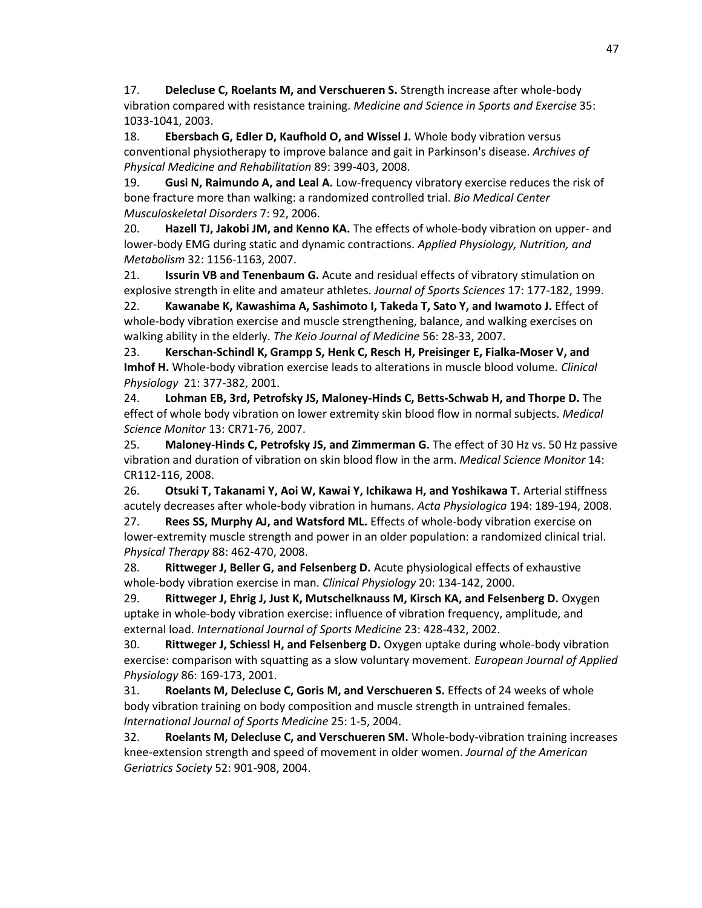17. **Delecluse C, Roelants M, and Verschueren S.** Strength increase after whole-body vibration compared with resistance training. *Medicine and Science in Sports and Exercise* 35: 1033-1041, 2003.

18. **Ebersbach G, Edler D, Kaufhold O, and Wissel J.** Whole body vibration versus conventional physiotherapy to improve balance and gait in Parkinson's disease. *Archives of Physical Medicine and Rehabilitation* 89: 399-403, 2008.

19. **Gusi N, Raimundo A, and Leal A.** Low-frequency vibratory exercise reduces the risk of bone fracture more than walking: a randomized controlled trial. *Bio Medical Center Musculoskeletal Disorders* 7: 92, 2006.

20. **Hazell TJ, Jakobi JM, and Kenno KA.** The effects of whole-body vibration on upper- and lower-body EMG during static and dynamic contractions. *Applied Physiology, Nutrition, and Metabolism* 32: 1156-1163, 2007.

21. **Issurin VB and Tenenbaum G.** Acute and residual effects of vibratory stimulation on explosive strength in elite and amateur athletes. *Journal of Sports Sciences* 17: 177-182, 1999.

22. **Kawanabe K, Kawashima A, Sashimoto I, Takeda T, Sato Y, and Iwamoto J.** Effect of whole-body vibration exercise and muscle strengthening, balance, and walking exercises on walking ability in the elderly. *The Keio Journal of Medicine* 56: 28-33, 2007.

23. **Kerschan-Schindl K, Grampp S, Henk C, Resch H, Preisinger E, Fialka-Moser V, and Imhof H.** Whole-body vibration exercise leads to alterations in muscle blood volume. *Clinical Physiology* 21: 377-382, 2001.

24. **Lohman EB, 3rd, Petrofsky JS, Maloney-Hinds C, Betts-Schwab H, and Thorpe D.** The effect of whole body vibration on lower extremity skin blood flow in normal subjects. *Medical Science Monitor* 13: CR71-76, 2007.

25. **Maloney-Hinds C, Petrofsky JS, and Zimmerman G.** The effect of 30 Hz vs. 50 Hz passive vibration and duration of vibration on skin blood flow in the arm. *Medical Science Monitor* 14: CR112-116, 2008.

26. **Otsuki T, Takanami Y, Aoi W, Kawai Y, Ichikawa H, and Yoshikawa T.** Arterial stiffness acutely decreases after whole-body vibration in humans. *Acta Physiologica* 194: 189-194, 2008.

27. **Rees SS, Murphy AJ, and Watsford ML.** Effects of whole-body vibration exercise on lower-extremity muscle strength and power in an older population: a randomized clinical trial. *Physical Therapy* 88: 462-470, 2008.

28. **Rittweger J, Beller G, and Felsenberg D.** Acute physiological effects of exhaustive whole-body vibration exercise in man. *Clinical Physiology* 20: 134-142, 2000.

29. **Rittweger J, Ehrig J, Just K, Mutschelknauss M, Kirsch KA, and Felsenberg D.** Oxygen uptake in whole-body vibration exercise: influence of vibration frequency, amplitude, and external load. *International Journal of Sports Medicine* 23: 428-432, 2002.

30. **Rittweger J, Schiessl H, and Felsenberg D.** Oxygen uptake during whole-body vibration exercise: comparison with squatting as a slow voluntary movement. *European Journal of Applied Physiology* 86: 169-173, 2001.

31. **Roelants M, Delecluse C, Goris M, and Verschueren S.** Effects of 24 weeks of whole body vibration training on body composition and muscle strength in untrained females. *International Journal of Sports Medicine* 25: 1-5, 2004.

32. **Roelants M, Delecluse C, and Verschueren SM.** Whole-body-vibration training increases knee-extension strength and speed of movement in older women. *Journal of the American Geriatrics Society* 52: 901-908, 2004.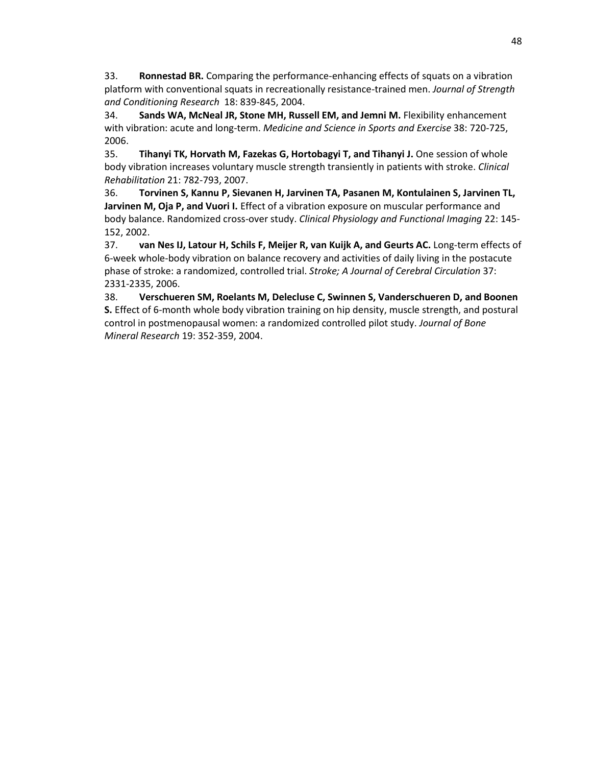33. **Ronnestad BR.** Comparing the performance-enhancing effects of squats on a vibration platform with conventional squats in recreationally resistance-trained men. *Journal of Strength and Conditioning Research* 18: 839-845, 2004.

34. **Sands WA, McNeal JR, Stone MH, Russell EM, and Jemni M.** Flexibility enhancement with vibration: acute and long-term. *Medicine and Science in Sports and Exercise* 38: 720-725, 2006.

35. **Tihanyi TK, Horvath M, Fazekas G, Hortobagyi T, and Tihanyi J.** One session of whole body vibration increases voluntary muscle strength transiently in patients with stroke. *Clinical Rehabilitation* 21: 782-793, 2007.

36. **Torvinen S, Kannu P, Sievanen H, Jarvinen TA, Pasanen M, Kontulainen S, Jarvinen TL, Jarvinen M, Oja P, and Vuori I.** Effect of a vibration exposure on muscular performance and body balance. Randomized cross-over study. *Clinical Physiology and Functional Imaging* 22: 145-152, 2002.

37. **van Nes IJ, Latour H, Schils F, Meijer R, van Kuijk A, and Geurts AC.** Long-term effects of 6-week whole-body vibration on balance recovery and activities of daily living in the postacute phase of stroke: a randomized, controlled trial. *Stroke; A Journal of Cerebral Circulation* 37: 2331-2335, 2006.

38. **Verschueren SM, Roelants M, Delecluse C, Swinnen S, Vanderschueren D, and Boonen S.** Effect of 6-month whole body vibration training on hip density, muscle strength, and postural control in postmenopausal women: a randomized controlled pilot study. *Journal of Bone Mineral Research* 19: 352-359, 2004.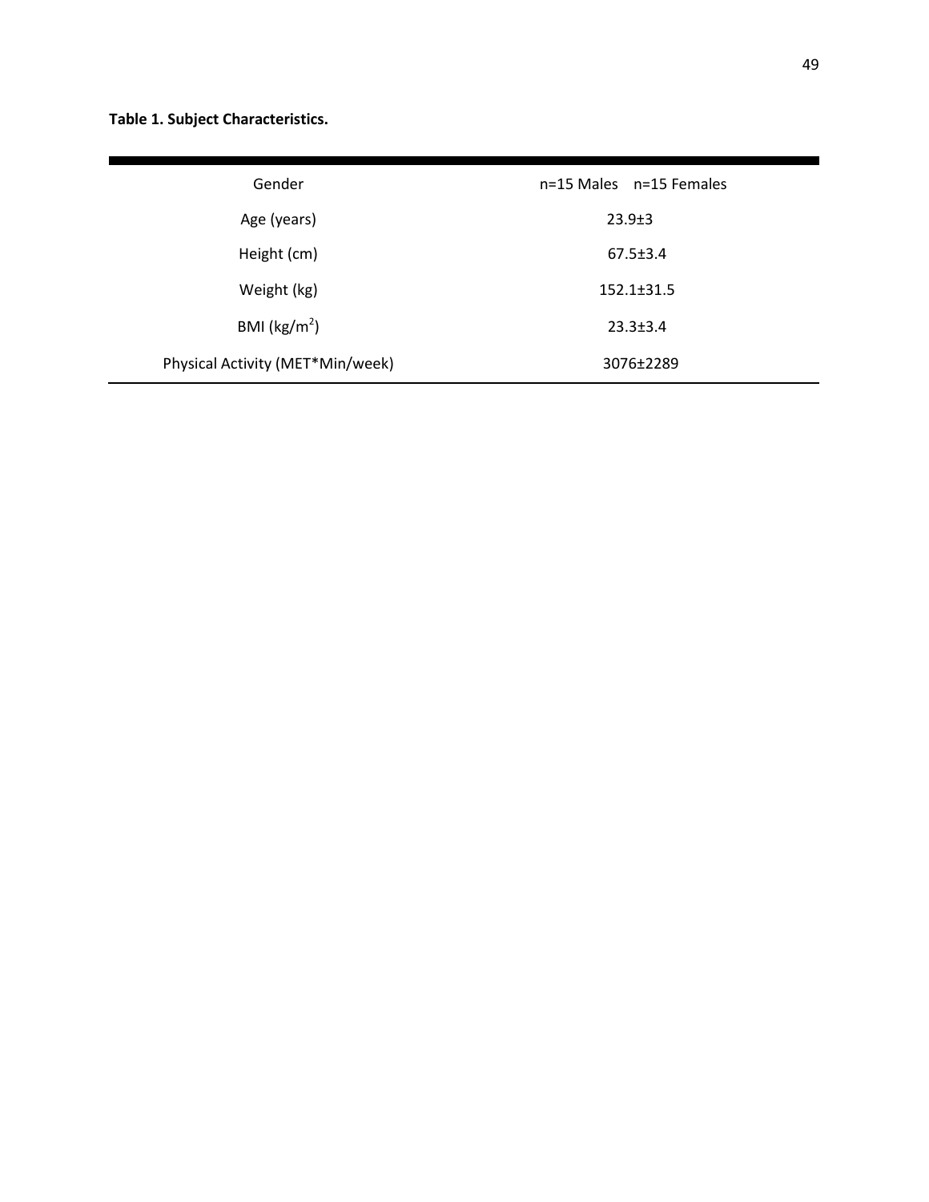**Table 1. Subject Characteristics.**

| | |
|---|---|
| Gender | n=15 Males n=15 Females |
| Age (years) | 23.9±3 |
| Height (cm) | 67.5±3.4 |
| Weight (kg) | 152.1±31.5 |
| BMI ($kg/m^2$) | 23.3±3.4 |
| Physical Activity (MET*Min/week) | 3076±2289 |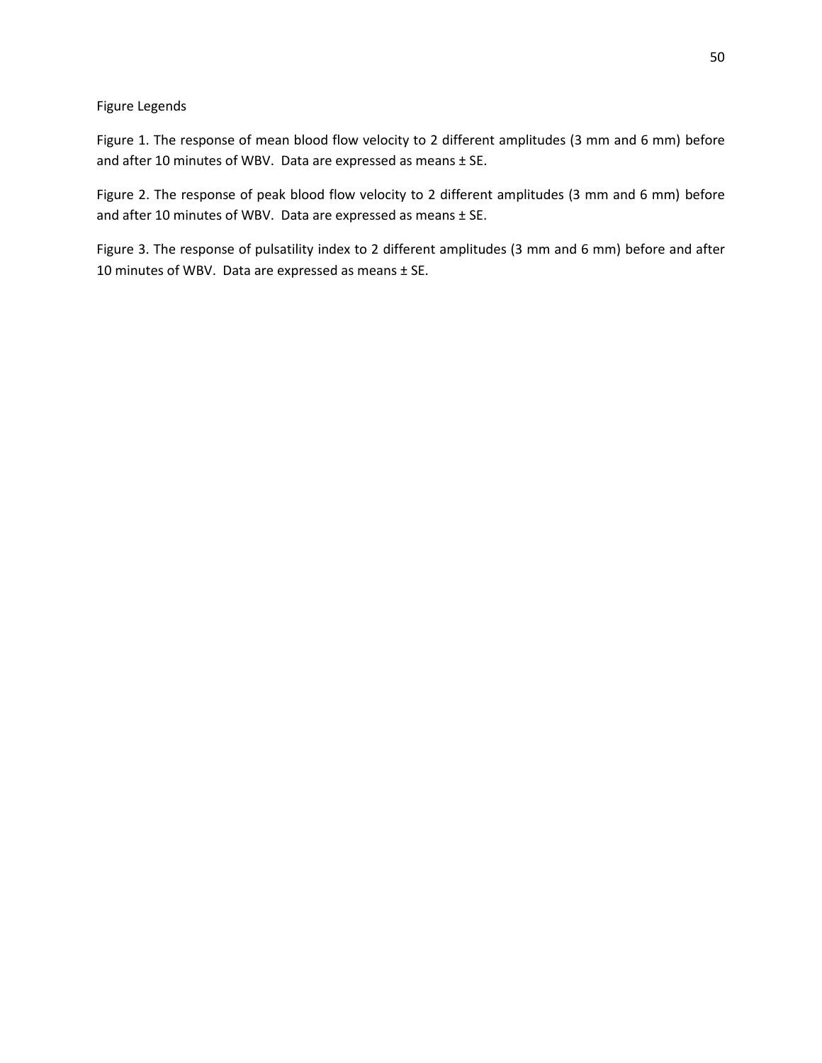Figure Legends

Figure 1. The response of mean blood flow velocity to 2 different amplitudes (3 mm and 6 mm) before and after 10 minutes of WBV. Data are expressed as means ± SE.

Figure 2. The response of peak blood flow velocity to 2 different amplitudes (3 mm and 6 mm) before and after 10 minutes of WBV. Data are expressed as means ± SE.

Figure 3. The response of pulsatility index to 2 different amplitudes (3 mm and 6 mm) before and after 10 minutes of WBV. Data are expressed as means ± SE.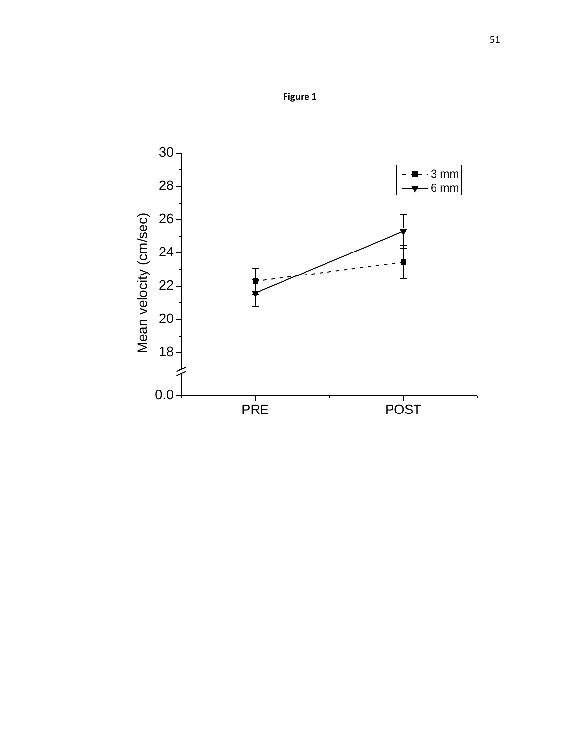**Figure 1**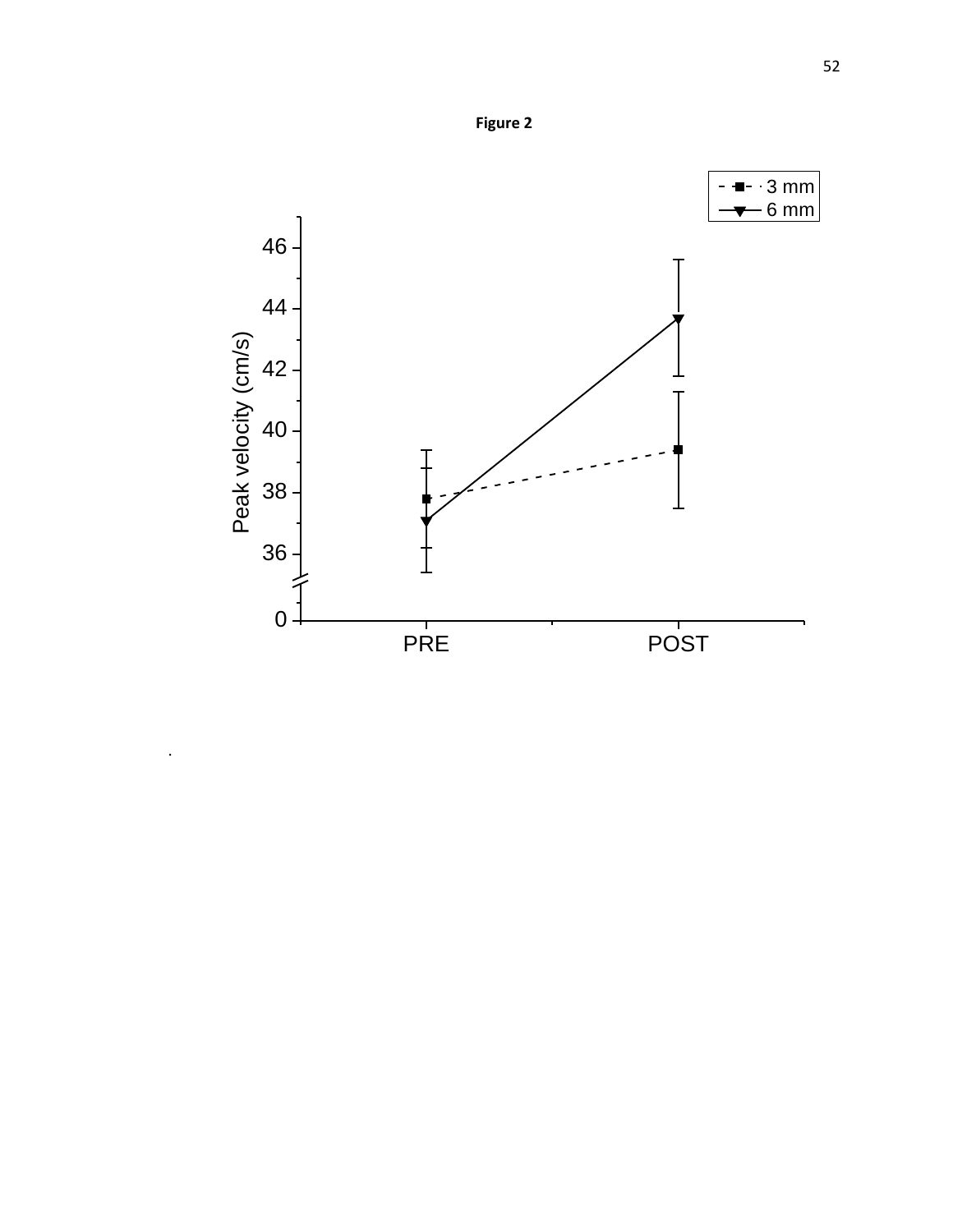**Figure 2**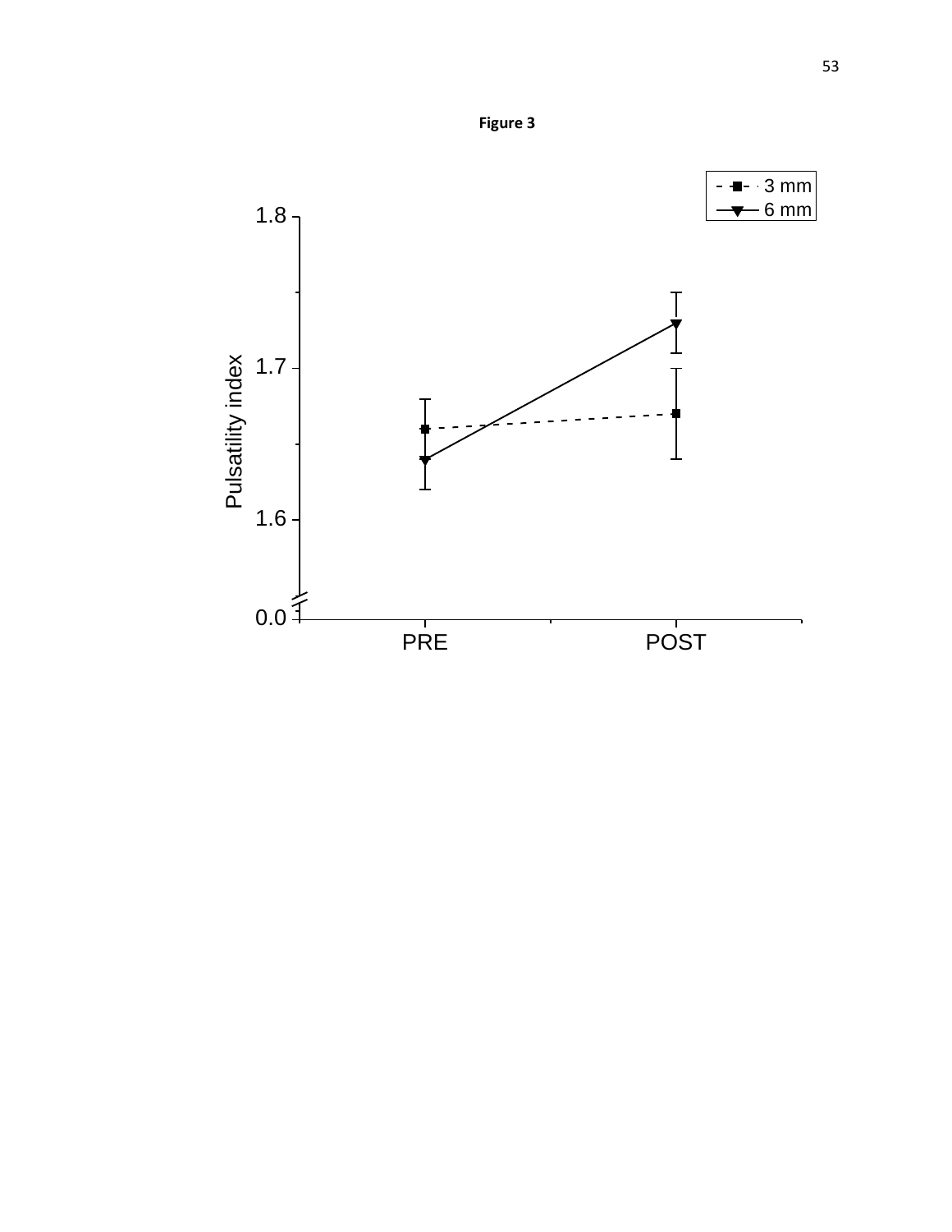**Figure 3**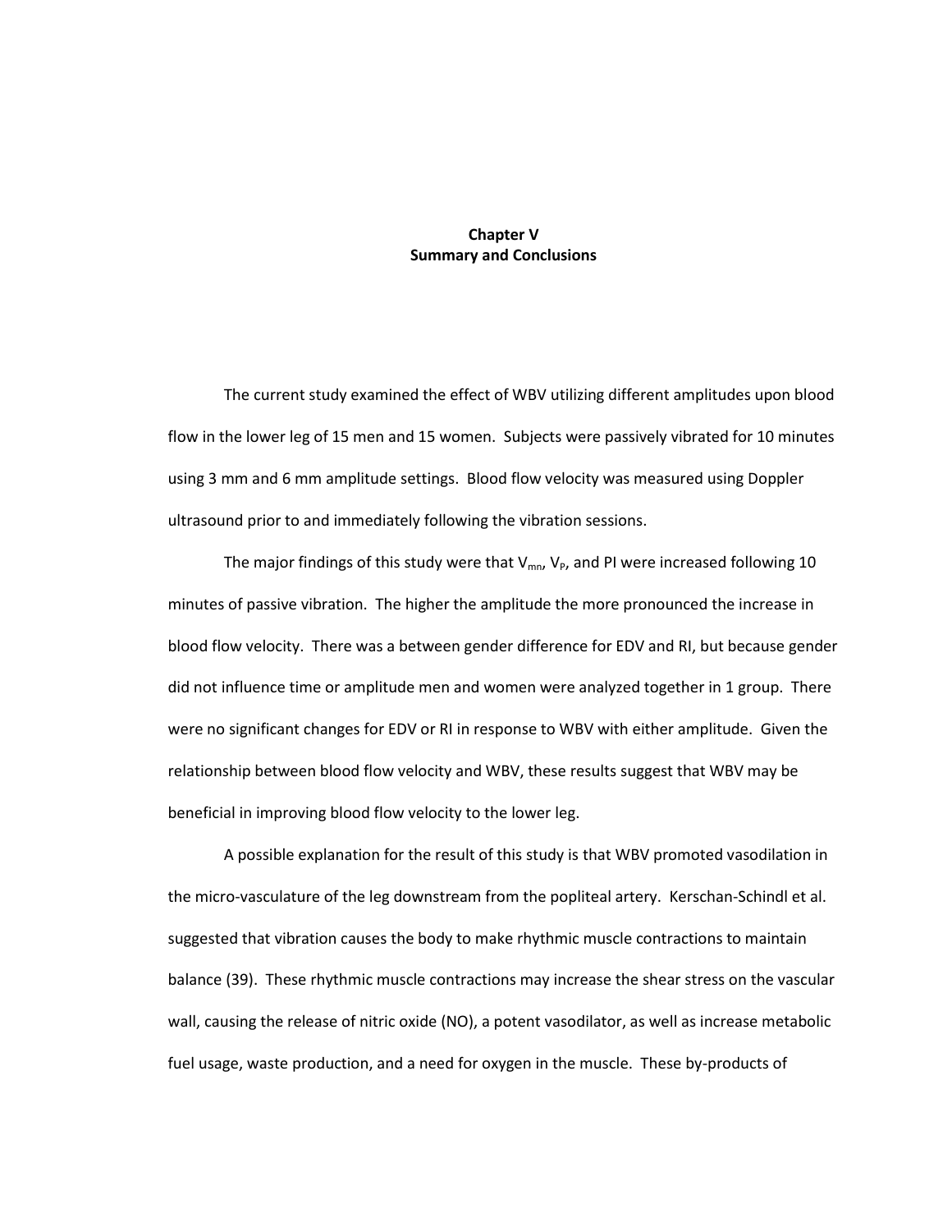# Chapter V
## Summary and Conclusions

The current study examined the effect of WBV utilizing different amplitudes upon blood flow in the lower leg of 15 men and 15 women. Subjects were passively vibrated for 10 minutes using 3 mm and 6 mm amplitude settings. Blood flow velocity was measured using Doppler ultrasound prior to and immediately following the vibration sessions.

The major findings of this study were that $V_{mn}$, $V_P$, and PI were increased following 10 minutes of passive vibration. The higher the amplitude the more pronounced the increase in blood flow velocity. There was a between gender difference for EDV and RI, but because gender did not influence time or amplitude men and women were analyzed together in 1 group. There were no significant changes for EDV or RI in response to WBV with either amplitude. Given the relationship between blood flow velocity and WBV, these results suggest that WBV may be beneficial in improving blood flow velocity to the lower leg.

A possible explanation for the result of this study is that WBV promoted vasodilation in the micro-vasculature of the leg downstream from the popliteal artery. Kerschan-Schindl et al. suggested that vibration causes the body to make rhythmic muscle contractions to maintain balance (39). These rhythmic muscle contractions may increase the shear stress on the vascular wall, causing the release of nitric oxide (NO), a potent vasodilator, as well as increase metabolic fuel usage, waste production, and a need for oxygen in the muscle. These by-products of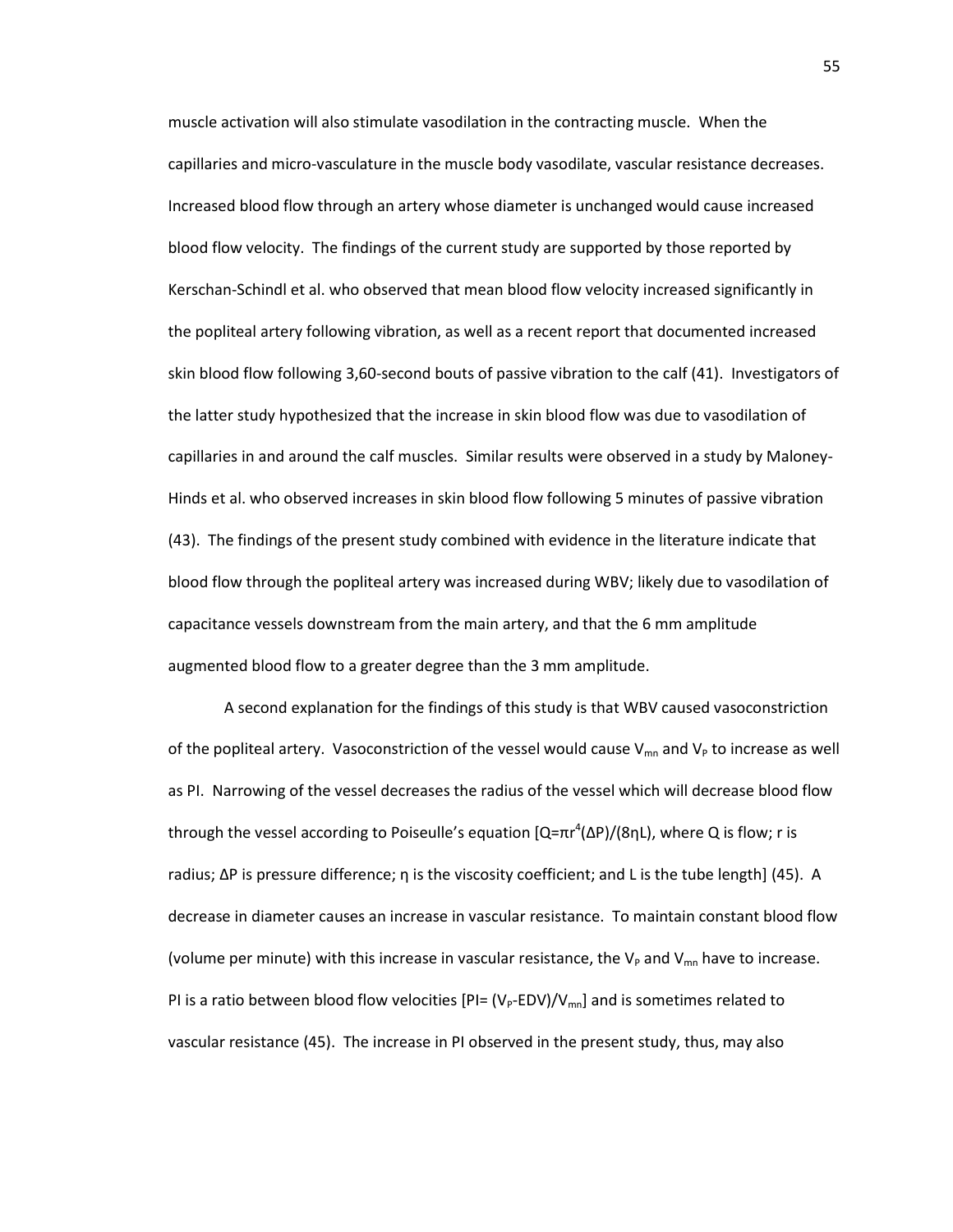muscle activation will also stimulate vasodilation in the contracting muscle. When the capillaries and micro-vasculature in the muscle body vasodilate, vascular resistance decreases. Increased blood flow through an artery whose diameter is unchanged would cause increased blood flow velocity. The findings of the current study are supported by those reported by Kerschan-Schindl et al. who observed that mean blood flow velocity increased significantly in the popliteal artery following vibration, as well as a recent report that documented increased skin blood flow following 3,60-second bouts of passive vibration to the calf (41). Investigators of the latter study hypothesized that the increase in skin blood flow was due to vasodilation of capillaries in and around the calf muscles. Similar results were observed in a study by Maloney-Hinds et al. who observed increases in skin blood flow following 5 minutes of passive vibration (43). The findings of the present study combined with evidence in the literature indicate that blood flow through the popliteal artery was increased during WBV; likely due to vasodilation of capacitance vessels downstream from the main artery, and that the 6 mm amplitude augmented blood flow to a greater degree than the 3 mm amplitude.

A second explanation for the findings of this study is that WBV caused vasoconstriction of the popliteal artery. Vasoconstriction of the vessel would cause $V_{mn}$ and $V_P$ to increase as well as PI. Narrowing of the vessel decreases the radius of the vessel which will decrease blood flow through the vessel according to Poiseulle's equation [$Q=\pi r^4(\Delta P)/(8\eta L)$, where Q is flow; r is radius; ΔP is pressure difference; η is the viscosity coefficient; and L is the tube length] (45). A decrease in diameter causes an increase in vascular resistance. To maintain constant blood flow (volume per minute) with this increase in vascular resistance, the $V_P$ and $V_{mn}$ have to increase. PI is a ratio between blood flow velocities [$PI= (V_P\text{-}EDV)/V_{mn}$] and is sometimes related to vascular resistance (45). The increase in PI observed in the present study, thus, may also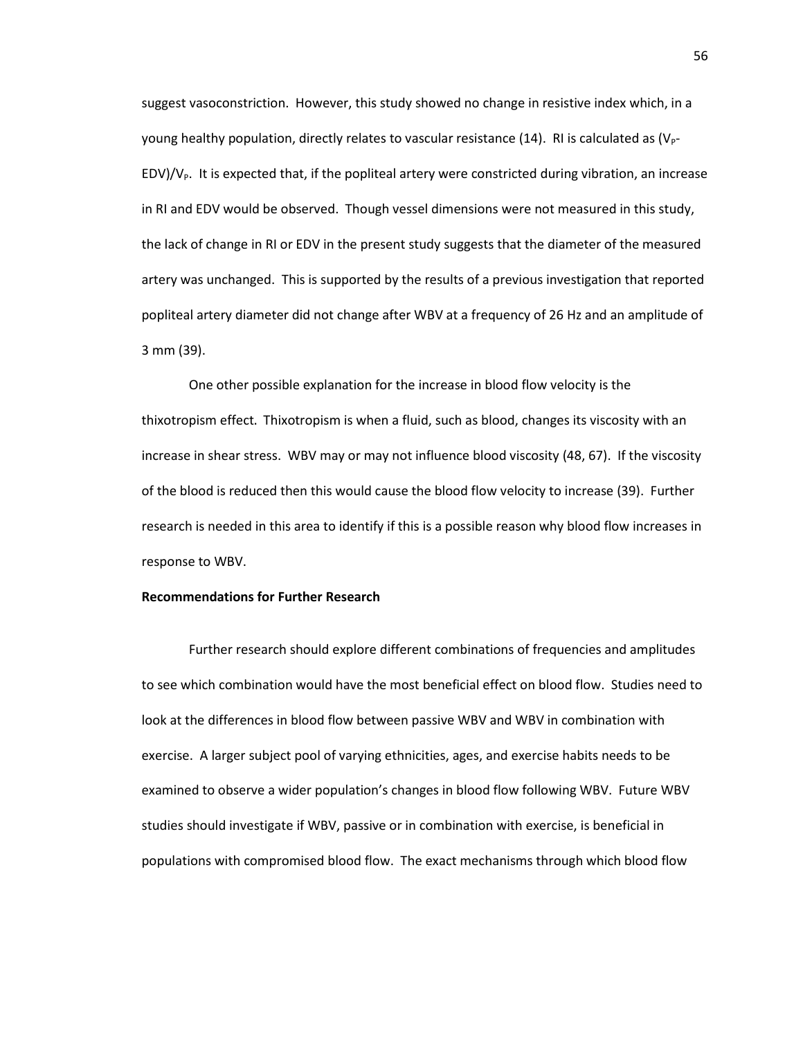suggest vasoconstriction. However, this study showed no change in resistive index which, in a young healthy population, directly relates to vascular resistance (14). RI is calculated as ($V_P$-EDV)/$V_P$. It is expected that, if the popliteal artery were constricted during vibration, an increase in RI and EDV would be observed. Though vessel dimensions were not measured in this study, the lack of change in RI or EDV in the present study suggests that the diameter of the measured artery was unchanged. This is supported by the results of a previous investigation that reported popliteal artery diameter did not change after WBV at a frequency of 26 Hz and an amplitude of 3 mm (39).

One other possible explanation for the increase in blood flow velocity is the thixotropism effect. Thixotropism is when a fluid, such as blood, changes its viscosity with an increase in shear stress. WBV may or may not influence blood viscosity (48, 67). If the viscosity of the blood is reduced then this would cause the blood flow velocity to increase (39). Further research is needed in this area to identify if this is a possible reason why blood flow increases in response to WBV.

**Recommendations for Further Research**

Further research should explore different combinations of frequencies and amplitudes to see which combination would have the most beneficial effect on blood flow. Studies need to look at the differences in blood flow between passive WBV and WBV in combination with exercise. A larger subject pool of varying ethnicities, ages, and exercise habits needs to be examined to observe a wider population's changes in blood flow following WBV. Future WBV studies should investigate if WBV, passive or in combination with exercise, is beneficial in populations with compromised blood flow. The exact mechanisms through which blood flow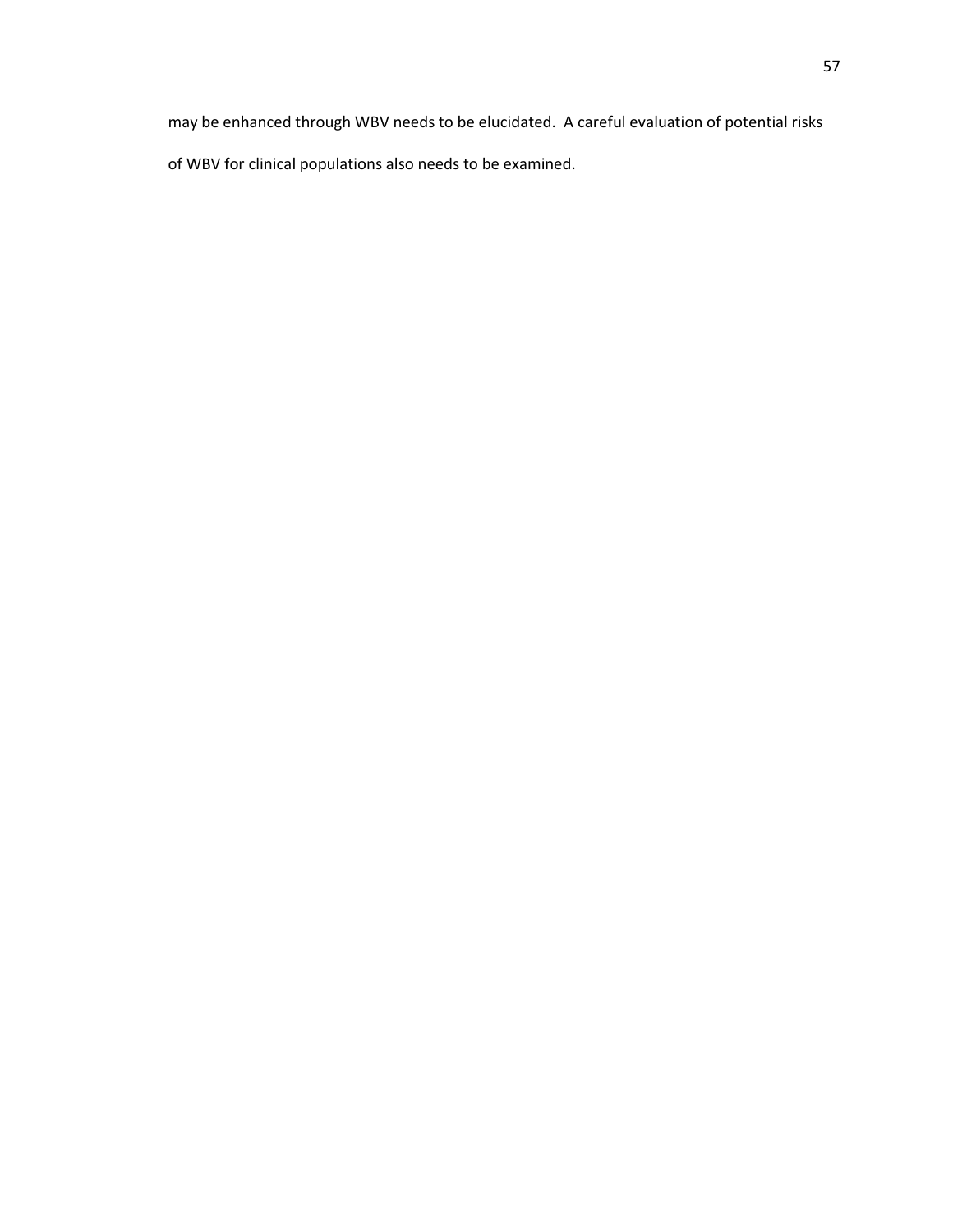may be enhanced through WBV needs to be elucidated. A careful evaluation of potential risks of WBV for clinical populations also needs to be examined.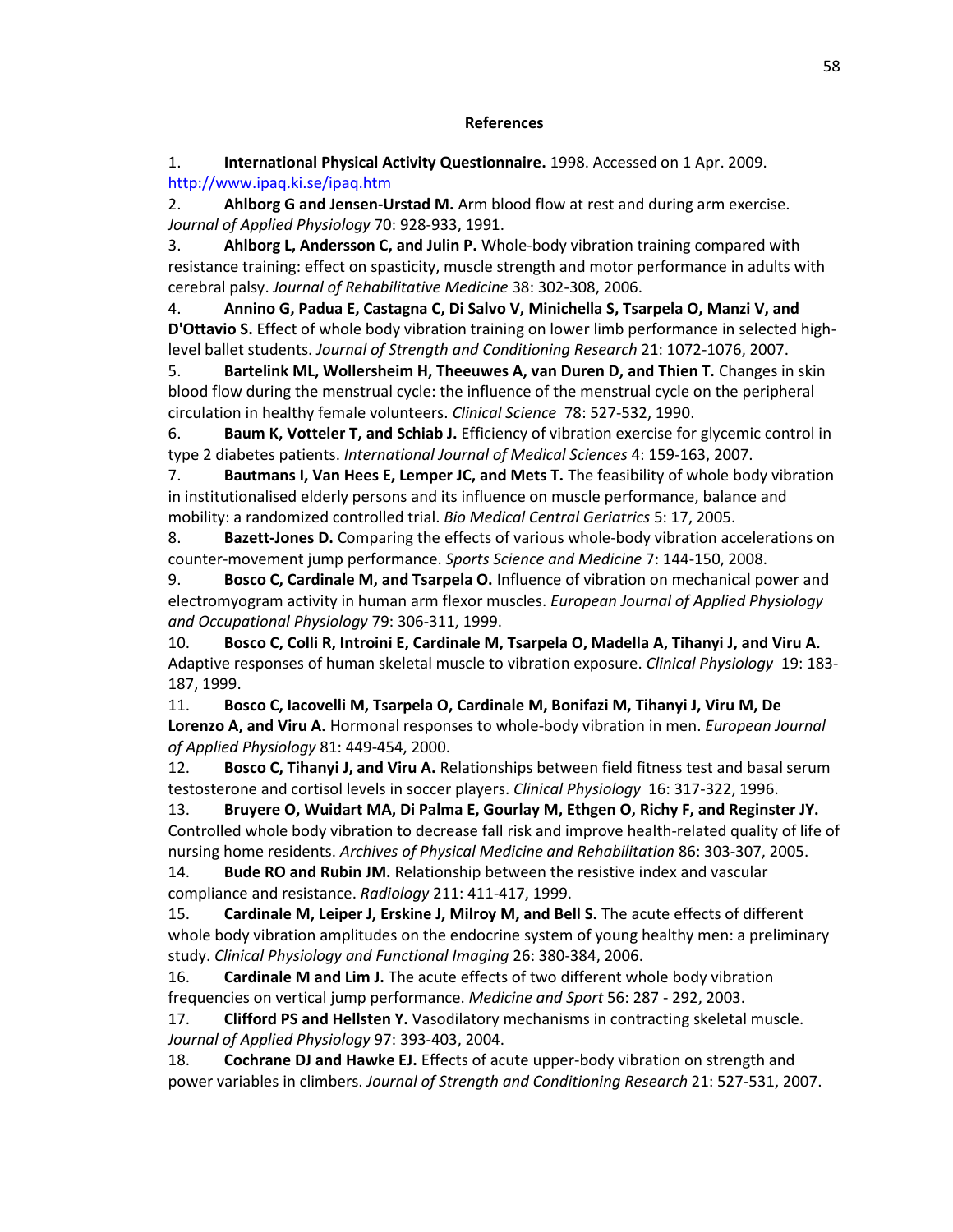## References

1. **International Physical Activity Questionnaire.** 1998. Accessed on 1 Apr. 2009. http://www.ipaq.ki.se/ipaq.htm

2. **Ahlborg G and Jensen-Urstad M.** Arm blood flow at rest and during arm exercise. *Journal of Applied Physiology* 70: 928-933, 1991.

3. **Ahlborg L, Andersson C, and Julin P.** Whole-body vibration training compared with resistance training: effect on spasticity, muscle strength and motor performance in adults with cerebral palsy. *Journal of Rehabilitative Medicine* 38: 302-308, 2006.

4. **Annino G, Padua E, Castagna C, Di Salvo V, Minichella S, Tsarpela O, Manzi V, and D'Ottavio S.** Effect of whole body vibration training on lower limb performance in selected high-level ballet students. *Journal of Strength and Conditioning Research* 21: 1072-1076, 2007.

5. **Bartelink ML, Wollersheim H, Theeuwes A, van Duren D, and Thien T.** Changes in skin blood flow during the menstrual cycle: the influence of the menstrual cycle on the peripheral circulation in healthy female volunteers. *Clinical Science* 78: 527-532, 1990.

6. **Baum K, Votteler T, and Schiab J.** Efficiency of vibration exercise for glycemic control in type 2 diabetes patients. *International Journal of Medical Sciences* 4: 159-163, 2007.

7. **Bautmans I, Van Hees E, Lemper JC, and Mets T.** The feasibility of whole body vibration in institutionalised elderly persons and its influence on muscle performance, balance and mobility: a randomized controlled trial. *Bio Medical Central Geriatrics* 5: 17, 2005.

8. **Bazett-Jones D.** Comparing the effects of various whole-body vibration accelerations on counter-movement jump performance. *Sports Science and Medicine* 7: 144-150, 2008.

9. **Bosco C, Cardinale M, and Tsarpela O.** Influence of vibration on mechanical power and electromyogram activity in human arm flexor muscles. *European Journal of Applied Physiology and Occupational Physiology* 79: 306-311, 1999.

10. **Bosco C, Colli R, Introini E, Cardinale M, Tsarpela O, Madella A, Tihanyi J, and Viru A.** Adaptive responses of human skeletal muscle to vibration exposure. *Clinical Physiology* 19: 183-187, 1999.

11. **Bosco C, Iacovelli M, Tsarpela O, Cardinale M, Bonifazi M, Tihanyi J, Viru M, De Lorenzo A, and Viru A.** Hormonal responses to whole-body vibration in men. *European Journal of Applied Physiology* 81: 449-454, 2000.

12. **Bosco C, Tihanyi J, and Viru A.** Relationships between field fitness test and basal serum testosterone and cortisol levels in soccer players. *Clinical Physiology* 16: 317-322, 1996.

13. **Bruyere O, Wuidart MA, Di Palma E, Gourlay M, Ethgen O, Richy F, and Reginster JY.** Controlled whole body vibration to decrease fall risk and improve health-related quality of life of nursing home residents. *Archives of Physical Medicine and Rehabilitation* 86: 303-307, 2005.

14. **Bude RO and Rubin JM.** Relationship between the resistive index and vascular compliance and resistance. *Radiology* 211: 411-417, 1999.

15. **Cardinale M, Leiper J, Erskine J, Milroy M, and Bell S.** The acute effects of different whole body vibration amplitudes on the endocrine system of young healthy men: a preliminary study. *Clinical Physiology and Functional Imaging* 26: 380-384, 2006.

16. **Cardinale M and Lim J.** The acute effects of two different whole body vibration frequencies on vertical jump performance. *Medicine and Sport* 56: 287 - 292, 2003.

17. **Clifford PS and Hellsten Y.** Vasodilatory mechanisms in contracting skeletal muscle. *Journal of Applied Physiology* 97: 393-403, 2004.

18. **Cochrane DJ and Hawke EJ.** Effects of acute upper-body vibration on strength and power variables in climbers. *Journal of Strength and Conditioning Research* 21: 527-531, 2007.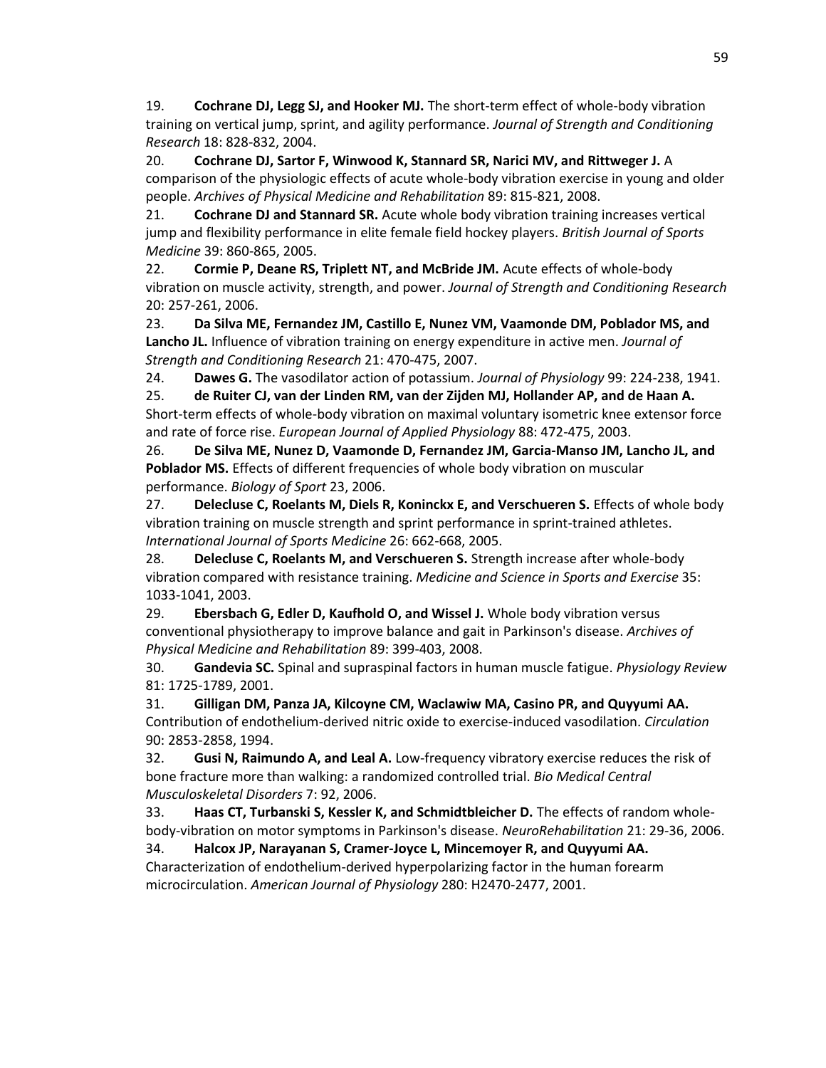19. **Cochrane DJ, Legg SJ, and Hooker MJ.** The short-term effect of whole-body vibration training on vertical jump, sprint, and agility performance. *Journal of Strength and Conditioning Research* 18: 828-832, 2004.

20. **Cochrane DJ, Sartor F, Winwood K, Stannard SR, Narici MV, and Rittweger J.** A comparison of the physiologic effects of acute whole-body vibration exercise in young and older people. *Archives of Physical Medicine and Rehabilitation* 89: 815-821, 2008.

21. **Cochrane DJ and Stannard SR.** Acute whole body vibration training increases vertical jump and flexibility performance in elite female field hockey players. *British Journal of Sports Medicine* 39: 860-865, 2005.

22. **Cormie P, Deane RS, Triplett NT, and McBride JM.** Acute effects of whole-body vibration on muscle activity, strength, and power. *Journal of Strength and Conditioning Research* 20: 257-261, 2006.

23. **Da Silva ME, Fernandez JM, Castillo E, Nunez VM, Vaamonde DM, Poblador MS, and Lancho JL.** Influence of vibration training on energy expenditure in active men. *Journal of Strength and Conditioning Research* 21: 470-475, 2007.

24. **Dawes G.** The vasodilator action of potassium. *Journal of Physiology* 99: 224-238, 1941.

25. **de Ruiter CJ, van der Linden RM, van der Zijden MJ, Hollander AP, and de Haan A.** Short-term effects of whole-body vibration on maximal voluntary isometric knee extensor force and rate of force rise. *European Journal of Applied Physiology* 88: 472-475, 2003.

26. **De Silva ME, Nunez D, Vaamonde D, Fernandez JM, Garcia-Manso JM, Lancho JL, and Poblador MS.** Effects of different frequencies of whole body vibration on muscular performance. *Biology of Sport* 23, 2006.

27. **Delecluse C, Roelants M, Diels R, Koninckx E, and Verschueren S.** Effects of whole body vibration training on muscle strength and sprint performance in sprint-trained athletes. *International Journal of Sports Medicine* 26: 662-668, 2005.

28. **Delecluse C, Roelants M, and Verschueren S.** Strength increase after whole-body vibration compared with resistance training. *Medicine and Science in Sports and Exercise* 35: 1033-1041, 2003.

29. **Ebersbach G, Edler D, Kaufhold O, and Wissel J.** Whole body vibration versus conventional physiotherapy to improve balance and gait in Parkinson's disease. *Archives of Physical Medicine and Rehabilitation* 89: 399-403, 2008.

30. **Gandevia SC.** Spinal and supraspinal factors in human muscle fatigue. *Physiology Review* 81: 1725-1789, 2001.

31. **Gilligan DM, Panza JA, Kilcoyne CM, Waclawiw MA, Casino PR, and Quyyumi AA.** Contribution of endothelium-derived nitric oxide to exercise-induced vasodilation. *Circulation* 90: 2853-2858, 1994.

32. **Gusi N, Raimundo A, and Leal A.** Low-frequency vibratory exercise reduces the risk of bone fracture more than walking: a randomized controlled trial. *Bio Medical Central Musculoskeletal Disorders* 7: 92, 2006.

33. **Haas CT, Turbanski S, Kessler K, and Schmidtbleicher D.** The effects of random whole-body-vibration on motor symptoms in Parkinson's disease. *NeuroRehabilitation* 21: 29-36, 2006.

34. **Halcox JP, Narayanan S, Cramer-Joyce L, Mincemoyer R, and Quyyumi AA.** Characterization of endothelium-derived hyperpolarizing factor in the human forearm microcirculation. *American Journal of Physiology* 280: H2470-2477, 2001.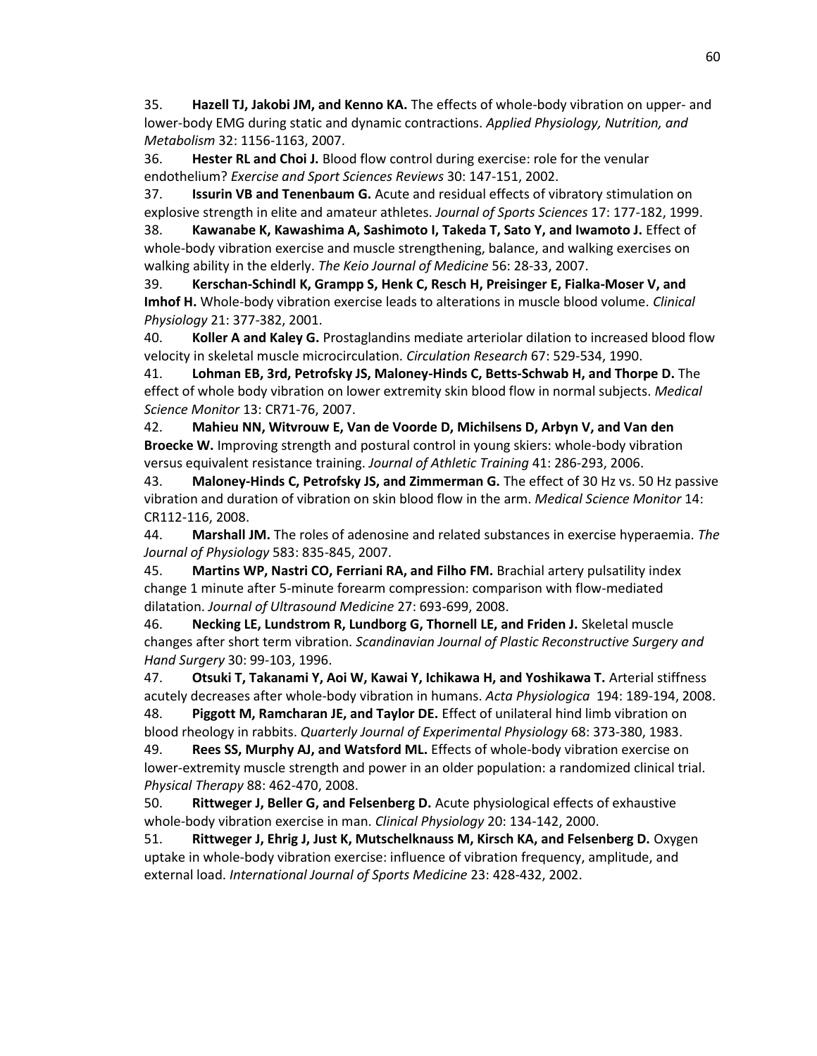35. **Hazell TJ, Jakobi JM, and Kenno KA.** The effects of whole-body vibration on upper- and lower-body EMG during static and dynamic contractions. *Applied Physiology, Nutrition, and Metabolism* 32: 1156-1163, 2007.

36. **Hester RL and Choi J.** Blood flow control during exercise: role for the venular endothelium? *Exercise and Sport Sciences Reviews* 30: 147-151, 2002.

37. **Issurin VB and Tenenbaum G.** Acute and residual effects of vibratory stimulation on explosive strength in elite and amateur athletes. *Journal of Sports Sciences* 17: 177-182, 1999.

38. **Kawanabe K, Kawashima A, Sashimoto I, Takeda T, Sato Y, and Iwamoto J.** Effect of whole-body vibration exercise and muscle strengthening, balance, and walking exercises on walking ability in the elderly. *The Keio Journal of Medicine* 56: 28-33, 2007.

39. **Kerschan-Schindl K, Grampp S, Henk C, Resch H, Preisinger E, Fialka-Moser V, and Imhof H.** Whole-body vibration exercise leads to alterations in muscle blood volume. *Clinical Physiology* 21: 377-382, 2001.

40. **Koller A and Kaley G.** Prostaglandins mediate arteriolar dilation to increased blood flow velocity in skeletal muscle microcirculation. *Circulation Research* 67: 529-534, 1990.

41. **Lohman EB, 3rd, Petrofsky JS, Maloney-Hinds C, Betts-Schwab H, and Thorpe D.** The effect of whole body vibration on lower extremity skin blood flow in normal subjects. *Medical Science Monitor* 13: CR71-76, 2007.

42. **Mahieu NN, Witvrouw E, Van de Voorde D, Michilsens D, Arbyn V, and Van den Broecke W.** Improving strength and postural control in young skiers: whole-body vibration versus equivalent resistance training. *Journal of Athletic Training* 41: 286-293, 2006.

43. **Maloney-Hinds C, Petrofsky JS, and Zimmerman G.** The effect of 30 Hz vs. 50 Hz passive vibration and duration of vibration on skin blood flow in the arm. *Medical Science Monitor* 14: CR112-116, 2008.

44. **Marshall JM.** The roles of adenosine and related substances in exercise hyperaemia. *The Journal of Physiology* 583: 835-845, 2007.

45. **Martins WP, Nastri CO, Ferriani RA, and Filho FM.** Brachial artery pulsatility index change 1 minute after 5-minute forearm compression: comparison with flow-mediated dilatation. *Journal of Ultrasound Medicine* 27: 693-699, 2008.

46. **Necking LE, Lundstrom R, Lundborg G, Thornell LE, and Friden J.** Skeletal muscle changes after short term vibration. *Scandinavian Journal of Plastic Reconstructive Surgery and Hand Surgery* 30: 99-103, 1996.

47. **Otsuki T, Takanami Y, Aoi W, Kawai Y, Ichikawa H, and Yoshikawa T.** Arterial stiffness acutely decreases after whole-body vibration in humans. *Acta Physiologica* 194: 189-194, 2008.

48. **Piggott M, Ramcharan JE, and Taylor DE.** Effect of unilateral hind limb vibration on blood rheology in rabbits. *Quarterly Journal of Experimental Physiology* 68: 373-380, 1983.

49. **Rees SS, Murphy AJ, and Watsford ML.** Effects of whole-body vibration exercise on lower-extremity muscle strength and power in an older population: a randomized clinical trial. *Physical Therapy* 88: 462-470, 2008.

50. **Rittweger J, Beller G, and Felsenberg D.** Acute physiological effects of exhaustive whole-body vibration exercise in man. *Clinical Physiology* 20: 134-142, 2000.

51. **Rittweger J, Ehrig J, Just K, Mutschelknauss M, Kirsch KA, and Felsenberg D.** Oxygen uptake in whole-body vibration exercise: influence of vibration frequency, amplitude, and external load. *International Journal of Sports Medicine* 23: 428-432, 2002.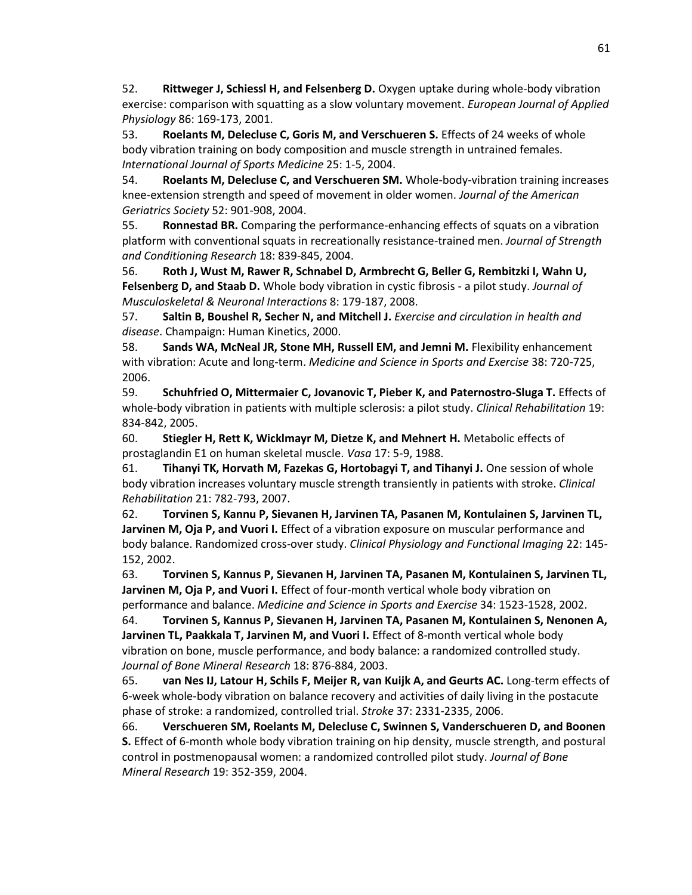52. **Rittweger J, Schiessl H, and Felsenberg D.** Oxygen uptake during whole-body vibration exercise: comparison with squatting as a slow voluntary movement. *European Journal of Applied Physiology* 86: 169-173, 2001.

53. **Roelants M, Delecluse C, Goris M, and Verschueren S.** Effects of 24 weeks of whole body vibration training on body composition and muscle strength in untrained females. *International Journal of Sports Medicine* 25: 1-5, 2004.

54. **Roelants M, Delecluse C, and Verschueren SM.** Whole-body-vibration training increases knee-extension strength and speed of movement in older women. *Journal of the American Geriatrics Society* 52: 901-908, 2004.

55. **Ronnestad BR.** Comparing the performance-enhancing effects of squats on a vibration platform with conventional squats in recreationally resistance-trained men. *Journal of Strength and Conditioning Research* 18: 839-845, 2004.

56. **Roth J, Wust M, Rawer R, Schnabel D, Armbrecht G, Beller G, Rembitzki I, Wahn U, Felsenberg D, and Staab D.** Whole body vibration in cystic fibrosis - a pilot study. *Journal of Musculoskeletal & Neuronal Interactions* 8: 179-187, 2008.

57. **Saltin B, Boushel R, Secher N, and Mitchell J.** *Exercise and circulation in health and disease*. Champaign: Human Kinetics, 2000.

58. **Sands WA, McNeal JR, Stone MH, Russell EM, and Jemni M.** Flexibility enhancement with vibration: Acute and long-term. *Medicine and Science in Sports and Exercise* 38: 720-725, 2006.

59. **Schuhfried O, Mittermaier C, Jovanovic T, Pieber K, and Paternostro-Sluga T.** Effects of whole-body vibration in patients with multiple sclerosis: a pilot study. *Clinical Rehabilitation* 19: 834-842, 2005.

60. **Stiegler H, Rett K, Wicklmayr M, Dietze K, and Mehnert H.** Metabolic effects of prostaglandin E1 on human skeletal muscle. *Vasa* 17: 5-9, 1988.

61. **Tihanyi TK, Horvath M, Fazekas G, Hortobagyi T, and Tihanyi J.** One session of whole body vibration increases voluntary muscle strength transiently in patients with stroke. *Clinical Rehabilitation* 21: 782-793, 2007.

62. **Torvinen S, Kannu P, Sievanen H, Jarvinen TA, Pasanen M, Kontulainen S, Jarvinen TL, Jarvinen M, Oja P, and Vuori I.** Effect of a vibration exposure on muscular performance and body balance. Randomized cross-over study. *Clinical Physiology and Functional Imaging* 22: 145-152, 2002.

63. **Torvinen S, Kannus P, Sievanen H, Jarvinen TA, Pasanen M, Kontulainen S, Jarvinen TL, Jarvinen M, Oja P, and Vuori I.** Effect of four-month vertical whole body vibration on performance and balance. *Medicine and Science in Sports and Exercise* 34: 1523-1528, 2002.

64. **Torvinen S, Kannus P, Sievanen H, Jarvinen TA, Pasanen M, Kontulainen S, Nenonen A, Jarvinen TL, Paakkala T, Jarvinen M, and Vuori I.** Effect of 8-month vertical whole body vibration on bone, muscle performance, and body balance: a randomized controlled study. *Journal of Bone Mineral Research* 18: 876-884, 2003.

65. **van Nes IJ, Latour H, Schils F, Meijer R, van Kuijk A, and Geurts AC.** Long-term effects of 6-week whole-body vibration on balance recovery and activities of daily living in the postacute phase of stroke: a randomized, controlled trial. *Stroke* 37: 2331-2335, 2006.

66. **Verschueren SM, Roelants M, Delecluse C, Swinnen S, Vanderschueren D, and Boonen S.** Effect of 6-month whole body vibration training on hip density, muscle strength, and postural control in postmenopausal women: a randomized controlled pilot study. *Journal of Bone Mineral Research* 19: 352-359, 2004.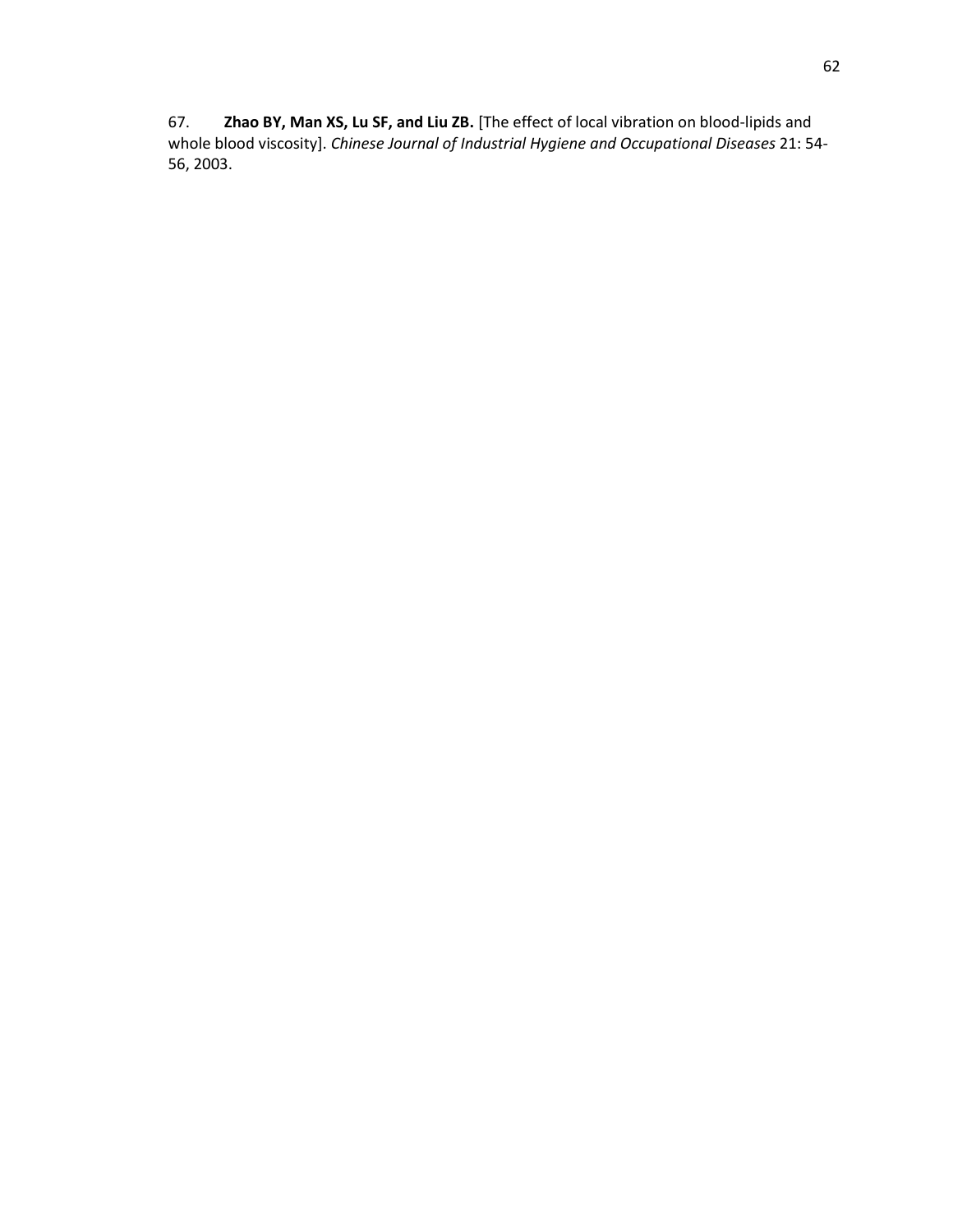67. **Zhao BY, Man XS, Lu SF, and Liu ZB.** [The effect of local vibration on blood-lipids and whole blood viscosity]. *Chinese Journal of Industrial Hygiene and Occupational Diseases* 21: 54-56, 2003.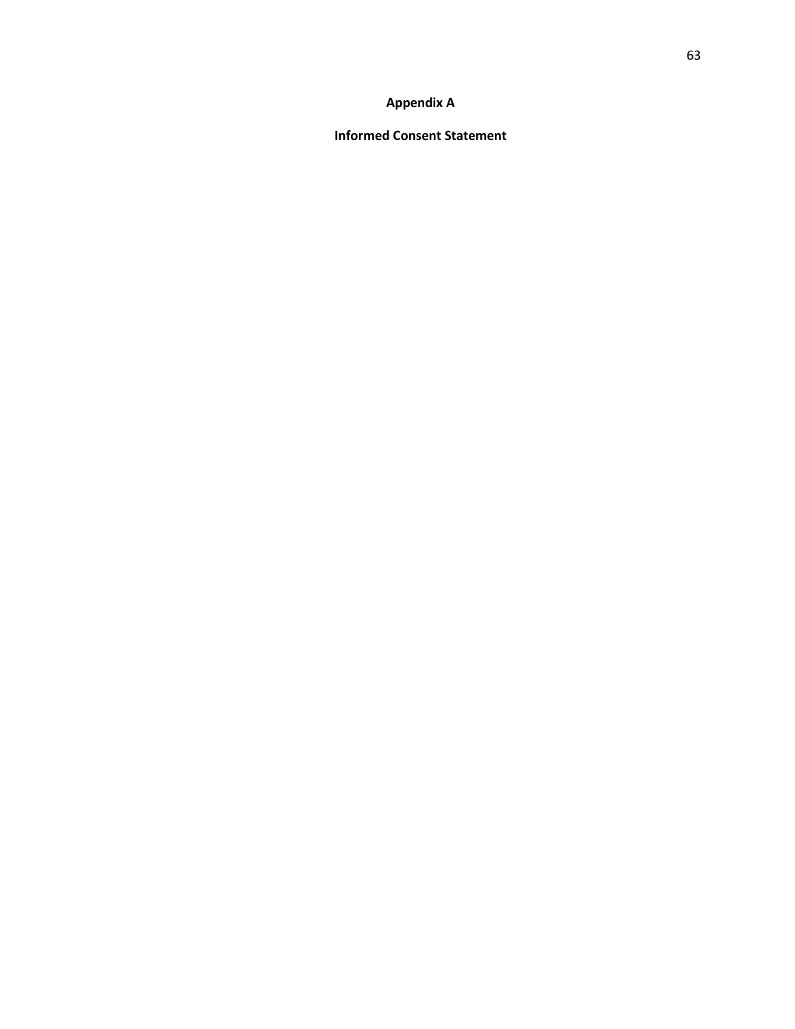# Appendix A

## Informed Consent Statement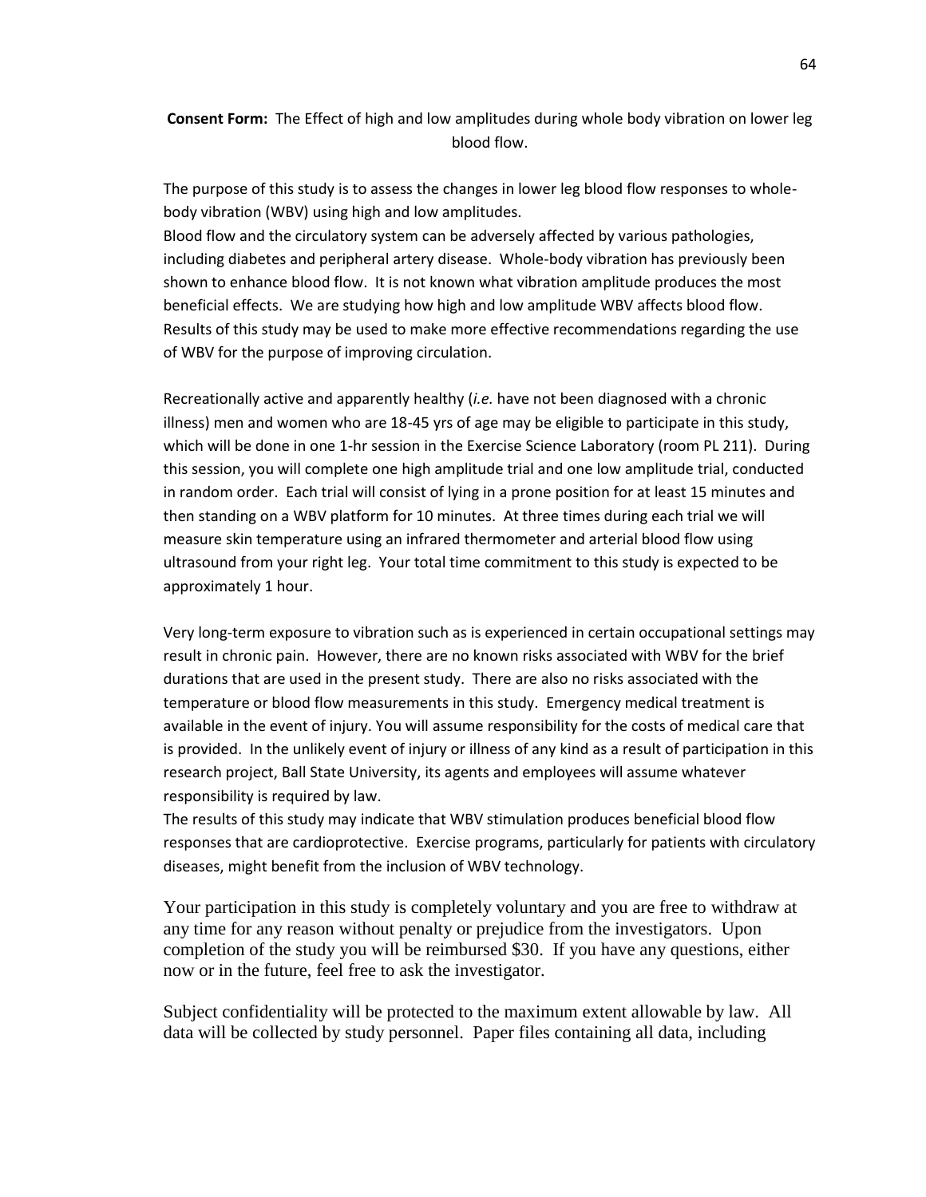**Consent Form:** The Effect of high and low amplitudes during whole body vibration on lower leg blood flow.

The purpose of this study is to assess the changes in lower leg blood flow responses to whole-body vibration (WBV) using high and low amplitudes.
Blood flow and the circulatory system can be adversely affected by various pathologies, including diabetes and peripheral artery disease. Whole-body vibration has previously been shown to enhance blood flow. It is not known what vibration amplitude produces the most beneficial effects. We are studying how high and low amplitude WBV affects blood flow. Results of this study may be used to make more effective recommendations regarding the use of WBV for the purpose of improving circulation.

Recreationally active and apparently healthy (*i.e.* have not been diagnosed with a chronic illness) men and women who are 18-45 yrs of age may be eligible to participate in this study, which will be done in one 1-hr session in the Exercise Science Laboratory (room PL 211). During this session, you will complete one high amplitude trial and one low amplitude trial, conducted in random order. Each trial will consist of lying in a prone position for at least 15 minutes and then standing on a WBV platform for 10 minutes. At three times during each trial we will measure skin temperature using an infrared thermometer and arterial blood flow using ultrasound from your right leg. Your total time commitment to this study is expected to be approximately 1 hour.

Very long-term exposure to vibration such as is experienced in certain occupational settings may result in chronic pain. However, there are no known risks associated with WBV for the brief durations that are used in the present study. There are also no risks associated with the temperature or blood flow measurements in this study. Emergency medical treatment is available in the event of injury. You will assume responsibility for the costs of medical care that is provided. In the unlikely event of injury or illness of any kind as a result of participation in this research project, Ball State University, its agents and employees will assume whatever responsibility is required by law.
The results of this study may indicate that WBV stimulation produces beneficial blood flow responses that are cardioprotective. Exercise programs, particularly for patients with circulatory diseases, might benefit from the inclusion of WBV technology.

Your participation in this study is completely voluntary and you are free to withdraw at any time for any reason without penalty or prejudice from the investigators. Upon completion of the study you will be reimbursed $30. If you have any questions, either now or in the future, feel free to ask the investigator.

Subject confidentiality will be protected to the maximum extent allowable by law. All data will be collected by study personnel. Paper files containing all data, including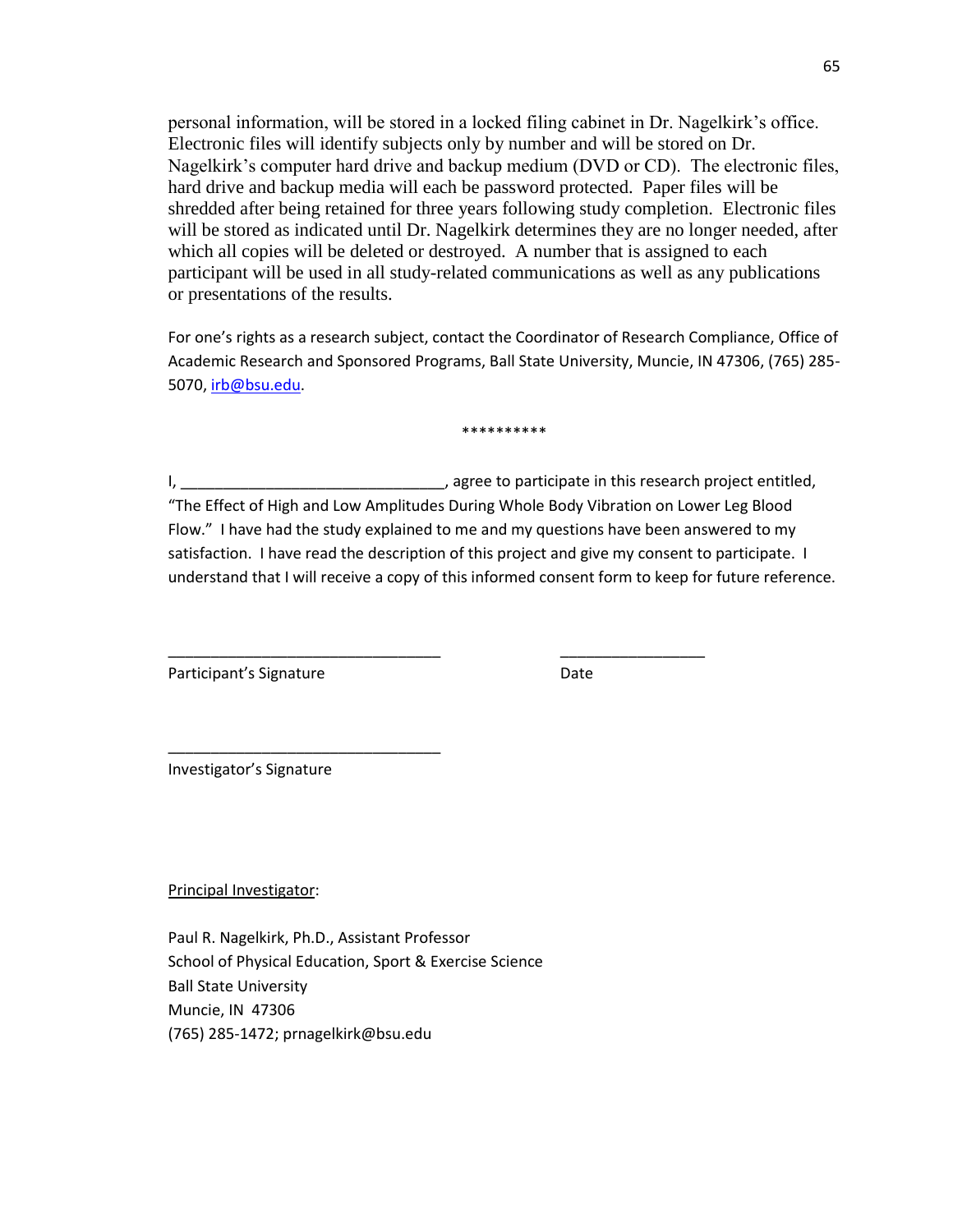personal information, will be stored in a locked filing cabinet in Dr. Nagelkirk's office. Electronic files will identify subjects only by number and will be stored on Dr. Nagelkirk's computer hard drive and backup medium (DVD or CD). The electronic files, hard drive and backup media will each be password protected. Paper files will be shredded after being retained for three years following study completion. Electronic files will be stored as indicated until Dr. Nagelkirk determines they are no longer needed, after which all copies will be deleted or destroyed. A number that is assigned to each participant will be used in all study-related communications as well as any publications or presentations of the results.

For one's rights as a research subject, contact the Coordinator of Research Compliance, Office of Academic Research and Sponsored Programs, Ball State University, Muncie, IN 47306, (765) 285-5070, irb@bsu.edu.

**********

I, _______________________________, agree to participate in this research project entitled, "The Effect of High and Low Amplitudes During Whole Body Vibration on Lower Leg Blood Flow." I have had the study explained to me and my questions have been answered to my satisfaction. I have read the description of this project and give my consent to participate. I understand that I will receive a copy of this informed consent form to keep for future reference.

________________________________          _________________

Participant's Signature                                        Date

________________________________

Investigator's Signature

Principal Investigator:

Paul R. Nagelkirk, Ph.D., Assistant Professor
School of Physical Education, Sport & Exercise Science
Ball State University
Muncie, IN 47306
(765) 285-1472; prnagelkirk@bsu.edu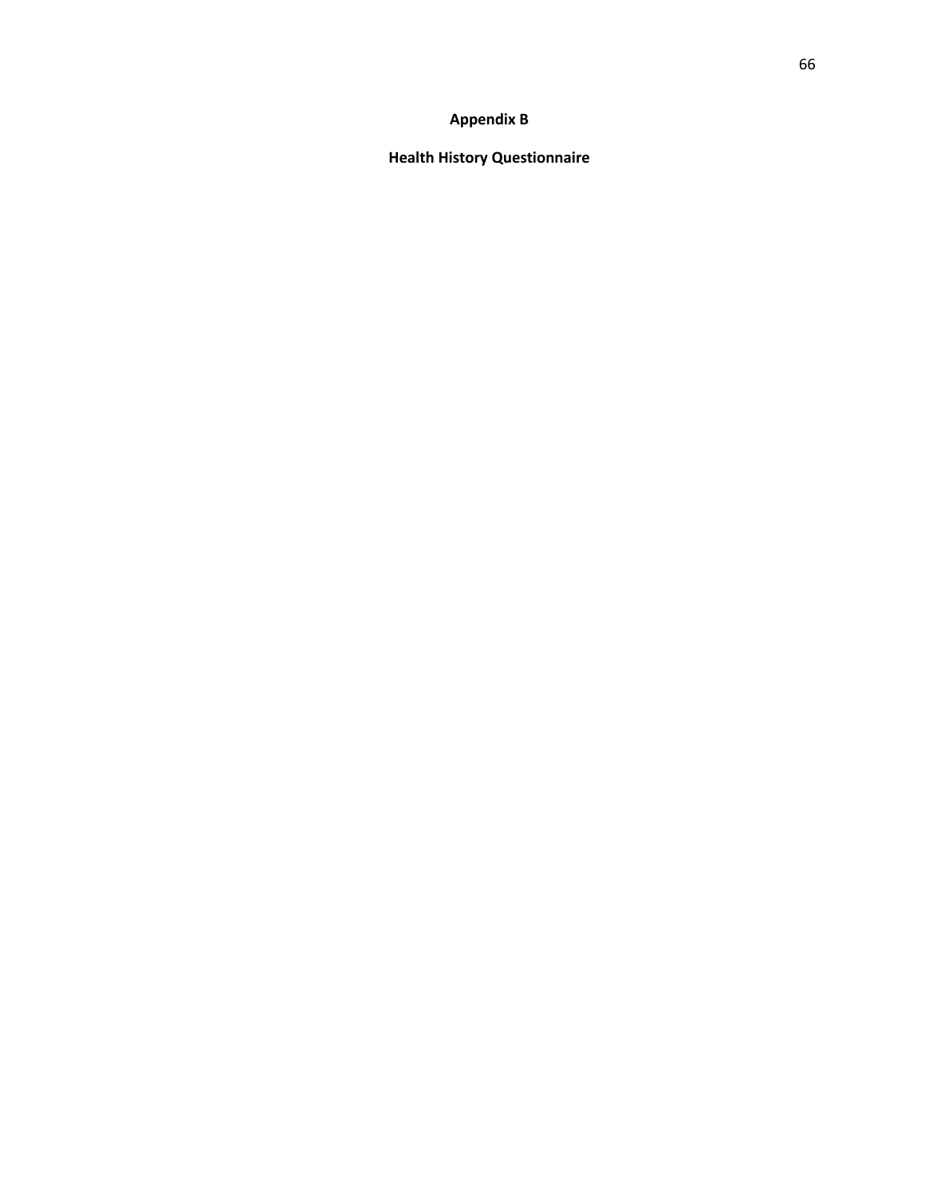# Appendix B

## Health History Questionnaire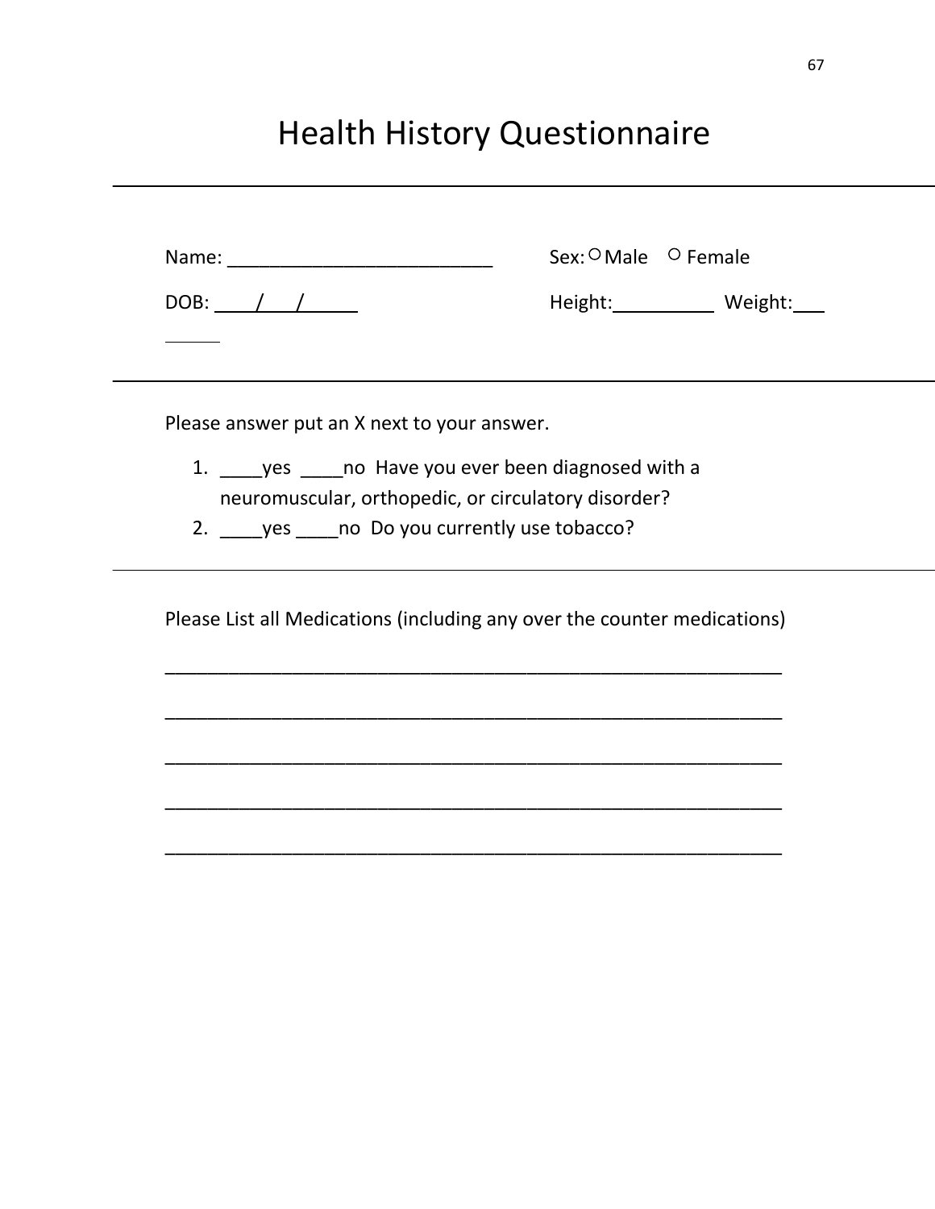# Health History Questionnaire

---

Name: _________________________ Sex: ○ Male ○ Female

DOB: ____/____/______ Height:__________ Weight:___

______

---

Please answer put an X next to your answer.

1. ____yes ____no Have you ever been diagnosed with a neuromuscular, orthopedic, or circulatory disorder?
2. ____yes ____no Do you currently use tobacco?

---

Please List all Medications (including any over the counter medications)

_____________________________________________________________

_____________________________________________________________

_____________________________________________________________

_____________________________________________________________

_____________________________________________________________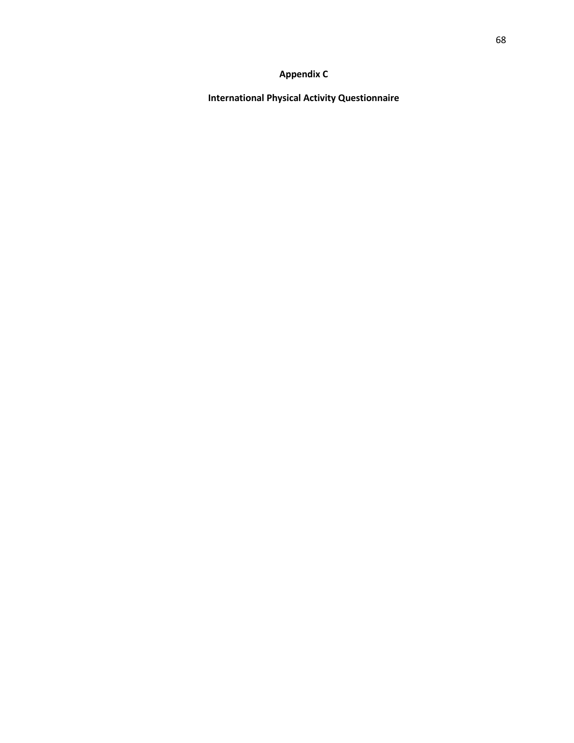# Appendix C

## International Physical Activity Questionnaire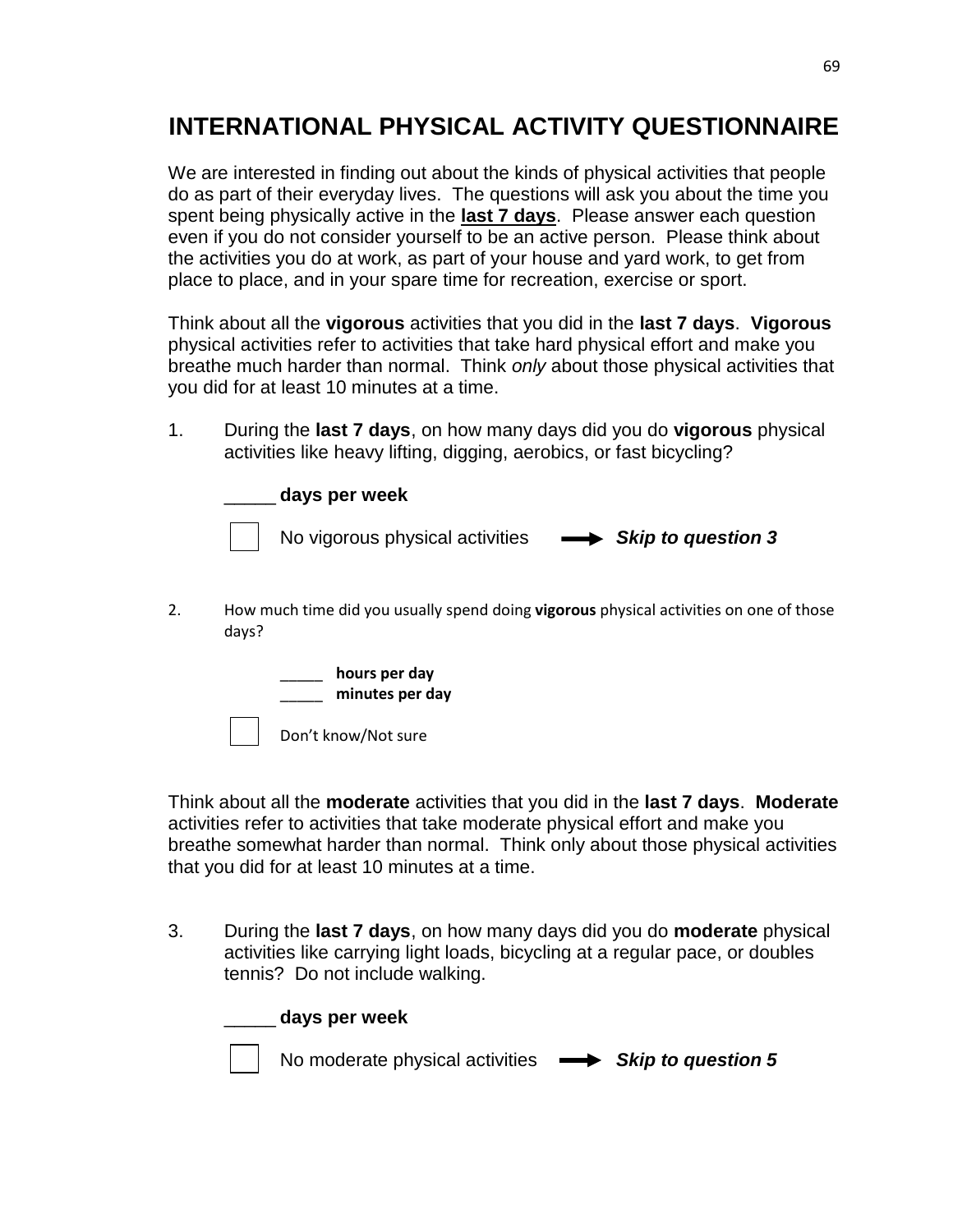# INTERNATIONAL PHYSICAL ACTIVITY QUESTIONNAIRE

We are interested in finding out about the kinds of physical activities that people do as part of their everyday lives. The questions will ask you about the time you spent being physically active in the **last 7 days**. Please answer each question even if you do not consider yourself to be an active person. Please think about the activities you do at work, as part of your house and yard work, to get from place to place, and in your spare time for recreation, exercise or sport.

Think about all the **vigorous** activities that you did in the **last 7 days**. **Vigorous** physical activities refer to activities that take hard physical effort and make you breathe much harder than normal. Think *only* about those physical activities that you did for at least 10 minutes at a time.

1. During the **last 7 days**, on how many days did you do **vigorous** physical activities like heavy lifting, digging, aerobics, or fast bicycling?

   _____ **days per week**

   ☐ No vigorous physical activities → ***Skip to question 3***

2. How much time did you usually spend doing **vigorous** physical activities on one of those days?

   _____ **hours per day**
   _____ **minutes per day**

   ☐ Don't know/Not sure

Think about all the **moderate** activities that you did in the **last 7 days**. **Moderate** activities refer to activities that take moderate physical effort and make you breathe somewhat harder than normal. Think only about those physical activities that you did for at least 10 minutes at a time.

3. During the **last 7 days**, on how many days did you do **moderate** physical activities like carrying light loads, bicycling at a regular pace, or doubles tennis? Do not include walking.

   _____ **days per week**

   ☐ No moderate physical activities → ***Skip to question 5***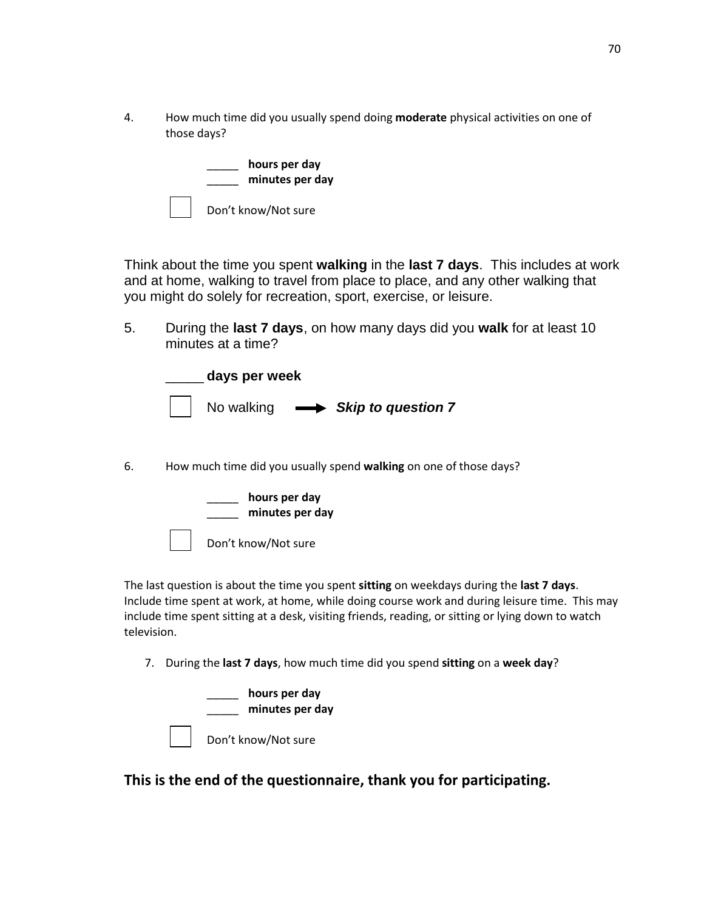4. How much time did you usually spend doing **moderate** physical activities on one of those days?

_____ **hours per day**
_____ **minutes per day**

☐ Don't know/Not sure

Think about the time you spent **walking** in the **last 7 days**. This includes at work and at home, walking to travel from place to place, and any other walking that you might do solely for recreation, sport, exercise, or leisure.

5. During the **last 7 days**, on how many days did you **walk** for at least 10 minutes at a time?

_____ **days per week**

☐ No walking → ***Skip to question 7***

6. How much time did you usually spend **walking** on one of those days?

_____ **hours per day**
_____ **minutes per day**

☐ Don't know/Not sure

The last question is about the time you spent **sitting** on weekdays during the **last 7 days**. Include time spent at work, at home, while doing course work and during leisure time. This may include time spent sitting at a desk, visiting friends, reading, or sitting or lying down to watch television.

7. During the **last 7 days**, how much time did you spend **sitting** on a **week day**?

_____ **hours per day**
_____ **minutes per day**

☐ Don't know/Not sure

**This is the end of the questionnaire, thank you for participating.**